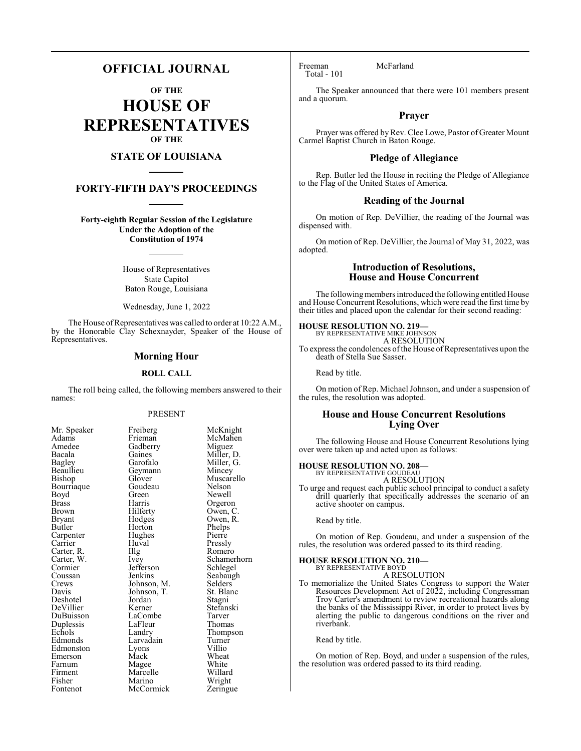# OFFICIAL JOURNAL

## OF THE

# HOUSE OF REPRESENTATIVES

## OF THE

## STATE OF LOUISIANA

## FORTY-FIFTH DAY'S PROCEEDINGS

**Forty-eighth Regular Session of the Legislature Under the Adoption of the Constitution of 1974**

House of Representatives
State Capitol
Baton Rouge, Louisiana

Wednesday, June 1, 2022

The House of Representatives was called to order at 10:22 A.M., by the Honorable Clay Schexnayder, Speaker of the House of Representatives.

## Morning Hour

### ROLL CALL

The roll being called, the following members answered to their names:

PRESENT

| | | |
|---|---|---|
| Mr. Speaker | Freiberg | McKnight |
| Adams | Frieman | McMahen |
| Amedee | Gadberry | Miguez |
| Bacala | Gaines | Miller, D. |
| Bagley | Garofalo | Miller, G. |
| Beaullieu | Geymann | Mincey |
| Bishop | Glover | Muscarello |
| Bourriaque | Goudeau | Nelson |
| Boyd | Green | Newell |
| Brass | Harris | Orgeron |
| Brown | Hilferty | Owen, C. |
| Bryant | Hodges | Owen, R. |
| Butler | Horton | Phelps |
| Carpenter | Hughes | Pierre |
| Carrier | Huval | Pressly |
| Carter, R. | Illg | Romero |
| Carter, W. | Ivey | Schamerhorn |
| Cormier | Jefferson | Schlegel |
| Coussan | Jenkins | Seabaugh |
| Crews | Johnson, M. | Selders |
| Davis | Johnson, T. | St. Blanc |
| Deshotel | Jordan | Stagni |
| DeVillier | Kerner | Stefanski |
| DuBuisson | LaCombe | Tarver |
| Duplessis | LaFleur | Thomas |
| Echols | Landry | Thompson |
| Edmonds | Larvadain | Turner |
| Edmonston | Lyons | Villio |
| Emerson | Mack | Wheat |
| Farnum | Magee | White |
| Firment | Marcelle | Willard |
| Fisher | Marino | Wright |
| Fontenot | McCormick | Zeringue |
| Freeman | McFarland | |

Total - 101

The Speaker announced that there were 101 members present and a quorum.

## Prayer

Prayer was offered by Rev. Clee Lowe, Pastor of Greater Mount Carmel Baptist Church in Baton Rouge.

## Pledge of Allegiance

Rep. Butler led the House in reciting the Pledge of Allegiance to the Flag of the United States of America.

## Reading of the Journal

On motion of Rep. DeVillier, the reading of the Journal was dispensed with.

On motion of Rep. DeVillier, the Journal of May 31, 2022, was adopted.

## Introduction of Resolutions, House and House Concurrent

The following members introduced the following entitled House and House Concurrent Resolutions, which were read the first time by their titles and placed upon the calendar for their second reading:

**HOUSE RESOLUTION NO. 219—**
BY REPRESENTATIVE MIKE JOHNSON
A RESOLUTION
To express the condolences of the House of Representatives upon the death of Stella Sue Sasser.

Read by title.

On motion of Rep. Michael Johnson, and under a suspension of the rules, the resolution was adopted.

## House and House Concurrent Resolutions Lying Over

The following House and House Concurrent Resolutions lying over were taken up and acted upon as follows:

**HOUSE RESOLUTION NO. 208—**
BY REPRESENTATIVE GOUDEAU
A RESOLUTION
To urge and request each public school principal to conduct a safety drill quarterly that specifically addresses the scenario of an active shooter on campus.

Read by title.

On motion of Rep. Goudeau, and under a suspension of the rules, the resolution was ordered passed to its third reading.

**HOUSE RESOLUTION NO. 210—**
BY REPRESENTATIVE BOYD
A RESOLUTION
To memorialize the United States Congress to support the Water Resources Development Act of 2022, including Congressman Troy Carter's amendment to review recreational hazards along the banks of the Mississippi River, in order to protect lives by alerting the public to dangerous conditions on the river and riverbank.

Read by title.

On motion of Rep. Boyd, and under a suspension of the rules, the resolution was ordered passed to its third reading.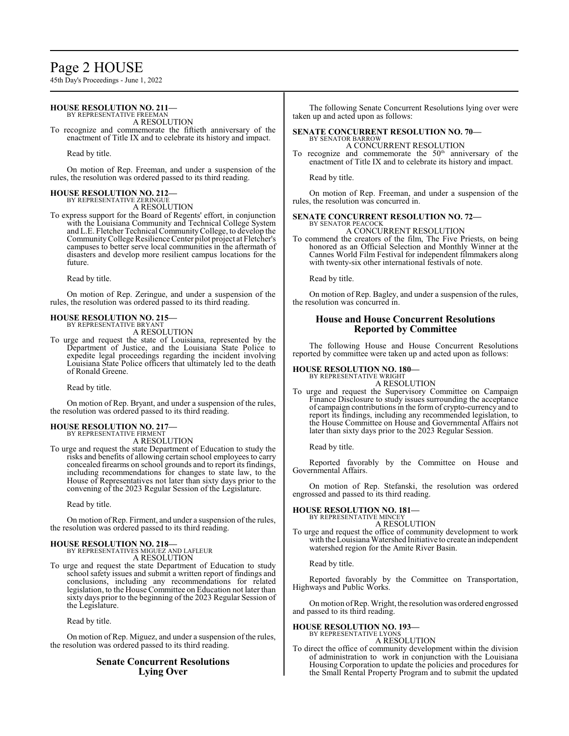**HOUSE RESOLUTION NO. 211—**
BY REPRESENTATIVE FREEMAN
A RESOLUTION

To recognize and commemorate the fiftieth anniversary of the enactment of Title IX and to celebrate its history and impact.

Read by title.

On motion of Rep. Freeman, and under a suspension of the rules, the resolution was ordered passed to its third reading.

**HOUSE RESOLUTION NO. 212—**
BY REPRESENTATIVE ZERINGUE
A RESOLUTION

To express support for the Board of Regents' effort, in conjunction with the Louisiana Community and Technical College System and L.E. Fletcher Technical Community College, to develop the Community College Resilience Center pilot project at Fletcher's campuses to better serve local communities in the aftermath of disasters and develop more resilient campus locations for the future.

Read by title.

On motion of Rep. Zeringue, and under a suspension of the rules, the resolution was ordered passed to its third reading.

**HOUSE RESOLUTION NO. 215—**
BY REPRESENTATIVE BRYANT
A RESOLUTION

To urge and request the state of Louisiana, represented by the Department of Justice, and the Louisiana State Police to expedite legal proceedings regarding the incident involving Louisiana State Police officers that ultimately led to the death of Ronald Greene.

Read by title.

On motion of Rep. Bryant, and under a suspension of the rules, the resolution was ordered passed to its third reading.

**HOUSE RESOLUTION NO. 217—**
BY REPRESENTATIVE FIRMENT
A RESOLUTION

To urge and request the state Department of Education to study the risks and benefits of allowing certain school employees to carry concealed firearms on school grounds and to report its findings, including recommendations for changes to state law, to the House of Representatives not later than sixty days prior to the convening of the 2023 Regular Session of the Legislature.

Read by title.

On motion of Rep. Firment, and under a suspension of the rules, the resolution was ordered passed to its third reading.

**HOUSE RESOLUTION NO. 218—**
BY REPRESENTATIVES MIGUEZ AND LAFLEUR
A RESOLUTION

To urge and request the state Department of Education to study school safety issues and submit a written report of findings and conclusions, including any recommendations for related legislation, to the House Committee on Education not later than sixty days prior to the beginning of the 2023 Regular Session of the Legislature.

Read by title.

On motion of Rep. Miguez, and under a suspension of the rules, the resolution was ordered passed to its third reading.

## Senate Concurrent Resolutions Lying Over

The following Senate Concurrent Resolutions lying over were taken up and acted upon as follows:

**SENATE CONCURRENT RESOLUTION NO. 70—**
BY SENATOR BARROW
A CONCURRENT RESOLUTION

To recognize and commemorate the 50th anniversary of the enactment of Title IX and to celebrate its history and impact.

Read by title.

On motion of Rep. Freeman, and under a suspension of the rules, the resolution was concurred in.

**SENATE CONCURRENT RESOLUTION NO. 72—**
BY SENATOR PEACOCK
A CONCURRENT RESOLUTION

To commend the creators of the film, The Five Priests, on being honored as an Official Selection and Monthly Winner at the Cannes World Film Festival for independent filmmakers along with twenty-six other international festivals of note.

Read by title.

On motion of Rep. Bagley, and under a suspension of the rules, the resolution was concurred in.

## House and House Concurrent Resolutions Reported by Committee

The following House and House Concurrent Resolutions reported by committee were taken up and acted upon as follows:

**HOUSE RESOLUTION NO. 180—**
BY REPRESENTATIVE WRIGHT
A RESOLUTION

To urge and request the Supervisory Committee on Campaign Finance Disclosure to study issues surrounding the acceptance of campaign contributions in the form of crypto-currency and to report its findings, including any recommended legislation, to the House Committee on House and Governmental Affairs not later than sixty days prior to the 2023 Regular Session.

Read by title.

Reported favorably by the Committee on House and Governmental Affairs.

On motion of Rep. Stefanski, the resolution was ordered engrossed and passed to its third reading.

**HOUSE RESOLUTION NO. 181—**
BY REPRESENTATIVE MINCEY
A RESOLUTION

To urge and request the office of community development to work with the Louisiana Watershed Initiative to create an independent watershed region for the Amite River Basin.

Read by title.

Reported favorably by the Committee on Transportation, Highways and Public Works.

On motion of Rep. Wright, the resolution was ordered engrossed and passed to its third reading.

**HOUSE RESOLUTION NO. 193—**
BY REPRESENTATIVE LYONS
A RESOLUTION

To direct the office of community development within the division of administration to work in conjunction with the Louisiana Housing Corporation to update the policies and procedures for the Small Rental Property Program and to submit the updated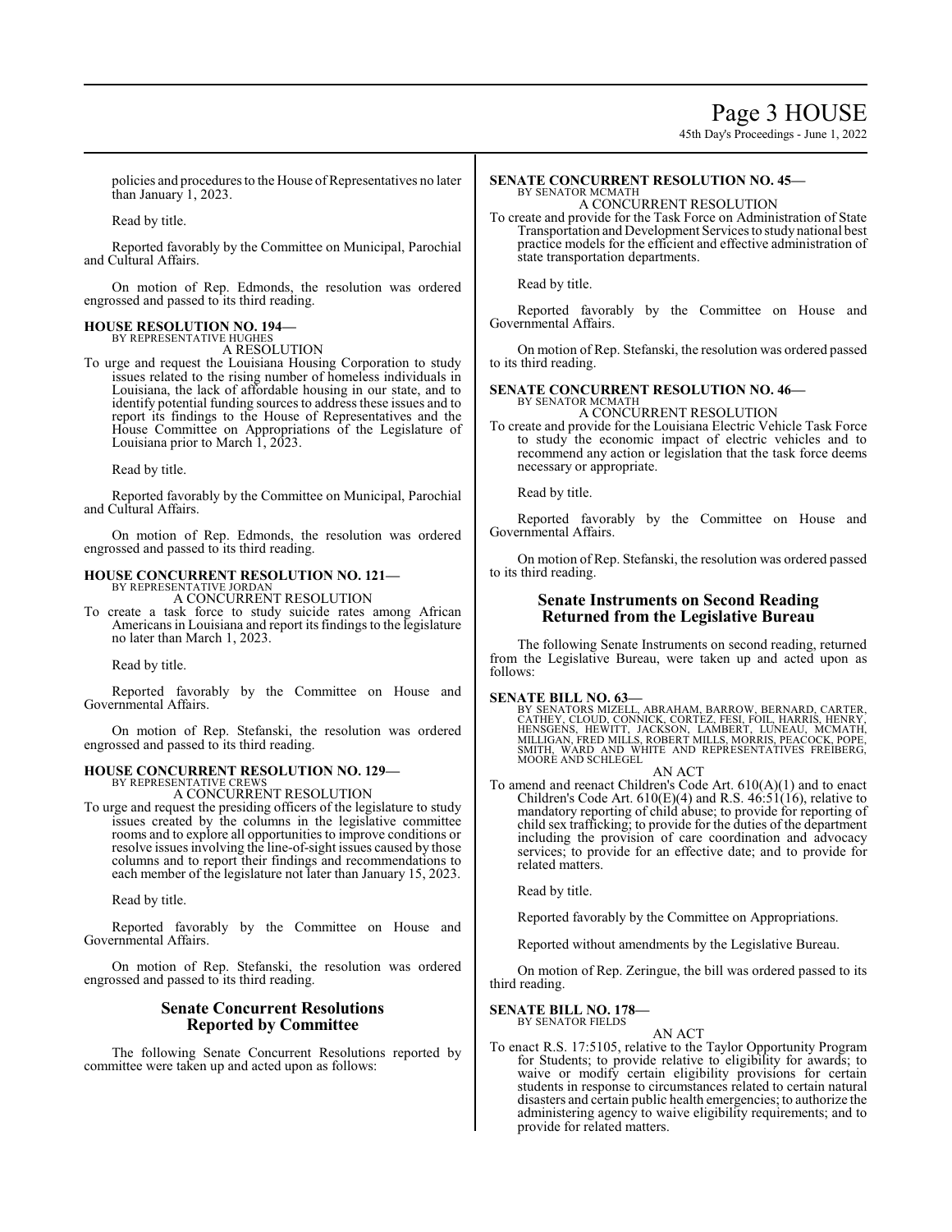policies and procedures to the House of Representatives no later than January 1, 2023.

Read by title.

Reported favorably by the Committee on Municipal, Parochial and Cultural Affairs.

On motion of Rep. Edmonds, the resolution was ordered engrossed and passed to its third reading.

**HOUSE RESOLUTION NO. 194—**
BY REPRESENTATIVE HUGHES
A RESOLUTION

To urge and request the Louisiana Housing Corporation to study issues related to the rising number of homeless individuals in Louisiana, the lack of affordable housing in our state, and to identify potential funding sources to address these issues and to report its findings to the House of Representatives and the House Committee on Appropriations of the Legislature of Louisiana prior to March 1, 2023.

Read by title.

Reported favorably by the Committee on Municipal, Parochial and Cultural Affairs.

On motion of Rep. Edmonds, the resolution was ordered engrossed and passed to its third reading.

**HOUSE CONCURRENT RESOLUTION NO. 121—**
BY REPRESENTATIVE JORDAN
A CONCURRENT RESOLUTION

To create a task force to study suicide rates among African Americans in Louisiana and report its findings to the legislature no later than March 1, 2023.

Read by title.

Reported favorably by the Committee on House and Governmental Affairs.

On motion of Rep. Stefanski, the resolution was ordered engrossed and passed to its third reading.

**HOUSE CONCURRENT RESOLUTION NO. 129—**
BY REPRESENTATIVE CREWS
A CONCURRENT RESOLUTION

To urge and request the presiding officers of the legislature to study issues created by the columns in the legislative committee rooms and to explore all opportunities to improve conditions or resolve issues involving the line-of-sight issues caused by those columns and to report their findings and recommendations to each member of the legislature not later than January 15, 2023.

Read by title.

Reported favorably by the Committee on House and Governmental Affairs.

On motion of Rep. Stefanski, the resolution was ordered engrossed and passed to its third reading.

## Senate Concurrent Resolutions Reported by Committee

The following Senate Concurrent Resolutions reported by committee were taken up and acted upon as follows:

**SENATE CONCURRENT RESOLUTION NO. 45—**
BY SENATOR MCMATH
A CONCURRENT RESOLUTION

To create and provide for the Task Force on Administration of State Transportation and Development Services to study national best practice models for the efficient and effective administration of state transportation departments.

Read by title.

Reported favorably by the Committee on House and Governmental Affairs.

On motion of Rep. Stefanski, the resolution was ordered passed to its third reading.

**SENATE CONCURRENT RESOLUTION NO. 46—**
BY SENATOR MCMATH
A CONCURRENT RESOLUTION

To create and provide for the Louisiana Electric Vehicle Task Force to study the economic impact of electric vehicles and to recommend any action or legislation that the task force deems necessary or appropriate.

Read by title.

Reported favorably by the Committee on House and Governmental Affairs.

On motion of Rep. Stefanski, the resolution was ordered passed to its third reading.

## Senate Instruments on Second Reading Returned from the Legislative Bureau

The following Senate Instruments on second reading, returned from the Legislative Bureau, were taken up and acted upon as follows:

**SENATE BILL NO. 63—**
BY SENATORS MIZELL, ABRAHAM, BARROW, BERNARD, CARTER, CATHEY, CLOUD, CONNICK, CORTEZ, FESI, FOIL, HARRIS, HENRY, HENSGENS, HEWITT, JACKSON, LAMBERT, LUNEAU, MCMATH, MILLIGAN, FRED MILLS, ROBERT MILLS, MORRIS, PEACOCK, POPE, SMITH, WARD AND WHITE AND REPRESENTATIVES FREIBERG, MOORE AND SCHLEGEL
AN ACT

To amend and reenact Children's Code Art. 610(A)(1) and to enact Children's Code Art. 610(E)(4) and R.S. 46:51(16), relative to mandatory reporting of child abuse; to provide for reporting of child sex trafficking; to provide for the duties of the department including the provision of care coordination and advocacy services; to provide for an effective date; and to provide for related matters.

Read by title.

Reported favorably by the Committee on Appropriations.

Reported without amendments by the Legislative Bureau.

On motion of Rep. Zeringue, the bill was ordered passed to its third reading.

**SENATE BILL NO. 178—**
BY SENATOR FIELDS
AN ACT

To enact R.S. 17:5105, relative to the Taylor Opportunity Program for Students; to provide relative to eligibility for awards; to waive or modify certain eligibility provisions for certain students in response to circumstances related to certain natural disasters and certain public health emergencies; to authorize the administering agency to waive eligibility requirements; and to provide for related matters.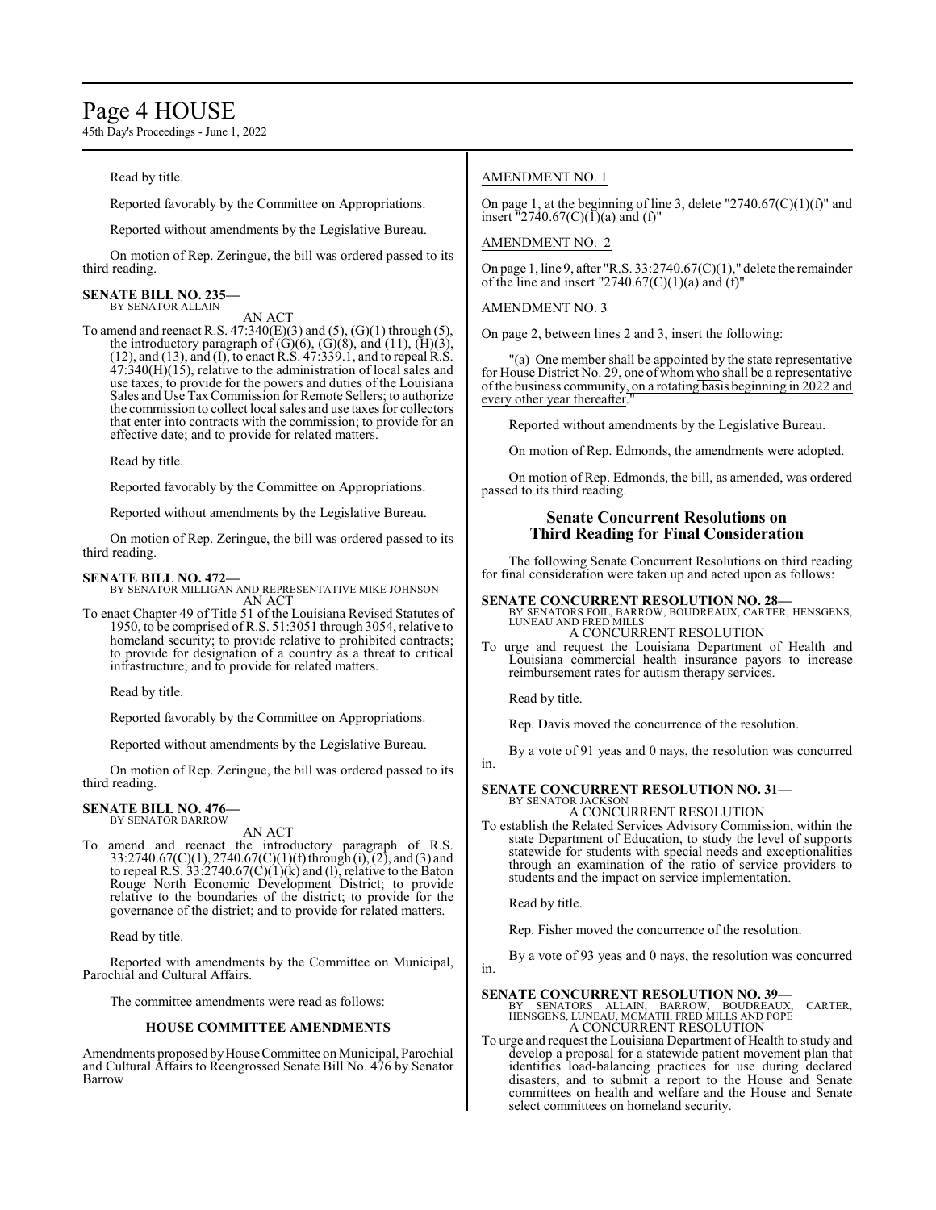Read by title.

Reported favorably by the Committee on Appropriations.

Reported without amendments by the Legislative Bureau.

On motion of Rep. Zeringue, the bill was ordered passed to its third reading.

**SENATE BILL NO. 235—**
BY SENATOR ALLAIN

AN ACT

To amend and reenact R.S. 47:340(E)(3) and (5), (G)(1) through (5), the introductory paragraph of (G)(6), (G)(8), and (11), (H)(3), (12), and (13), and (I), to enact R.S. 47:339.1, and to repeal R.S. 47:340(H)(15), relative to the administration of local sales and use taxes; to provide for the powers and duties of the Louisiana Sales and Use Tax Commission for Remote Sellers; to authorize the commission to collect local sales and use taxes for collectors that enter into contracts with the commission; to provide for an effective date; and to provide for related matters.

Read by title.

Reported favorably by the Committee on Appropriations.

Reported without amendments by the Legislative Bureau.

On motion of Rep. Zeringue, the bill was ordered passed to its third reading.

**SENATE BILL NO. 472—**
BY SENATOR MILLIGAN AND REPRESENTATIVE MIKE JOHNSON

AN ACT

To enact Chapter 49 of Title 51 of the Louisiana Revised Statutes of 1950, to be comprised of R.S. 51:3051 through 3054, relative to homeland security; to provide relative to prohibited contracts; to provide for designation of a country as a threat to critical infrastructure; and to provide for related matters.

Read by title.

Reported favorably by the Committee on Appropriations.

Reported without amendments by the Legislative Bureau.

On motion of Rep. Zeringue, the bill was ordered passed to its third reading.

**SENATE BILL NO. 476—**
BY SENATOR BARROW

AN ACT

To amend and reenact the introductory paragraph of R.S. 33:2740.67(C)(1), 2740.67(C)(1)(f) through (i), (2), and (3) and to repeal R.S. 33:2740.67(C)(1)(k) and (l), relative to the Baton Rouge North Economic Development District; to provide relative to the boundaries of the district; to provide for the governance of the district; and to provide for related matters.

Read by title.

Reported with amendments by the Committee on Municipal, Parochial and Cultural Affairs.

The committee amendments were read as follows:

**HOUSE COMMITTEE AMENDMENTS**

Amendments proposed by House Committee on Municipal, Parochial and Cultural Affairs to Reengrossed Senate Bill No. 476 by Senator Barrow

AMENDMENT NO. 1

On page 1, at the beginning of line 3, delete "2740.67(C)(1)(f)" and insert "2740.67(C)(1)(a) and (f)"

AMENDMENT NO. 2

On page 1, line 9, after "R.S. 33:2740.67(C)(1)," delete the remainder of the line and insert "2740.67(C)(1)(a) and (f)"

AMENDMENT NO. 3

On page 2, between lines 2 and 3, insert the following:

"(a) One member shall be appointed by the state representative for House District No. 29, ~~one of whom~~ who shall be a representative of the business community, on a rotating basis beginning in 2022 and every other year thereafter."

Reported without amendments by the Legislative Bureau.

On motion of Rep. Edmonds, the amendments were adopted.

On motion of Rep. Edmonds, the bill, as amended, was ordered passed to its third reading.

## Senate Concurrent Resolutions on Third Reading for Final Consideration

The following Senate Concurrent Resolutions on third reading for final consideration were taken up and acted upon as follows:

**SENATE CONCURRENT RESOLUTION NO. 28—**
BY SENATORS FOIL, BARROW, BOUDREAUX, CARTER, HENSGENS, LUNEAU AND FRED MILLS

A CONCURRENT RESOLUTION

To urge and request the Louisiana Department of Health and Louisiana commercial health insurance payors to increase reimbursement rates for autism therapy services.

Read by title.

Rep. Davis moved the concurrence of the resolution.

By a vote of 91 yeas and 0 nays, the resolution was concurred in.

**SENATE CONCURRENT RESOLUTION NO. 31—**
BY SENATOR JACKSON

A CONCURRENT RESOLUTION

To establish the Related Services Advisory Commission, within the state Department of Education, to study the level of supports statewide for students with special needs and exceptionalities through an examination of the ratio of service providers to students and the impact on service implementation.

Read by title.

Rep. Fisher moved the concurrence of the resolution.

By a vote of 93 yeas and 0 nays, the resolution was concurred in.

**SENATE CONCURRENT RESOLUTION NO. 39—**
BY SENATORS ALLAIN, BARROW, BOUDREAUX, CARTER, HENSGENS, LUNEAU, MCMATH, FRED MILLS AND POPE

A CONCURRENT RESOLUTION

To urge and request the Louisiana Department of Health to study and develop a proposal for a statewide patient movement plan that identifies load-balancing practices for use during declared disasters, and to submit a report to the House and Senate committees on health and welfare and the House and Senate select committees on homeland security.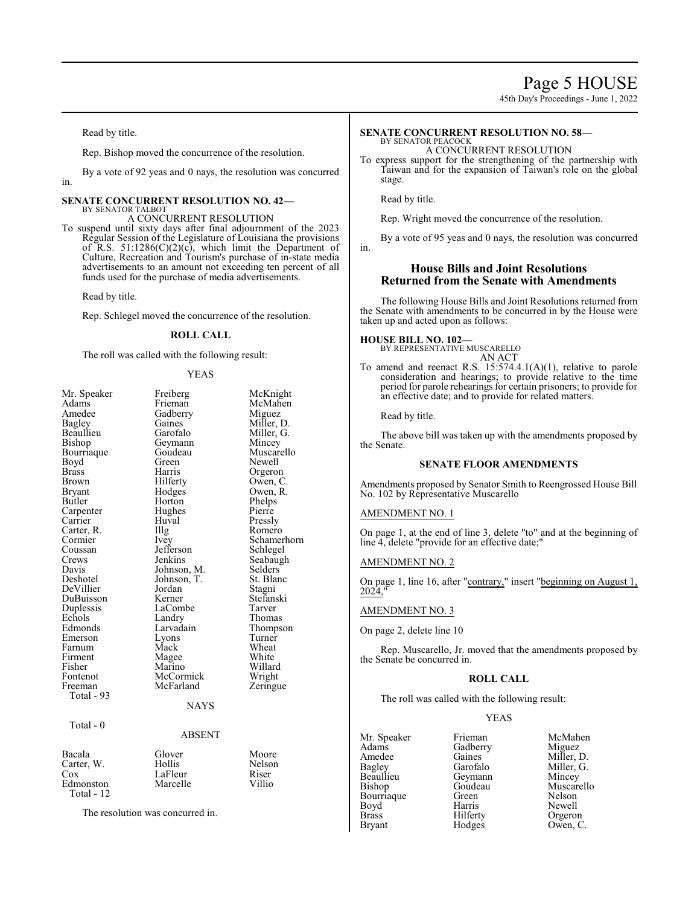Read by title.

Rep. Bishop moved the concurrence of the resolution.

By a vote of 92 yeas and 0 nays, the resolution was concurred in.

**SENATE CONCURRENT RESOLUTION NO. 42—**
BY SENATOR TALBOT
A CONCURRENT RESOLUTION

To suspend until sixty days after final adjournment of the 2023 Regular Session of the Legislature of Louisiana the provisions of R.S. 51:1286(C)(2)(c), which limit the Department of Culture, Recreation and Tourism's purchase of in-state media advertisements to an amount not exceeding ten percent of all funds used for the purchase of media advertisements.

Read by title.

Rep. Schlegel moved the concurrence of the resolution.

**ROLL CALL**

The roll was called with the following result:

YEAS

| | | |
|---|---|---|
| Mr. Speaker | Freiberg | McKnight |
| Adams | Frieman | McMahen |
| Amedee | Gadberry | Miguez |
| Bagley | Gaines | Miller, D. |
| Beaullieu | Garofalo | Miller, G. |
| Bishop | Geymann | Mincey |
| Bourriaque | Goudeau | Muscarello |
| Boyd | Green | Newell |
| Brass | Harris | Orgeron |
| Brown | Hilferty | Owen, C. |
| Bryant | Hodges | Owen, R. |
| Butler | Horton | Phelps |
| Carpenter | Hughes | Pierre |
| Carrier | Huval | Pressly |
| Carter, R. | Illg | Romero |
| Cormier | Ivey | Schamerhorn |
| Coussan | Jefferson | Schlegel |
| Crews | Jenkins | Seabaugh |
| Davis | Johnson, M. | Selders |
| Deshotel | Johnson, T. | St. Blanc |
| DeVillier | Jordan | Stagni |
| DuBuisson | Kerner | Stefanski |
| Duplessis | LaCombe | Tarver |
| Echols | Landry | Thomas |
| Edmonds | Larvadain | Thompson |
| Emerson | Lyons | Turner |
| Farnum | Mack | Wheat |
| Firment | Magee | White |
| Fisher | Marino | Willard |
| Fontenot | McCormick | Wright |
| Freeman | McFarland | Zeringue |

Total - 93

NAYS

Total - 0

ABSENT

| | | |
|---|---|---|
| Bacala | Glover | Moore |
| Carter, W. | Hollis | Nelson |
| Cox | LaFleur | Riser |
| Edmonston | Marcelle | Villio |

Total - 12

The resolution was concurred in.

**SENATE CONCURRENT RESOLUTION NO. 58—**
BY SENATOR PEACOCK
A CONCURRENT RESOLUTION

To express support for the strengthening of the partnership with Taiwan and for the expansion of Taiwan's role on the global stage.

Read by title.

Rep. Wright moved the concurrence of the resolution.

By a vote of 95 yeas and 0 nays, the resolution was concurred in.

## House Bills and Joint Resolutions Returned from the Senate with Amendments

The following House Bills and Joint Resolutions returned from the Senate with amendments to be concurred in by the House were taken up and acted upon as follows:

**HOUSE BILL NO. 102—**
BY REPRESENTATIVE MUSCARELLO
AN ACT

To amend and reenact R.S. 15:574.4.1(A)(1), relative to parole consideration and hearings; to provide relative to the time period for parole rehearings for certain prisoners; to provide for an effective date; and to provide for related matters.

Read by title.

The above bill was taken up with the amendments proposed by the Senate.

**SENATE FLOOR AMENDMENTS**

Amendments proposed by Senator Smith to Reengrossed House Bill No. 102 by Representative Muscarello

AMENDMENT NO. 1

On page 1, at the end of line 3, delete "to" and at the beginning of line 4, delete "provide for an effective date;"

AMENDMENT NO. 2

On page 1, line 16, after "contrary," insert "beginning on August 1, 2024,"

AMENDMENT NO. 3

On page 2, delete line 10

Rep. Muscarello, Jr. moved that the amendments proposed by the Senate be concurred in.

**ROLL CALL**

The roll was called with the following result:

YEAS

| | | |
|---|---|---|
| Mr. Speaker | Frieman | McMahen |
| Adams | Gadberry | Miguez |
| Amedee | Gaines | Miller, D. |
| Bagley | Garofalo | Miller, G. |
| Beaullieu | Geymann | Mincey |
| Bishop | Goudeau | Muscarello |
| Bourriaque | Green | Nelson |
| Boyd | Harris | Newell |
| Brass | Hilferty | Orgeron |
| Bryant | Hodges | Owen, C. |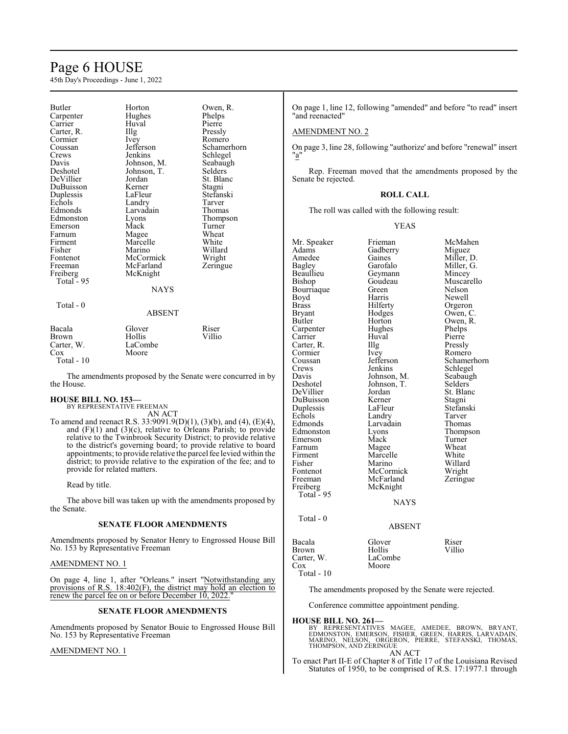| Butler | Horton | Owen, R. |
|---|---|---|
| Carpenter | Hughes | Phelps |
| Carrier | Huval | Pierre |
| Carter, R. | Illg | Pressly |
| Cormier | Ivey | Romero |
| Coussan | Jefferson | Schamerhorn |
| Crews | Jenkins | Schlegel |
| Davis | Johnson, M. | Seabaugh |
| Deshotel | Johnson, T. | Selders |
| DeVillier | Jordan | St. Blanc |
| DuBuisson | Kerner | Stagni |
| Duplessis | LaFleur | Stefanski |
| Echols | Landry | Tarver |
| Edmonds | Larvadain | Thomas |
| Edmonston | Lyons | Thompson |
| Emerson | Mack | Turner |
| Farnum | Magee | Wheat |
| Firment | Marcelle | White |
| Fisher | Marino | Willard |
| Fontenot | McCormick | Wright |
| Freeman | McFarland | Zeringue |
| Freiberg | McKnight | |

Total - 95

NAYS

Total - 0

ABSENT

| Bacala | Glover | Riser |
|---|---|---|
| Brown | Hollis | Villio |
| Carter, W. | LaCombe | |
| Cox | Moore | |

Total - 10

The amendments proposed by the Senate were concurred in by the House.

**HOUSE BILL NO. 153—**
BY REPRESENTATIVE FREEMAN

AN ACT

To amend and reenact R.S. 33:9091.9(D)(1), (3)(b), and (4), (E)(4), and (F)(1) and (3)(c), relative to Orleans Parish; to provide relative to the Twinbrook Security District; to provide relative to the district's governing board; to provide relative to board appointments; to provide relative the parcel fee levied within the district; to provide relative to the expiration of the fee; and to provide for related matters.

Read by title.

The above bill was taken up with the amendments proposed by the Senate.

**SENATE FLOOR AMENDMENTS**

Amendments proposed by Senator Henry to Engrossed House Bill No. 153 by Representative Freeman

AMENDMENT NO. 1

On page 4, line 1, after "Orleans." insert "Notwithstanding any provisions of R.S. 18:402(F), the district may hold an election to renew the parcel fee on or before December 10, 2022."

**SENATE FLOOR AMENDMENTS**

Amendments proposed by Senator Bouie to Engrossed House Bill No. 153 by Representative Freeman

AMENDMENT NO. 1

On page 1, line 12, following "amended" and before "to read" insert "and reenacted"

AMENDMENT NO. 2

On page 3, line 28, following "authorize' and before "renewal" insert "a"

Rep. Freeman moved that the amendments proposed by the Senate be rejected.

**ROLL CALL**

The roll was called with the following result:

YEAS

| Mr. Speaker | Frieman | McMahen |
|---|---|---|
| Adams | Gadberry | Miguez |
| Amedee | Gaines | Miller, D. |
| Bagley | Garofalo | Miller, G. |
| Beaullieu | Geymann | Mincey |
| Bishop | Goudeau | Muscarello |
| Bourriaque | Green | Nelson |
| Boyd | Harris | Newell |
| Brass | Hilferty | Orgeron |
| Bryant | Hodges | Owen, C. |
| Butler | Horton | Owen, R. |
| Carpenter | Hughes | Phelps |
| Carrier | Huval | Pierre |
| Carter, R. | Illg | Pressly |
| Cormier | Ivey | Romero |
| Coussan | Jefferson | Schamerhorn |
| Crews | Jenkins | Schlegel |
| Davis | Johnson, M. | Seabaugh |
| Deshotel | Johnson, T. | Selders |
| DeVillier | Jordan | St. Blanc |
| DuBuisson | Kerner | Stagni |
| Duplessis | LaFleur | Stefanski |
| Echols | Landry | Tarver |
| Edmonds | Larvadain | Thomas |
| Edmonston | Lyons | Thompson |
| Emerson | Mack | Turner |
| Farnum | Magee | Wheat |
| Firment | Marcelle | White |
| Fisher | Marino | Willard |
| Fontenot | McCormick | Wright |
| Freeman | McFarland | Zeringue |
| Freiberg | McKnight | |

Total - 95

NAYS

Total - 0

ABSENT

| Bacala | Glover | Riser |
|---|---|---|
| Brown | Hollis | Villio |
| Carter, W. | LaCombe | |
| Cox | Moore | |

Total - 10

The amendments proposed by the Senate were rejected.

Conference committee appointment pending.

**HOUSE BILL NO. 261—**
BY REPRESENTATIVES MAGEE, AMEDEE, BROWN, BRYANT, EDMONSTON, EMERSON, FISHER, GREEN, HARRIS, LARVADAIN, MARINO, NELSON, ORGERON, PIERRE, STEFANSKI, THOMAS, THOMPSON, AND ZERINGUE

AN ACT

To enact Part II-E of Chapter 8 of Title 17 of the Louisiana Revised Statutes of 1950, to be comprised of R.S. 17:1977.1 through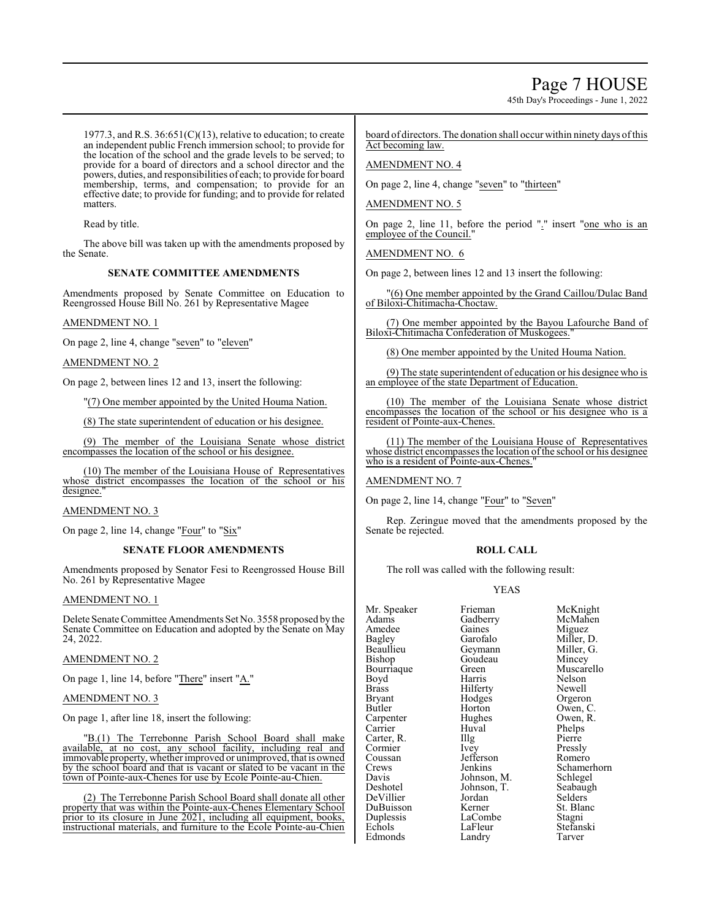1977.3, and R.S. 36:651(C)(13), relative to education; to create an independent public French immersion school; to provide for the location of the school and the grade levels to be served; to provide for a board of directors and a school director and the powers, duties, and responsibilities of each; to provide for board membership, terms, and compensation; to provide for an effective date; to provide for funding; and to provide for related matters.

Read by title.

The above bill was taken up with the amendments proposed by the Senate.

## SENATE COMMITTEE AMENDMENTS

Amendments proposed by Senate Committee on Education to Reengrossed House Bill No. 261 by Representative Magee

AMENDMENT NO. 1

On page 2, line 4, change "seven" to "eleven"

AMENDMENT NO. 2

On page 2, between lines 12 and 13, insert the following:

"(7) One member appointed by the United Houma Nation.

(8) The state superintendent of education or his designee.

(9) The member of the Louisiana Senate whose district encompasses the location of the school or his designee.

(10) The member of the Louisiana House of Representatives whose district encompasses the location of the school or his designee."

AMENDMENT NO. 3

On page 2, line 14, change "Four" to "Six"

## SENATE FLOOR AMENDMENTS

Amendments proposed by Senator Fesi to Reengrossed House Bill No. 261 by Representative Magee

AMENDMENT NO. 1

Delete Senate Committee Amendments Set No. 3558 proposed by the Senate Committee on Education and adopted by the Senate on May 24, 2022.

AMENDMENT NO. 2

On page 1, line 14, before "There" insert "A."

AMENDMENT NO. 3

On page 1, after line 18, insert the following:

"B.(1) The Terrebonne Parish School Board shall make available, at no cost, any school facility, including real and immovable property, whether improved or unimproved, that is owned by the school board and that is vacant or slated to be vacant in the town of Pointe-aux-Chenes for use by Ecole Pointe-au-Chien.

(2) The Terrebonne Parish School Board shall donate all other property that was within the Pointe-aux-Chenes Elementary School prior to its closure in June 2021, including all equipment, books, instructional materials, and furniture to the Ecole Pointe-au-Chien board of directors. The donation shall occur within ninety days of this Act becoming law.

AMENDMENT NO. 4

On page 2, line 4, change "seven" to "thirteen"

AMENDMENT NO. 5

On page 2, line 11, before the period "." insert "one who is an employee of the Council."

AMENDMENT NO. 6

On page 2, between lines 12 and 13 insert the following:

"(6) One member appointed by the Grand Caillou/Dulac Band of Biloxi-Chitimacha-Choctaw.

(7) One member appointed by the Bayou Lafourche Band of Biloxi-Chitimacha Confederation of Muskogees."

(8) One member appointed by the United Houma Nation.

(9) The state superintendent of education or his designee who is an employee of the state Department of Education.

(10) The member of the Louisiana Senate whose district encompasses the location of the school or his designee who is a resident of Pointe-aux-Chenes.

(11) The member of the Louisiana House of Representatives whose district encompasses the location of the school or his designee who is a resident of Pointe-aux-Chenes."

AMENDMENT NO. 7

On page 2, line 14, change "Four" to "Seven"

Rep. Zeringue moved that the amendments proposed by the Senate be rejected.

## ROLL CALL

The roll was called with the following result:

YEAS

| | | |
|---|---|---|
| Mr. Speaker | Frieman | McKnight |
| Adams | Gadberry | McMahen |
| Amedee | Gaines | Miguez |
| Bagley | Garofalo | Miller, D. |
| Beaullieu | Geymann | Miller, G. |
| Bishop | Goudeau | Mincey |
| Bourriaque | Green | Muscarello |
| Boyd | Harris | Nelson |
| Brass | Hilferty | Newell |
| Bryant | Hodges | Orgeron |
| Butler | Horton | Owen, C. |
| Carpenter | Hughes | Owen, R. |
| Carrier | Huval | Phelps |
| Carter, R. | Illg | Pierre |
| Cormier | Ivey | Pressly |
| Coussan | Jefferson | Romero |
| Crews | Jenkins | Schamerhorn |
| Davis | Johnson, M. | Schlegel |
| Deshotel | Johnson, T. | Seabaugh |
| DeVillier | Jordan | Selders |
| DuBuisson | Kerner | St. Blanc |
| Duplessis | LaCombe | Stagni |
| Echols | LaFleur | Stefanski |
| Edmonds | Landry | Tarver |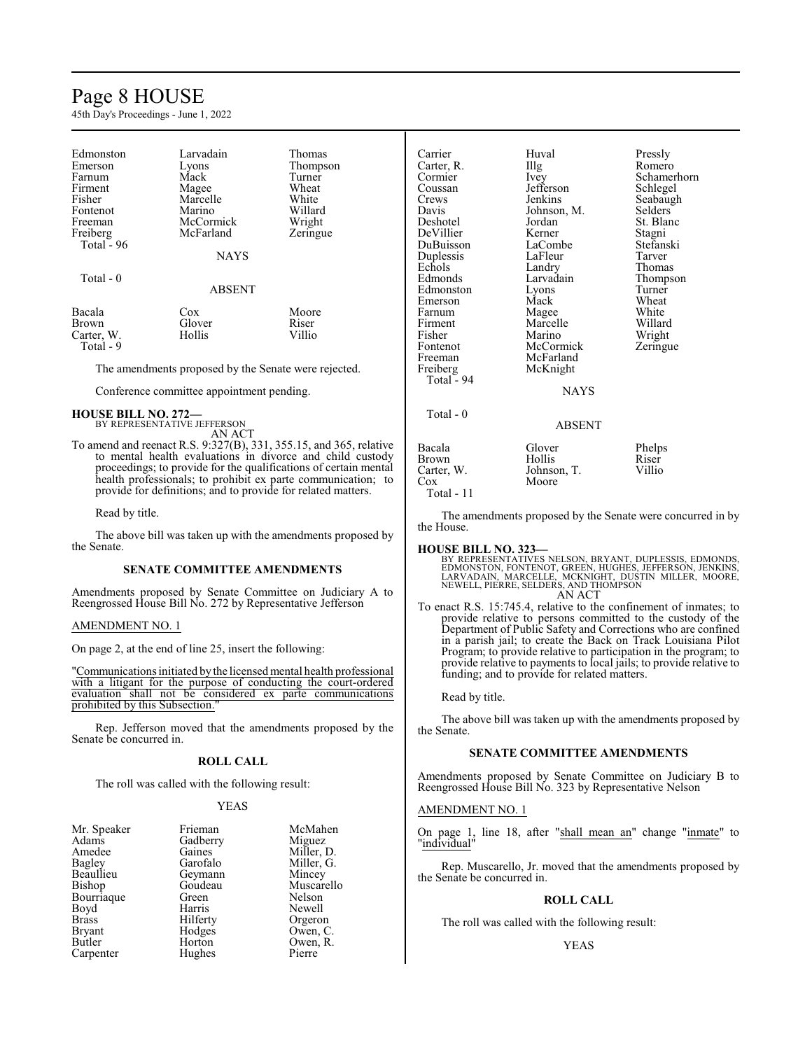| | | |
|---|---|---|
| Edmonston | Larvadain | Thomas |
| Emerson | Lyons | Thompson |
| Farnum | Mack | Turner |
| Firment | Magee | Wheat |
| Fisher | Marcelle | White |
| Fontenot | Marino | Willard |
| Freeman | McCormick | Wright |
| Freiberg | McFarland | Zeringue |

Total - 96

NAYS

Total - 0

ABSENT

| | | |
|---|---|---|
| Bacala | Cox | Moore |
| Brown | Glover | Riser |
| Carter, W. | Hollis | Villio |

Total - 9

The amendments proposed by the Senate were rejected.

Conference committee appointment pending.

**HOUSE BILL NO. 272—**
BY REPRESENTATIVE JEFFERSON
AN ACT

To amend and reenact R.S. 9:327(B), 331, 355.15, and 365, relative to mental health evaluations in divorce and child custody proceedings; to provide for the qualifications of certain mental health professionals; to prohibit ex parte communication; to provide for definitions; and to provide for related matters.

Read by title.

The above bill was taken up with the amendments proposed by the Senate.

**SENATE COMMITTEE AMENDMENTS**

Amendments proposed by Senate Committee on Judiciary A to Reengrossed House Bill No. 272 by Representative Jefferson

AMENDMENT NO. 1

On page 2, at the end of line 25, insert the following:

"Communications initiated by the licensed mental health professional with a litigant for the purpose of conducting the court-ordered evaluation shall not be considered ex parte communications prohibited by this Subsection."

Rep. Jefferson moved that the amendments proposed by the Senate be concurred in.

**ROLL CALL**

The roll was called with the following result:

YEAS

| | | |
|---|---|---|
| Mr. Speaker | Frieman | McMahen |
| Adams | Gadberry | Miguez |
| Amedee | Gaines | Miller, D. |
| Bagley | Garofalo | Miller, G. |
| Beaullieu | Geymann | Mincey |
| Bishop | Goudeau | Muscarello |
| Bourriaque | Green | Nelson |
| Boyd | Harris | Newell |
| Brass | Hilferty | Orgeron |
| Bryant | Hodges | Owen, C. |
| Butler | Horton | Owen, R. |
| Carpenter | Hughes | Pierre |
| Carrier | Huval | Pressly |
| Carter, R. | Illg | Romero |
| Cormier | Ivey | Schamerhorn |
| Coussan | Jefferson | Schlegel |
| Crews | Jenkins | Seabaugh |
| Davis | Johnson, M. | Selders |
| Deshotel | Jordan | St. Blanc |
| DeVillier | Kerner | Stagni |
| DuBuisson | LaCombe | Stefanski |
| Duplessis | LaFleur | Tarver |
| Echols | Landry | Thomas |
| Edmonds | Larvadain | Thompson |
| Edmonston | Lyons | Turner |
| Emerson | Mack | Wheat |
| Farnum | Magee | White |
| Firment | Marcelle | Willard |
| Fisher | Marino | Wright |
| Fontenot | McCormick | Zeringue |
| Freeman | McFarland | |
| Freiberg | McKnight | |

Total - 94

NAYS

Total - 0

ABSENT

| | | |
|---|---|---|
| Bacala | Glover | Phelps |
| Brown | Hollis | Riser |
| Carter, W. | Johnson, T. | Villio |
| Cox | Moore | |

Total - 11

The amendments proposed by the Senate were concurred in by the House.

**HOUSE BILL NO. 323—**
BY REPRESENTATIVES NELSON, BRYANT, DUPLESSIS, EDMONDS, EDMONSTON, FONTENOT, GREEN, HUGHES, JEFFERSON, JENKINS, LARVADAIN, MARCELLE, MCKNIGHT, DUSTIN MILLER, MOORE, NEWELL, PIERRE, SELDERS, AND THOMPSON
AN ACT

To enact R.S. 15:745.4, relative to the confinement of inmates; to provide relative to persons committed to the custody of the Department of Public Safety and Corrections who are confined in a parish jail; to create the Back on Track Louisiana Pilot Program; to provide relative to participation in the program; to provide relative to payments to local jails; to provide relative to funding; and to provide for related matters.

Read by title.

The above bill was taken up with the amendments proposed by the Senate.

**SENATE COMMITTEE AMENDMENTS**

Amendments proposed by Senate Committee on Judiciary B to Reengrossed House Bill No. 323 by Representative Nelson

AMENDMENT NO. 1

On page 1, line 18, after "shall mean an" change "inmate" to "individual"

Rep. Muscarello, Jr. moved that the amendments proposed by the Senate be concurred in.

**ROLL CALL**

The roll was called with the following result:

YEAS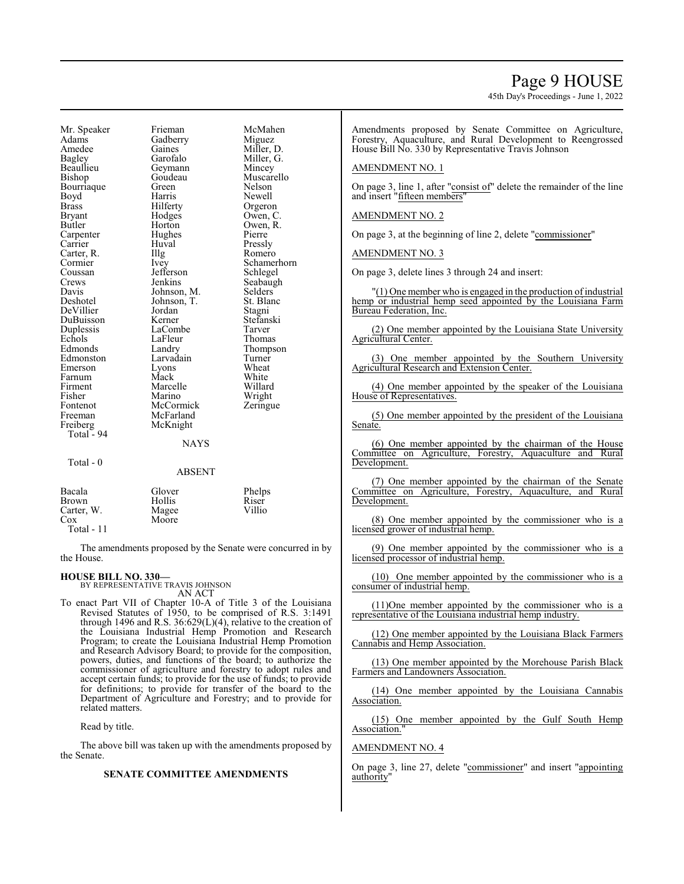| | | |
|---|---|---|
| Mr. Speaker | Frieman | McMahen |
| Adams | Gadberry | Miguez |
| Amedee | Gaines | Miller, D. |
| Bagley | Garofalo | Miller, G. |
| Beaullieu | Geymann | Mincey |
| Bishop | Goudeau | Muscarello |
| Bourriaque | Green | Nelson |
| Boyd | Harris | Newell |
| Brass | Hilferty | Orgeron |
| Bryant | Hodges | Owen, C. |
| Butler | Horton | Owen, R. |
| Carpenter | Hughes | Pierre |
| Carrier | Huval | Pressly |
| Carter, R. | Illg | Romero |
| Cormier | Ivey | Schamerhorn |
| Coussan | Jefferson | Schlegel |
| Crews | Jenkins | Seabaugh |
| Davis | Johnson, M. | Selders |
| Deshotel | Johnson, T. | St. Blanc |
| DeVillier | Jordan | Stagni |
| DuBuisson | Kerner | Stefanski |
| Duplessis | LaCombe | Tarver |
| Echols | LaFleur | Thomas |
| Edmonds | Landry | Thompson |
| Edmonston | Larvadain | Turner |
| Emerson | Lyons | Wheat |
| Farnum | Mack | White |
| Firment | Marcelle | Willard |
| Fisher | Marino | Wright |
| Fontenot | McCormick | Zeringue |
| Freeman | McFarland | |
| Freiberg | McKnight | |

Total - 94

NAYS

Total - 0

ABSENT

| | | |
|---|---|---|
| Bacala | Glover | Phelps |
| Brown | Hollis | Riser |
| Carter, W. | Magee | Villio |
| Cox | Moore | |

Total - 11

The amendments proposed by the Senate were concurred in by the House.

**HOUSE BILL NO. 330—**
BY REPRESENTATIVE TRAVIS JOHNSON
AN ACT

To enact Part VII of Chapter 10-A of Title 3 of the Louisiana Revised Statutes of 1950, to be comprised of R.S. 3:1491 through 1496 and R.S. 36:629(L)(4), relative to the creation of the Louisiana Industrial Hemp Promotion and Research Program; to create the Louisiana Industrial Hemp Promotion and Research Advisory Board; to provide for the composition, powers, duties, and functions of the board; to authorize the commissioner of agriculture and forestry to adopt rules and accept certain funds; to provide for the use of funds; to provide for definitions; to provide for transfer of the board to the Department of Agriculture and Forestry; and to provide for related matters.

Read by title.

The above bill was taken up with the amendments proposed by the Senate.

**SENATE COMMITTEE AMENDMENTS**

Amendments proposed by Senate Committee on Agriculture, Forestry, Aquaculture, and Rural Development to Reengrossed House Bill No. 330 by Representative Travis Johnson

AMENDMENT NO. 1

On page 3, line 1, after "consist of" delete the remainder of the line and insert "fifteen members"

AMENDMENT NO. 2

On page 3, at the beginning of line 2, delete "commissioner"

AMENDMENT NO. 3

On page 3, delete lines 3 through 24 and insert:

"(1) One member who is engaged in the production of industrial hemp or industrial hemp seed appointed by the Louisiana Farm Bureau Federation, Inc.

(2) One member appointed by the Louisiana State University Agricultural Center.

(3) One member appointed by the Southern University Agricultural Research and Extension Center.

(4) One member appointed by the speaker of the Louisiana House of Representatives.

(5) One member appointed by the president of the Louisiana Senate.

(6) One member appointed by the chairman of the House Committee on Agriculture, Forestry, Aquaculture and Rural Development.

(7) One member appointed by the chairman of the Senate Committee on Agriculture, Forestry, Aquaculture, and Rural Development.

(8) One member appointed by the commissioner who is a licensed grower of industrial hemp.

(9) One member appointed by the commissioner who is a licensed processor of industrial hemp.

(10) One member appointed by the commissioner who is a consumer of industrial hemp.

(11)One member appointed by the commissioner who is a representative of the Louisiana industrial hemp industry.

(12) One member appointed by the Louisiana Black Farmers Cannabis and Hemp Association.

(13) One member appointed by the Morehouse Parish Black Farmers and Landowners Association.

(14) One member appointed by the Louisiana Cannabis Association.

(15) One member appointed by the Gulf South Hemp Association."

AMENDMENT NO. 4

On page 3, line 27, delete "commissioner" and insert "appointing authority"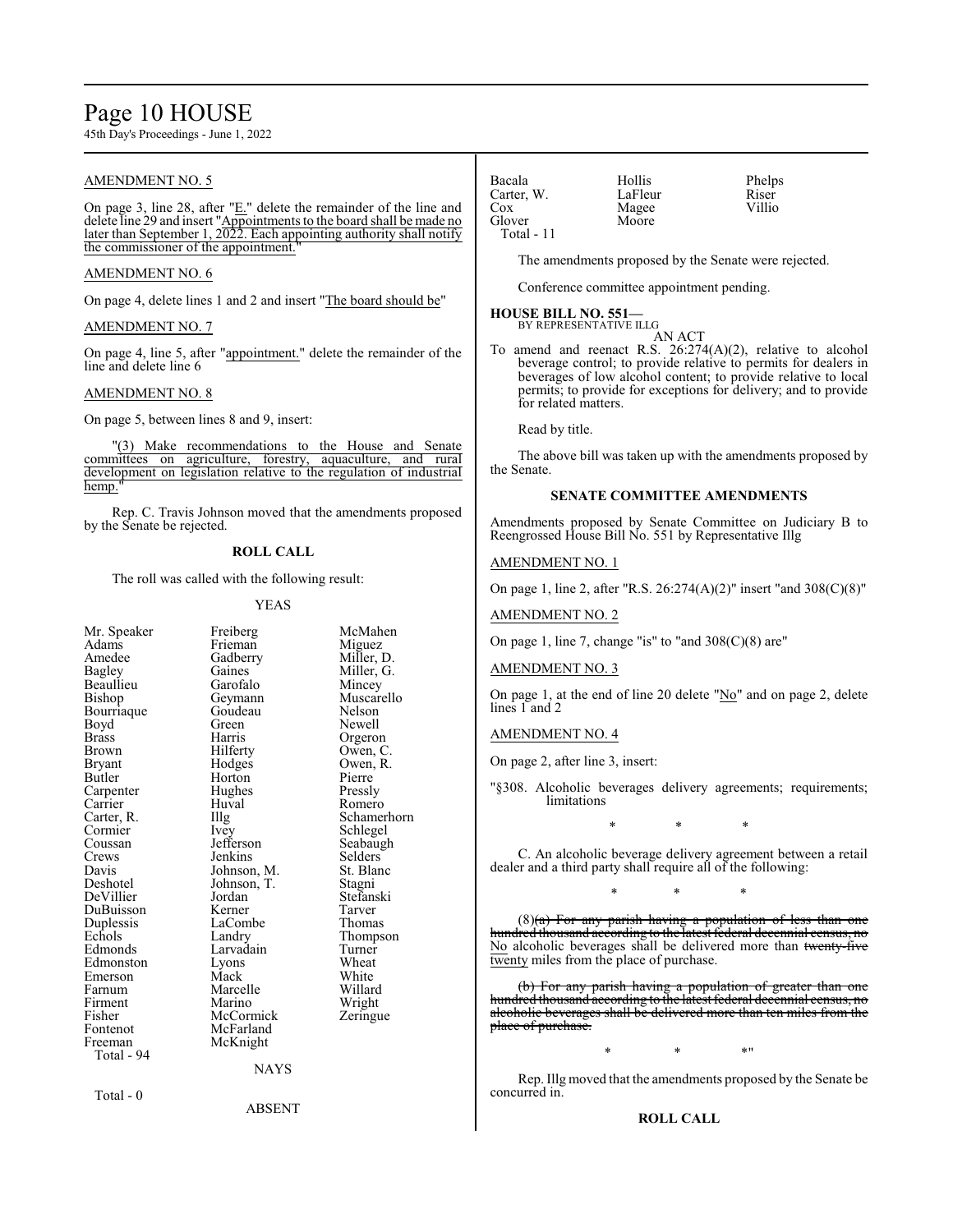## AMENDMENT NO. 5

On page 3, line 28, after "E." delete the remainder of the line and delete line 29 and insert "Appointments to the board shall be made no later than September 1, 2022. Each appointing authority shall notify the commissioner of the appointment."

## AMENDMENT NO. 6

On page 4, delete lines 1 and 2 and insert "The board should be"

## AMENDMENT NO. 7

On page 4, line 5, after "appointment." delete the remainder of the line and delete line 6

## AMENDMENT NO. 8

On page 5, between lines 8 and 9, insert:

"(3) Make recommendations to the House and Senate committees on agriculture, forestry, aquaculture, and rural development on legislation relative to the regulation of industrial hemp."

Rep. C. Travis Johnson moved that the amendments proposed by the Senate be rejected.

### ROLL CALL

The roll was called with the following result:

YEAS

| | | |
|---|---|---|
| Mr. Speaker | Freiberg | McMahen |
| Adams | Frieman | Miguez |
| Amedee | Gadberry | Miller, D. |
| Bagley | Gaines | Miller, G. |
| Beaullieu | Garofalo | Mincey |
| Bishop | Geymann | Muscarello |
| Bourriaque | Goudeau | Nelson |
| Boyd | Green | Newell |
| Brass | Harris | Orgeron |
| Brown | Hilferty | Owen, C. |
| Bryant | Hodges | Owen, R. |
| Butler | Horton | Pierre |
| Carpenter | Hughes | Pressly |
| Carrier | Huval | Romero |
| Carter, R. | Illg | Schamerhorn |
| Cormier | Ivey | Schlegel |
| Coussan | Jefferson | Seabaugh |
| Crews | Jenkins | Selders |
| Davis | Johnson, M. | St. Blanc |
| Deshotel | Johnson, T. | Stagni |
| DeVillier | Jordan | Stefanski |
| DuBuisson | Kerner | Tarver |
| Duplessis | LaCombe | Thomas |
| Echols | Landry | Thompson |
| Edmonds | Larvadain | Turner |
| Edmonston | Lyons | Wheat |
| Emerson | Mack | White |
| Farnum | Marcelle | Willard |
| Firment | Marino | Wright |
| Fisher | McCormick | Zeringue |
| Fontenot | McFarland | |
| Freeman | McKnight | |

Total - 94

NAYS

Total - 0

ABSENT

| | | |
|---|---|---|
| Bacala | Hollis | Phelps |
| Carter, W. | LaFleur | Riser |
| Cox | Magee | Villio |
| Glover | Moore | |

Total - 11

The amendments proposed by the Senate were rejected.

Conference committee appointment pending.

**HOUSE BILL NO. 551—**
BY REPRESENTATIVE ILLG

AN ACT

To amend and reenact R.S. 26:274(A)(2), relative to alcohol beverage control; to provide relative to permits for dealers in beverages of low alcohol content; to provide relative to local permits; to provide for exceptions for delivery; and to provide for related matters.

Read by title.

The above bill was taken up with the amendments proposed by the Senate.

### SENATE COMMITTEE AMENDMENTS

Amendments proposed by Senate Committee on Judiciary B to Reengrossed House Bill No. 551 by Representative Illg

## AMENDMENT NO. 1

On page 1, line 2, after "R.S. 26:274(A)(2)" insert "and 308(C)(8)"

## AMENDMENT NO. 2

On page 1, line 7, change "is" to "and 308(C)(8) are"

## AMENDMENT NO. 3

On page 1, at the end of line 20 delete "No" and on page 2, delete lines 1 and 2

## AMENDMENT NO. 4

On page 2, after line 3, insert:

"§308. Alcoholic beverages delivery agreements; requirements; limitations

\* \* \*

C. An alcoholic beverage delivery agreement between a retail dealer and a third party shall require all of the following:

\* \* \*

(8)~~(a) For any parish having a population of less than one hundred thousand according to the latest federal decennial census, no~~ No alcoholic beverages shall be delivered more than ~~twenty-five~~ twenty miles from the place of purchase.

~~(b) For any parish having a population of greater than one hundred thousand according to the latest federal decennial census, no alcoholic beverages shall be delivered more than ten miles from the place of purchase.~~

\* \* \*"

Rep. Illg moved that the amendments proposed by the Senate be concurred in.

### ROLL CALL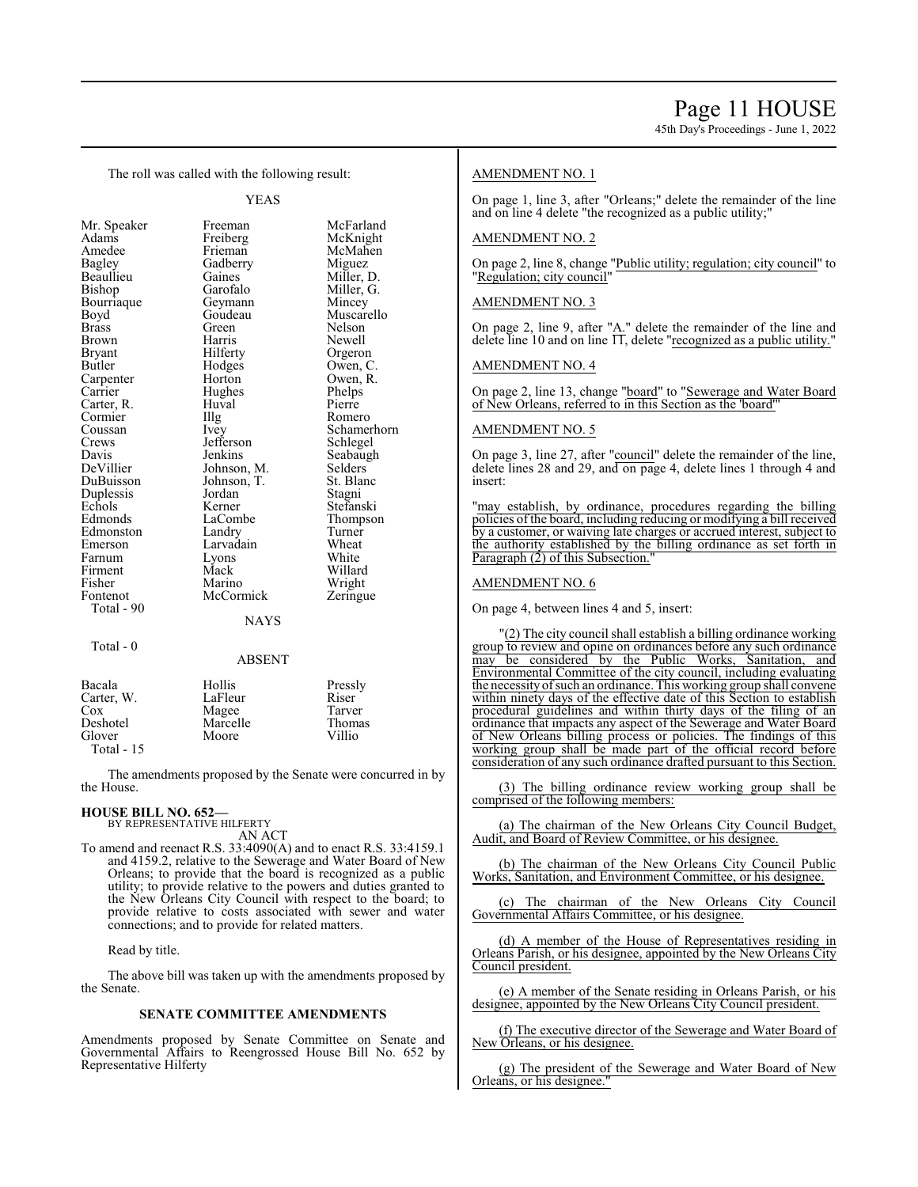The roll was called with the following result:

YEAS

| | | |
|---|---|---|
| Mr. Speaker | Freeman | McFarland |
| Adams | Freiberg | McKnight |
| Amedee | Frieman | McMahen |
| Bagley | Gadberry | Miguez |
| Beaullieu | Gaines | Miller, D. |
| Bishop | Garofalo | Miller, G. |
| Bourriaque | Geymann | Mincey |
| Boyd | Goudeau | Muscarello |
| Brass | Green | Nelson |
| Brown | Harris | Newell |
| Bryant | Hilferty | Orgeron |
| Butler | Hodges | Owen, C. |
| Carpenter | Horton | Owen, R. |
| Carrier | Hughes | Phelps |
| Carter, R. | Huval | Pierre |
| Cormier | Illg | Romero |
| Coussan | Ivey | Schamerhorn |
| Crews | Jefferson | Schlegel |
| Davis | Jenkins | Seabaugh |
| DeVillier | Johnson, M. | Selders |
| DuBuisson | Johnson, T. | St. Blanc |
| Duplessis | Jordan | Stagni |
| Echols | Kerner | Stefanski |
| Edmonds | LaCombe | Thompson |
| Edmonston | Landry | Turner |
| Emerson | Larvadain | Wheat |
| Farnum | Lyons | White |
| Firment | Mack | Willard |
| Fisher | Marino | Wright |
| Fontenot | McCormick | Zeringue |

Total - 90

NAYS

Total - 0

ABSENT

| | | |
|---|---|---|
| Bacala | Hollis | Pressly |
| Carter, W. | LaFleur | Riser |
| Cox | Magee | Tarver |
| Deshotel | Marcelle | Thomas |
| Glover | Moore | Villio |

Total - 15

The amendments proposed by the Senate were concurred in by the House.

**HOUSE BILL NO. 652—**
BY REPRESENTATIVE HILFERTY
AN ACT

To amend and reenact R.S. 33:4090(A) and to enact R.S. 33:4159.1 and 4159.2, relative to the Sewerage and Water Board of New Orleans; to provide that the board is recognized as a public utility; to provide relative to the powers and duties granted to the New Orleans City Council with respect to the board; to provide relative to costs associated with sewer and water connections; and to provide for related matters.

Read by title.

The above bill was taken up with the amendments proposed by the Senate.

## SENATE COMMITTEE AMENDMENTS

Amendments proposed by Senate Committee on Senate and Governmental Affairs to Reengrossed House Bill No. 652 by Representative Hilferty

AMENDMENT NO. 1

On page 1, line 3, after "Orleans;" delete the remainder of the line and on line 4 delete "the recognized as a public utility;"

AMENDMENT NO. 2

On page 2, line 8, change "Public utility; regulation; city council" to "Regulation; city council"

AMENDMENT NO. 3

On page 2, line 9, after "A." delete the remainder of the line and delete line 10 and on line 11, delete "recognized as a public utility."

AMENDMENT NO. 4

On page 2, line 13, change "board" to "Sewerage and Water Board of New Orleans, referred to in this Section as the 'board'"

AMENDMENT NO. 5

On page 3, line 27, after "council" delete the remainder of the line, delete lines 28 and 29, and on page 4, delete lines 1 through 4 and insert:

"may establish, by ordinance, procedures regarding the billing policies of the board, including reducing or modifying a bill received by a customer, or waiving late charges or accrued interest, subject to the authority established by the billing ordinance as set forth in Paragraph (2) of this Subsection."

AMENDMENT NO. 6

On page 4, between lines 4 and 5, insert:

"(2) The city council shall establish a billing ordinance working group to review and opine on ordinances before any such ordinance may be considered by the Public Works, Sanitation, and Environmental Committee of the city council, including evaluating the necessity of such an ordinance. This working group shall convene within ninety days of the effective date of this Section to establish procedural guidelines and within thirty days of the filing of an ordinance that impacts any aspect of the Sewerage and Water Board of New Orleans billing process or policies. The findings of this working group shall be made part of the official record before consideration of any such ordinance drafted pursuant to this Section.

(3) The billing ordinance review working group shall be comprised of the following members:

(a) The chairman of the New Orleans City Council Budget, Audit, and Board of Review Committee, or his designee.

(b) The chairman of the New Orleans City Council Public Works, Sanitation, and Environment Committee, or his designee.

(c) The chairman of the New Orleans City Council Governmental Affairs Committee, or his designee.

(d) A member of the House of Representatives residing in Orleans Parish, or his designee, appointed by the New Orleans City Council president.

(e) A member of the Senate residing in Orleans Parish, or his designee, appointed by the New Orleans City Council president.

(f) The executive director of the Sewerage and Water Board of New Orleans, or his designee.

(g) The president of the Sewerage and Water Board of New Orleans, or his designee."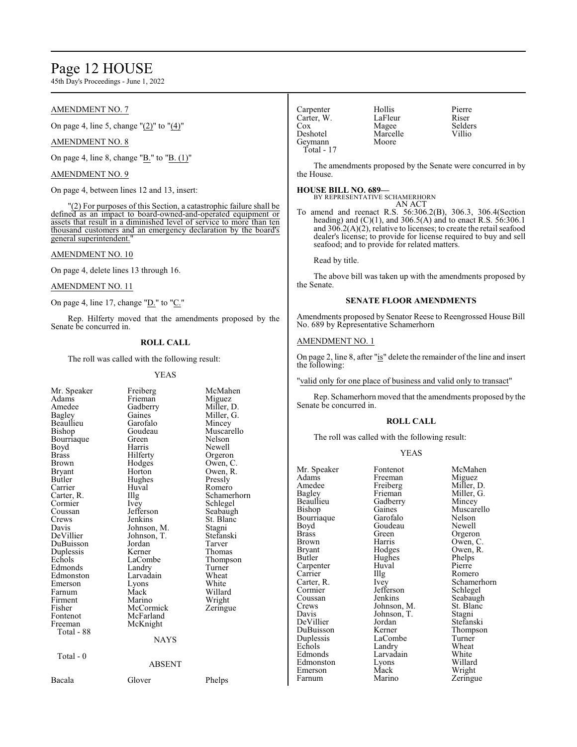AMENDMENT NO. 7

On page 4, line 5, change "(2)" to "(4)"

AMENDMENT NO. 8

On page 4, line 8, change "B." to "B. (1)"

AMENDMENT NO. 9

On page 4, between lines 12 and 13, insert:

"(2) For purposes of this Section, a catastrophic failure shall be defined as an impact to board-owned-and-operated equipment or assets that result in a diminished level of service to more than ten thousand customers and an emergency declaration by the board's general superintendent."

AMENDMENT NO. 10

On page 4, delete lines 13 through 16.

AMENDMENT NO. 11

On page 4, line 17, change "D." to "C."

Rep. Hilferty moved that the amendments proposed by the Senate be concurred in.

**ROLL CALL**

The roll was called with the following result:

YEAS

| | | |
|---|---|---|
| Mr. Speaker | Freiberg | McMahen |
| Adams | Frieman | Miguez |
| Amedee | Gadberry | Miller, D. |
| Bagley | Gaines | Miller, G. |
| Beaullieu | Garofalo | Mincey |
| Bishop | Goudeau | Muscarello |
| Bourriaque | Green | Nelson |
| Boyd | Harris | Newell |
| Brass | Hilferty | Orgeron |
| Brown | Hodges | Owen, C. |
| Bryant | Horton | Owen, R. |
| Butler | Hughes | Pressly |
| Carrier | Huval | Romero |
| Carter, R. | Illg | Schamerhorn |
| Cormier | Ivey | Schlegel |
| Coussan | Jefferson | Seabaugh |
| Crews | Jenkins | St. Blanc |
| Davis | Johnson, M. | Stagni |
| DeVillier | Johnson, T. | Stefanski |
| DuBuisson | Jordan | Tarver |
| Duplessis | Kerner | Thomas |
| Echols | LaCombe | Thompson |
| Edmonds | Landry | Turner |
| Edmonston | Larvadain | Wheat |
| Emerson | Lyons | White |
| Farnum | Mack | Willard |
| Firment | Marino | Wright |
| Fisher | McCormick | Zeringue |
| Fontenot | McFarland | |
| Freeman | McKnight | |

Total - 88

NAYS

Total - 0

ABSENT

| | | |
|---|---|---|
| Bacala | Glover | Phelps |
| Carpenter | Hollis | Pierre |
| Carter, W. | LaFleur | Riser |
| Cox | Magee | Selders |
| Deshotel | Marcelle | Villio |
| Geymann | Moore | |

Total - 17

The amendments proposed by the Senate were concurred in by the House.

**HOUSE BILL NO. 689—**
BY REPRESENTATIVE SCHAMERHORN
AN ACT

To amend and reenact R.S. 56:306.2(B), 306.3, 306.4(Section heading) and (C)(1), and 306.5(A) and to enact R.S. 56:306.1 and 306.2(A)(2), relative to licenses; to create the retail seafood dealer's license; to provide for license required to buy and sell seafood; and to provide for related matters.

Read by title.

The above bill was taken up with the amendments proposed by the Senate.

**SENATE FLOOR AMENDMENTS**

Amendments proposed by Senator Reese to Reengrossed House Bill No. 689 by Representative Schamerhorn

AMENDMENT NO. 1

On page 2, line 8, after "is" delete the remainder of the line and insert the following:

"valid only for one place of business and valid only to transact"

Rep. Schamerhorn moved that the amendments proposed by the Senate be concurred in.

**ROLL CALL**

The roll was called with the following result:

YEAS

| | | |
|---|---|---|
| Mr. Speaker | Fontenot | McMahen |
| Adams | Freeman | Miguez |
| Amedee | Freiberg | Miller, D. |
| Bagley | Frieman | Miller, G. |
| Beaullieu | Gadberry | Mincey |
| Bishop | Gaines | Muscarello |
| Bourriaque | Garofalo | Nelson |
| Boyd | Goudeau | Newell |
| Brass | Green | Orgeron |
| Brown | Harris | Owen, C. |
| Bryant | Hodges | Owen, R. |
| Butler | Hughes | Phelps |
| Carpenter | Huval | Pierre |
| Carrier | Illg | Romero |
| Carter, R. | Ivey | Schamerhorn |
| Cormier | Jefferson | Schlegel |
| Coussan | Jenkins | Seabaugh |
| Crews | Johnson, M. | St. Blanc |
| Davis | Johnson, T. | Stagni |
| DeVillier | Jordan | Stefanski |
| DuBuisson | Kerner | Thompson |
| Duplessis | LaCombe | Turner |
| Echols | Landry | Wheat |
| Edmonds | Larvadain | White |
| Edmonston | Lyons | Willard |
| Emerson | Mack | Wright |
| Farnum | Marino | Zeringue |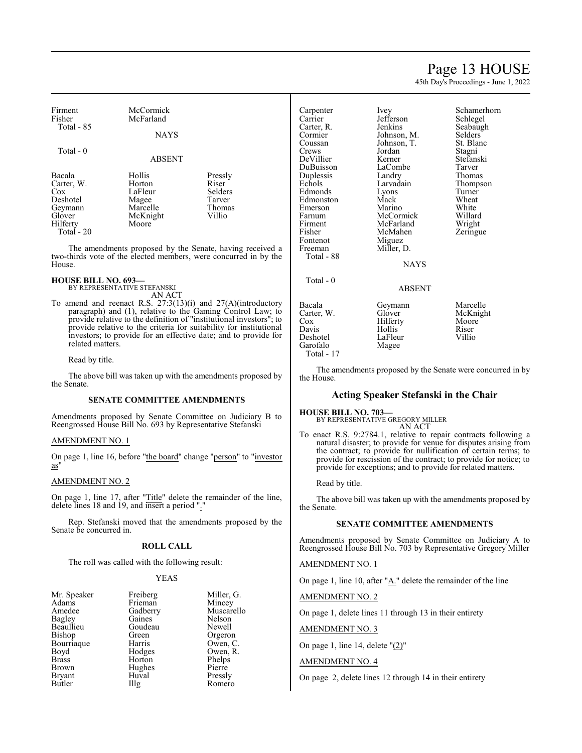| | | |
|---|---|---|
| Firment | McCormick | |
| Fisher | McFarland | |
| Total - 85 | | |

NAYS

Total - 0

ABSENT

| | | |
|---|---|---|
| Bacala | Hollis | Pressly |
| Carter, W. | Horton | Riser |
| Cox | LaFleur | Selders |
| Deshotel | Magee | Tarver |
| Geymann | Marcelle | Thomas |
| Glover | McKnight | Villio |
| Hilferty | Moore | |
| Total - 20 | | |

The amendments proposed by the Senate, having received a two-thirds vote of the elected members, were concurred in by the House.

**HOUSE BILL NO. 693—**
BY REPRESENTATIVE STEFANSKI
AN ACT

To amend and reenact R.S. 27:3(13)(i) and 27(A)(introductory paragraph) and (1), relative to the Gaming Control Law; to provide relative to the definition of "institutional investors"; to provide relative to the criteria for suitability for institutional investors; to provide for an effective date; and to provide for related matters.

Read by title.

The above bill was taken up with the amendments proposed by the Senate.

### SENATE COMMITTEE AMENDMENTS

Amendments proposed by Senate Committee on Judiciary B to Reengrossed House Bill No. 693 by Representative Stefanski

AMENDMENT NO. 1

On page 1, line 16, before "the board" change "person" to "investor as"

AMENDMENT NO. 2

On page 1, line 17, after "Title" delete the remainder of the line, delete lines 18 and 19, and insert a period "."

Rep. Stefanski moved that the amendments proposed by the Senate be concurred in.

### ROLL CALL

The roll was called with the following result:

YEAS

| | | |
|---|---|---|
| Mr. Speaker | Freiberg | Miller, G. |
| Adams | Frieman | Mincey |
| Amedee | Gadberry | Muscarello |
| Bagley | Gaines | Nelson |
| Beaullieu | Goudeau | Newell |
| Bishop | Green | Orgeron |
| Bourriaque | Harris | Owen, C. |
| Boyd | Hodges | Owen, R. |
| Brass | Horton | Phelps |
| Brown | Hughes | Pierre |
| Bryant | Huval | Pressly |
| Butler | Illg | Romero |
| Carpenter | Ivey | Schamerhorn |
| Carrier | Jefferson | Schlegel |
| Carter, R. | Jenkins | Seabaugh |
| Cormier | Johnson, M. | Selders |
| Coussan | Johnson, T. | St. Blanc |
| Crews | Jordan | Stagni |
| DeVillier | Kerner | Stefanski |
| DuBuisson | LaCombe | Tarver |
| Duplessis | Landry | Thomas |
| Echols | Larvadain | Thompson |
| Edmonds | Lyons | Turner |
| Edmonston | Mack | Wheat |
| Emerson | Marino | White |
| Farnum | McCormick | Willard |
| Firment | McFarland | Wright |
| Fisher | McMahen | Zeringue |
| Fontenot | Miguez | |
| Freeman | Miller, D. | |
| Total - 88 | | |

NAYS

Total - 0

ABSENT

| | | |
|---|---|---|
| Bacala | Geymann | Marcelle |
| Carter, W. | Glover | McKnight |
| Cox | Hilferty | Moore |
| Davis | Hollis | Riser |
| Deshotel | LaFleur | Villio |
| Garofalo | Magee | |
| Total - 17 | | |

The amendments proposed by the Senate were concurred in by the House.

## Acting Speaker Stefanski in the Chair

**HOUSE BILL NO. 703—**
BY REPRESENTATIVE GREGORY MILLER
AN ACT

To enact R.S. 9:2784.1, relative to repair contracts following a natural disaster; to provide for venue for disputes arising from the contract; to provide for nullification of certain terms; to provide for rescission of the contract; to provide for notice; to provide for exceptions; and to provide for related matters.

Read by title.

The above bill was taken up with the amendments proposed by the Senate.

### SENATE COMMITTEE AMENDMENTS

Amendments proposed by Senate Committee on Judiciary A to Reengrossed House Bill No. 703 by Representative Gregory Miller

AMENDMENT NO. 1

On page 1, line 10, after "A." delete the remainder of the line

AMENDMENT NO. 2

On page 1, delete lines 11 through 13 in their entirety

AMENDMENT NO. 3

On page 1, line 14, delete "(2)"

AMENDMENT NO. 4

On page 2, delete lines 12 through 14 in their entirety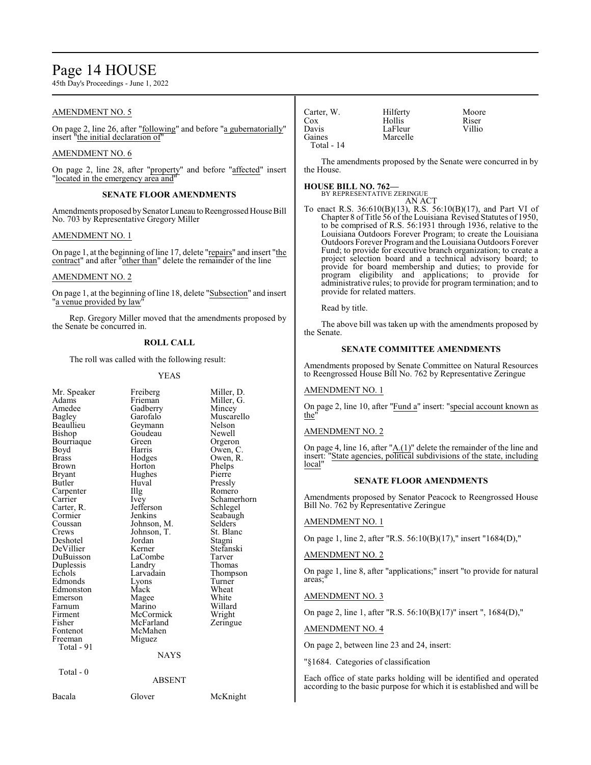AMENDMENT NO. 5

On page 2, line 26, after "following" and before "a gubernatorially" insert "the initial declaration of"

AMENDMENT NO. 6

On page 2, line 28, after "property" and before "affected" insert "located in the emergency area and"

### SENATE FLOOR AMENDMENTS

Amendments proposed by Senator Luneau to Reengrossed House Bill No. 703 by Representative Gregory Miller

AMENDMENT NO. 1

On page 1, at the beginning of line 17, delete "repairs" and insert "the contract" and after "other than" delete the remainder of the line

AMENDMENT NO. 2

On page 1, at the beginning of line 18, delete "Subsection" and insert "a venue provided by law"

Rep. Gregory Miller moved that the amendments proposed by the Senate be concurred in.

### ROLL CALL

The roll was called with the following result:

YEAS

| | | |
|---|---|---|
| Mr. Speaker | Freiberg | Miller, D. |
| Adams | Frieman | Miller, G. |
| Amedee | Gadberry | Mincey |
| Bagley | Garofalo | Muscarello |
| Beaullieu | Geymann | Nelson |
| Bishop | Goudeau | Newell |
| Bourriaque | Green | Orgeron |
| Boyd | Harris | Owen, C. |
| Brass | Hodges | Owen, R. |
| Brown | Horton | Phelps |
| Bryant | Hughes | Pierre |
| Butler | Huval | Pressly |
| Carpenter | Illg | Romero |
| Carrier | Ivey | Schamerhorn |
| Carter, R. | Jefferson | Schlegel |
| Cormier | Jenkins | Seabaugh |
| Coussan | Johnson, M. | Selders |
| Crews | Johnson, T. | St. Blanc |
| Deshotel | Jordan | Stagni |
| DeVillier | Kerner | Stefanski |
| DuBuisson | LaCombe | Tarver |
| Duplessis | Landry | Thomas |
| Echols | Larvadain | Thompson |
| Edmonds | Lyons | Turner |
| Edmonston | Mack | Wheat |
| Emerson | Magee | White |
| Farnum | Marino | Willard |
| Firment | McCormick | Wright |
| Fisher | McFarland | Zeringue |
| Fontenot | McMahen | |
| Freeman | Miguez | |
| Total - 91 | | |

NAYS

Total - 0

ABSENT

| | | |
|---|---|---|
| Bacala | Glover | McKnight |
| Carter, W. | Hilferty | Moore |
| Cox | Hollis | Riser |
| Davis | LaFleur | Villio |
| Gaines | Marcelle | |
| Total - 14 | | |

The amendments proposed by the Senate were concurred in by the House.

**HOUSE BILL NO. 762—**
BY REPRESENTATIVE ZERINGUE
AN ACT

To enact R.S. 36:610(B)(13), R.S. 56:10(B)(17), and Part VI of Chapter 8 of Title 56 of the Louisiana Revised Statutes of 1950, to be comprised of R.S. 56:1931 through 1936, relative to the Louisiana Outdoors Forever Program; to create the Louisiana Outdoors Forever Program and the Louisiana Outdoors Forever Fund; to provide for executive branch organization; to create a project selection board and a technical advisory board; to provide for board membership and duties; to provide for program eligibility and applications; to provide for administrative rules; to provide for program termination; and to provide for related matters.

Read by title.

The above bill was taken up with the amendments proposed by the Senate.

### SENATE COMMITTEE AMENDMENTS

Amendments proposed by Senate Committee on Natural Resources to Reengrossed House Bill No. 762 by Representative Zeringue

AMENDMENT NO. 1

On page 2, line 10, after "Fund a" insert: "special account known as the"

AMENDMENT NO. 2

On page 4, line 16, after "A.(1)" delete the remainder of the line and insert: "State agencies, political subdivisions of the state, including local"

### SENATE FLOOR AMENDMENTS

Amendments proposed by Senator Peacock to Reengrossed House Bill No. 762 by Representative Zeringue

AMENDMENT NO. 1

On page 1, line 2, after "R.S. 56:10(B)(17)," insert "1684(D),"

AMENDMENT NO. 2

On page 1, line 8, after "applications;" insert "to provide for natural areas;"

AMENDMENT NO. 3

On page 2, line 1, after "R.S. 56:10(B)(17)" insert ", 1684(D),"

AMENDMENT NO. 4

On page 2, between line 23 and 24, insert:

"§1684. Categories of classification

Each office of state parks holding will be identified and operated according to the basic purpose for which it is established and will be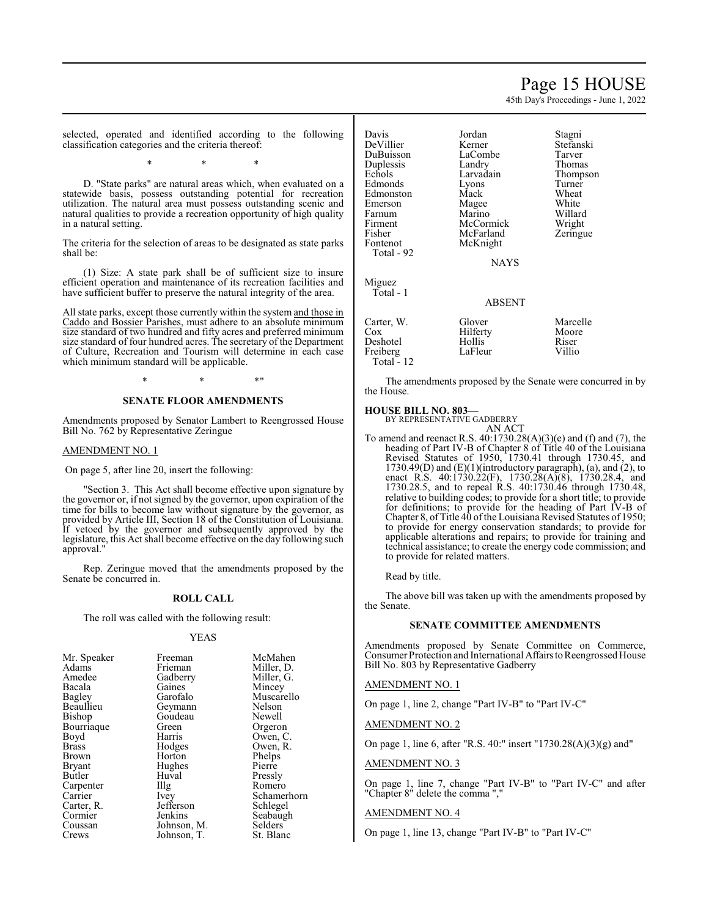selected, operated and identified according to the following classification categories and the criteria thereof:

\* \* \*

D. "State parks" are natural areas which, when evaluated on a statewide basis, possess outstanding potential for recreation utilization. The natural area must possess outstanding scenic and natural qualities to provide a recreation opportunity of high quality in a natural setting.

The criteria for the selection of areas to be designated as state parks shall be:

(1) Size: A state park shall be of sufficient size to insure efficient operation and maintenance of its recreation facilities and have sufficient buffer to preserve the natural integrity of the area.

All state parks, except those currently within the system and those in Caddo and Bossier Parishes, must adhere to an absolute minimum size standard of two hundred and fifty acres and preferred minimum size standard of four hundred acres. The secretary of the Department of Culture, Recreation and Tourism will determine in each case which minimum standard will be applicable.

\* \* \*"

## SENATE FLOOR AMENDMENTS

Amendments proposed by Senator Lambert to Reengrossed House Bill No. 762 by Representative Zeringue

AMENDMENT NO. 1

On page 5, after line 20, insert the following:

"Section 3. This Act shall become effective upon signature by the governor or, if not signed by the governor, upon expiration of the time for bills to become law without signature by the governor, as provided by Article III, Section 18 of the Constitution of Louisiana. If vetoed by the governor and subsequently approved by the legislature, this Act shall become effective on the day following such approval."

Rep. Zeringue moved that the amendments proposed by the Senate be concurred in.

## ROLL CALL

The roll was called with the following result:

YEAS

| | | |
|---|---|---|
| Mr. Speaker | Freeman | McMahen |
| Adams | Frieman | Miller, D. |
| Amedee | Gadberry | Miller, G. |
| Bacala | Gaines | Mincey |
| Bagley | Garofalo | Muscarello |
| Beaullieu | Geymann | Nelson |
| Bishop | Goudeau | Newell |
| Bourriaque | Green | Orgeron |
| Boyd | Harris | Owen, C. |
| Brass | Hodges | Owen, R. |
| Brown | Horton | Phelps |
| Bryant | Hughes | Pierre |
| Butler | Huval | Pressly |
| Carpenter | Illg | Romero |
| Carrier | Ivey | Schamerhorn |
| Carter, R. | Jefferson | Schlegel |
| Cormier | Jenkins | Seabaugh |
| Coussan | Johnson, M. | Selders |
| Crews | Johnson, T. | St. Blanc |
| Davis | Jordan | Stagni |
| DeVillier | Kerner | Stefanski |
| DuBuisson | LaCombe | Tarver |
| Duplessis | Landry | Thomas |
| Echols | Larvadain | Thompson |
| Edmonds | Lyons | Turner |
| Edmonston | Mack | Wheat |
| Emerson | Magee | White |
| Farnum | Marino | Willard |
| Firment | McCormick | Wright |
| Fisher | McFarland | Zeringue |
| Fontenot | McKnight | |

Total - 92

NAYS

Miguez

Total - 1

ABSENT

| | | |
|---|---|---|
| Carter, W. | Glover | Marcelle |
| Cox | Hilferty | Moore |
| Deshotel | Hollis | Riser |
| Freiberg | LaFleur | Villio |

Total - 12

The amendments proposed by the Senate were concurred in by the House.

**HOUSE BILL NO. 803—**
BY REPRESENTATIVE GADBERRY
AN ACT

To amend and reenact R.S. 40:1730.28(A)(3)(e) and (f) and (7), the heading of Part IV-B of Chapter 8 of Title 40 of the Louisiana Revised Statutes of 1950, 1730.41 through 1730.45, and 1730.49(D) and (E)(1)(introductory paragraph), (a), and (2), to enact R.S. 40:1730.22(F), 1730.28(A)(8), 1730.28.4, and 1730.28.5, and to repeal R.S. 40:1730.46 through 1730.48, relative to building codes; to provide for a short title; to provide for definitions; to provide for the heading of Part IV-B of Chapter 8, of Title 40 of the Louisiana Revised Statutes of 1950; to provide for energy conservation standards; to provide for applicable alterations and repairs; to provide for training and technical assistance; to create the energy code commission; and to provide for related matters.

Read by title.

The above bill was taken up with the amendments proposed by the Senate.

## SENATE COMMITTEE AMENDMENTS

Amendments proposed by Senate Committee on Commerce, Consumer Protection and International Affairs to Reengrossed House Bill No. 803 by Representative Gadberry

AMENDMENT NO. 1

On page 1, line 2, change "Part IV-B" to "Part IV-C"

AMENDMENT NO. 2

On page 1, line 6, after "R.S. 40:" insert "1730.28(A)(3)(g) and"

AMENDMENT NO. 3

On page 1, line 7, change "Part IV-B" to "Part IV-C" and after "Chapter 8" delete the comma ","

AMENDMENT NO. 4

On page 1, line 13, change "Part IV-B" to "Part IV-C"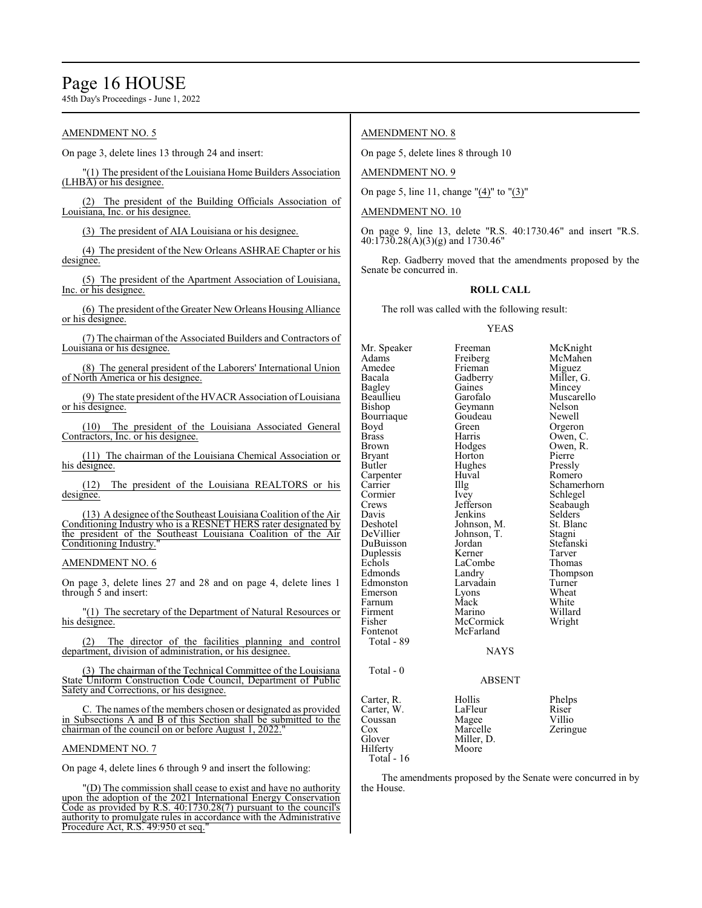AMENDMENT NO. 5

On page 3, delete lines 13 through 24 and insert:

"(1) The president of the Louisiana Home Builders Association (LHBA) or his designee.

(2) The president of the Building Officials Association of Louisiana, Inc. or his designee.

(3) The president of AIA Louisiana or his designee.

(4) The president of the New Orleans ASHRAE Chapter or his designee.

(5) The president of the Apartment Association of Louisiana, Inc. or his designee.

(6) The president of the Greater New Orleans Housing Alliance or his designee.

(7) The chairman of the Associated Builders and Contractors of Louisiana or his designee.

(8) The general president of the Laborers' International Union of North America or his designee.

(9) The state president of the HVACR Association of Louisiana or his designee.

(10) The president of the Louisiana Associated General Contractors, Inc. or his designee.

(11) The chairman of the Louisiana Chemical Association or his designee.

(12) The president of the Louisiana REALTORS or his designee.

(13) A designee of the Southeast Louisiana Coalition of the Air Conditioning Industry who is a RESNET HERS rater designated by the president of the Southeast Louisiana Coalition of the Air Conditioning Industry."

AMENDMENT NO. 6

On page 3, delete lines 27 and 28 and on page 4, delete lines 1 through 5 and insert:

"(1) The secretary of the Department of Natural Resources or his designee.

(2) The director of the facilities planning and control department, division of administration, or his designee.

(3) The chairman of the Technical Committee of the Louisiana State Uniform Construction Code Council, Department of Public Safety and Corrections, or his designee.

C. The names of the members chosen or designated as provided in Subsections A and B of this Section shall be submitted to the chairman of the council on or before August 1, 2022."

AMENDMENT NO. 7

On page 4, delete lines 6 through 9 and insert the following:

"(D) The commission shall cease to exist and have no authority upon the adoption of the 2021 International Energy Conservation Code as provided by R.S. 40:1730.28(7) pursuant to the council's authority to promulgate rules in accordance with the Administrative Procedure Act, R.S. 49:950 et seq."

AMENDMENT NO. 8

On page 5, delete lines 8 through 10

AMENDMENT NO. 9

On page 5, line 11, change "(4)" to "(3)"

AMENDMENT NO. 10

On page 9, line 13, delete "R.S. 40:1730.46" and insert "R.S. 40:1730.28(A)(3)(g) and 1730.46"

Rep. Gadberry moved that the amendments proposed by the Senate be concurred in.

**ROLL CALL**

The roll was called with the following result:

YEAS

| | | |
|---|---|---|
| Mr. Speaker | Freeman | McKnight |
| Adams | Freiberg | McMahen |
| Amedee | Frieman | Miguez |
| Bacala | Gadberry | Miller, G. |
| Bagley | Gaines | Mincey |
| Beaullieu | Garofalo | Muscarello |
| Bishop | Geymann | Nelson |
| Bourriaque | Goudeau | Newell |
| Boyd | Green | Orgeron |
| Brass | Harris | Owen, C. |
| Brown | Hodges | Owen, R. |
| Bryant | Horton | Pierre |
| Butler | Hughes | Pressly |
| Carpenter | Huval | Romero |
| Carrier | Illg | Schamerhorn |
| Cormier | Ivey | Schlegel |
| Crews | Jefferson | Seabaugh |
| Davis | Jenkins | Selders |
| Deshotel | Johnson, M. | St. Blanc |
| DeVillier | Johnson, T. | Stagni |
| DuBuisson | Jordan | Stefanski |
| Duplessis | Kerner | Tarver |
| Echols | LaCombe | Thomas |
| Edmonds | Landry | Thompson |
| Edmonston | Larvadain | Turner |
| Emerson | Lyons | Wheat |
| Farnum | Mack | White |
| Firment | Marino | Willard |
| Fisher | McCormick | Wright |
| Fontenot | McFarland | |

Total - 89

NAYS

Total - 0

ABSENT

| | | |
|---|---|---|
| Carter, R. | Hollis | Phelps |
| Carter, W. | LaFleur | Riser |
| Coussan | Magee | Villio |
| Cox | Marcelle | Zeringue |
| Glover | Miller, D. | |
| Hilferty | Moore | |

Total - 16

The amendments proposed by the Senate were concurred in by the House.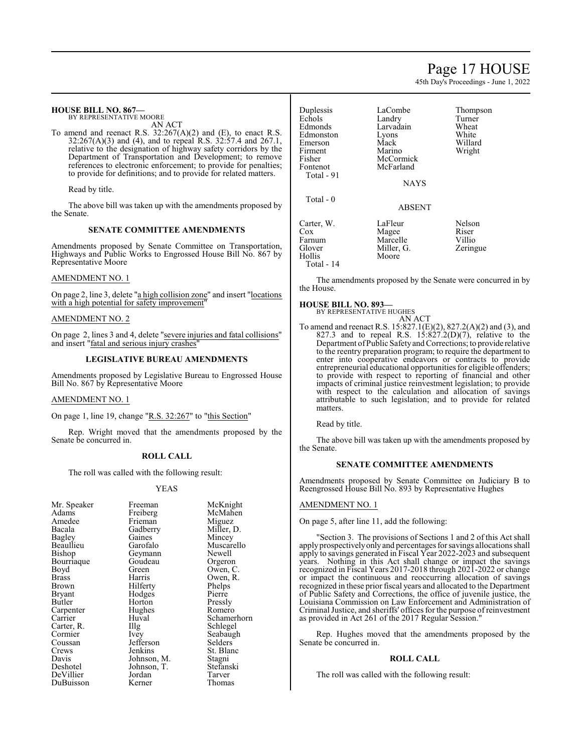**HOUSE BILL NO. 867—**
BY REPRESENTATIVE MOORE

AN ACT

To amend and reenact R.S. 32:267(A)(2) and (E), to enact R.S. 32:267(A)(3) and (4), and to repeal R.S. 32:57.4 and 267.1, relative to the designation of highway safety corridors by the Department of Transportation and Development; to remove references to electronic enforcement; to provide for penalties; to provide for definitions; and to provide for related matters.

Read by title.

The above bill was taken up with the amendments proposed by the Senate.

### SENATE COMMITTEE AMENDMENTS

Amendments proposed by Senate Committee on Transportation, Highways and Public Works to Engrossed House Bill No. 867 by Representative Moore

AMENDMENT NO. 1

On page 2, line 3, delete "a high collision zone" and insert "locations with a high potential for safety improvement"

AMENDMENT NO. 2

On page 2, lines 3 and 4, delete "severe injuries and fatal collisions" and insert "fatal and serious injury crashes"

### LEGISLATIVE BUREAU AMENDMENTS

Amendments proposed by Legislative Bureau to Engrossed House Bill No. 867 by Representative Moore

AMENDMENT NO. 1

On page 1, line 19, change "R.S. 32:267" to "this Section"

Rep. Wright moved that the amendments proposed by the Senate be concurred in.

### ROLL CALL

The roll was called with the following result:

YEAS

| | | |
|---|---|---|
| Mr. Speaker | Freeman | McKnight |
| Adams | Freiberg | McMahen |
| Amedee | Frieman | Miguez |
| Bacala | Gadberry | Miller, D. |
| Bagley | Gaines | Mincey |
| Beaullieu | Garofalo | Muscarello |
| Bishop | Geymann | Newell |
| Bourriaque | Goudeau | Orgeron |
| Boyd | Green | Owen, C. |
| Brass | Harris | Owen, R. |
| Brown | Hilferty | Phelps |
| Bryant | Hodges | Pierre |
| Butler | Horton | Pressly |
| Carpenter | Hughes | Romero |
| Carrier | Huval | Schamerhorn |
| Carter, R. | Illg | Schlegel |
| Cormier | Ivey | Seabaugh |
| Coussan | Jefferson | Selders |
| Crews | Jenkins | St. Blanc |
| Davis | Johnson, M. | Stagni |
| Deshotel | Johnson, T. | Stefanski |
| DeVillier | Jordan | Tarver |
| DuBuisson | Kerner | Thomas |
| Duplessis | LaCombe | Thompson |
| Echols | Landry | Turner |
| Edmonds | Larvadain | Wheat |
| Edmonston | Lyons | White |
| Emerson | Mack | Willard |
| Firment | Marino | Wright |
| Fisher | McCormick | |
| Fontenot | McFarland | |

Total - 91

NAYS

Total - 0

ABSENT

| | | |
|---|---|---|
| Carter, W. | LaFleur | Nelson |
| Cox | Magee | Riser |
| Farnum | Marcelle | Villio |
| Glover | Miller, G. | Zeringue |
| Hollis | Moore | |

Total - 14

The amendments proposed by the Senate were concurred in by the House.

**HOUSE BILL NO. 893—**
BY REPRESENTATIVE HUGHES

AN ACT

To amend and reenact R.S. 15:827.1(E)(2), 827.2(A)(2) and (3), and 827.3 and to repeal R.S. 15:827.2(D)(7), relative to the Department of Public Safety and Corrections; to provide relative to the reentry preparation program; to require the department to enter into cooperative endeavors or contracts to provide entrepreneurial educational opportunities for eligible offenders; to provide with respect to reporting of financial and other impacts of criminal justice reinvestment legislation; to provide with respect to the calculation and allocation of savings attributable to such legislation; and to provide for related matters.

Read by title.

The above bill was taken up with the amendments proposed by the Senate.

### SENATE COMMITTEE AMENDMENTS

Amendments proposed by Senate Committee on Judiciary B to Reengrossed House Bill No. 893 by Representative Hughes

AMENDMENT NO. 1

On page 5, after line 11, add the following:

"Section 3. The provisions of Sections 1 and 2 of this Act shall apply prospectively only and percentages for savings allocations shall apply to savings generated in Fiscal Year 2022-2023 and subsequent years. Nothing in this Act shall change or impact the savings recognized in Fiscal Years 2017-2018 through 2021-2022 or change or impact the continuous and reoccurring allocation of savings recognized in these prior fiscal years and allocated to the Department of Public Safety and Corrections, the office of juvenile justice, the Louisiana Commission on Law Enforcement and Administration of Criminal Justice, and sheriffs' offices for the purpose of reinvestment as provided in Act 261 of the 2017 Regular Session."

Rep. Hughes moved that the amendments proposed by the Senate be concurred in.

### ROLL CALL

The roll was called with the following result: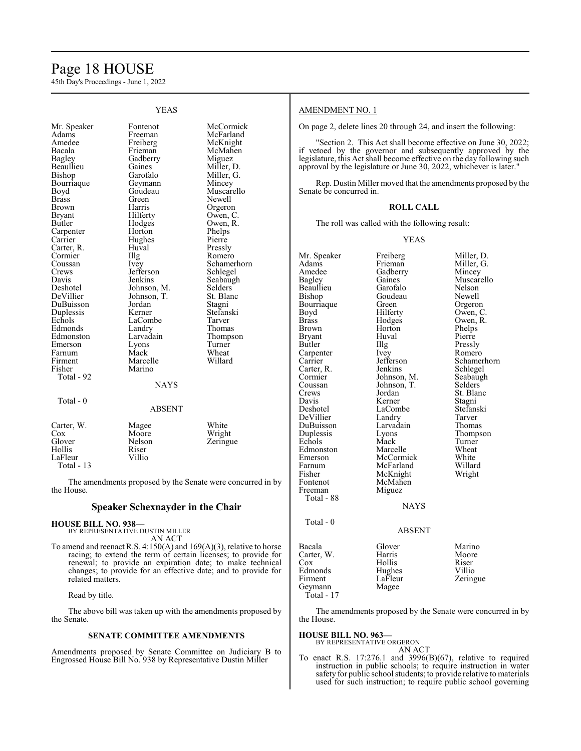YEAS

| | | |
|---|---|---|
| Mr. Speaker | Fontenot | McCormick |
| Adams | Freeman | McFarland |
| Amedee | Freiberg | McKnight |
| Bacala | Frieman | McMahen |
| Bagley | Gadberry | Miguez |
| Beaullieu | Gaines | Miller, D. |
| Bishop | Garofalo | Miller, G. |
| Bourriaque | Geymann | Mincey |
| Boyd | Goudeau | Muscarello |
| Brass | Green | Newell |
| Brown | Harris | Orgeron |
| Bryant | Hilferty | Owen, C. |
| Butler | Hodges | Owen, R. |
| Carpenter | Horton | Phelps |
| Carrier | Hughes | Pierre |
| Carter, R. | Huval | Pressly |
| Cormier | Illg | Romero |
| Coussan | Ivey | Schamerhorn |
| Crews | Jefferson | Schlegel |
| Davis | Jenkins | Seabaugh |
| Deshotel | Johnson, M. | Selders |
| DeVillier | Johnson, T. | St. Blanc |
| DuBuisson | Jordan | Stagni |
| Duplessis | Kerner | Stefanski |
| Echols | LaCombe | Tarver |
| Edmonds | Landry | Thomas |
| Edmonston | Larvadain | Thompson |
| Emerson | Lyons | Turner |
| Farnum | Mack | Wheat |
| Firment | Marcelle | Willard |
| Fisher | Marino | |

Total - 92

NAYS

Total - 0

ABSENT

| | | |
|---|---|---|
| Carter, W. | Magee | White |
| Cox | Moore | Wright |
| Glover | Nelson | Zeringue |
| Hollis | Riser | |
| LaFleur | Villio | |

Total - 13

The amendments proposed by the Senate were concurred in by the House.

## Speaker Schexnayder in the Chair

**HOUSE BILL NO. 938—**
BY REPRESENTATIVE DUSTIN MILLER
AN ACT

To amend and reenact R.S. 4:150(A) and 169(A)(3), relative to horse racing; to extend the term of certain licenses; to provide for renewal; to provide an expiration date; to make technical changes; to provide for an effective date; and to provide for related matters.

Read by title.

The above bill was taken up with the amendments proposed by the Senate.

### SENATE COMMITTEE AMENDMENTS

Amendments proposed by Senate Committee on Judiciary B to Engrossed House Bill No. 938 by Representative Dustin Miller

AMENDMENT NO. 1

On page 2, delete lines 20 through 24, and insert the following:

"Section 2. This Act shall become effective on June 30, 2022; if vetoed by the governor and subsequently approved by the legislature, this Act shall become effective on the day following such approval by the legislature or June 30, 2022, whichever is later."

Rep. Dustin Miller moved that the amendments proposed by the Senate be concurred in.

### ROLL CALL

The roll was called with the following result:

YEAS

| | | |
|---|---|---|
| Mr. Speaker | Freiberg | Miller, D. |
| Adams | Frieman | Miller, G. |
| Amedee | Gadberry | Mincey |
| Bagley | Gaines | Muscarello |
| Beaullieu | Garofalo | Nelson |
| Bishop | Goudeau | Newell |
| Bourriaque | Green | Orgeron |
| Boyd | Hilferty | Owen, C. |
| Brass | Hodges | Owen, R. |
| Brown | Horton | Phelps |
| Bryant | Huval | Pierre |
| Butler | Illg | Pressly |
| Carpenter | Ivey | Romero |
| Carrier | Jefferson | Schamerhorn |
| Carter, R. | Jenkins | Schlegel |
| Cormier | Johnson, M. | Seabaugh |
| Coussan | Johnson, T. | Selders |
| Crews | Jordan | St. Blanc |
| Davis | Kerner | Stagni |
| Deshotel | LaCombe | Stefanski |
| DeVillier | Landry | Tarver |
| DuBuisson | Larvadain | Thomas |
| Duplessis | Lyons | Thompson |
| Echols | Mack | Turner |
| Edmonston | Marcelle | Wheat |
| Emerson | McCormick | White |
| Farnum | McFarland | Willard |
| Fisher | McKnight | Wright |
| Fontenot | McMahen | |
| Freeman | Miguez | |

Total - 88

NAYS

Total - 0

ABSENT

| | | |
|---|---|---|
| Bacala | Glover | Marino |
| Carter, W. | Harris | Moore |
| Cox | Hollis | Riser |
| Edmonds | Hughes | Villio |
| Firment | LaFleur | Zeringue |
| Geymann | Magee | |

Total - 17

The amendments proposed by the Senate were concurred in by the House.

**HOUSE BILL NO. 963—**
BY REPRESENTATIVE ORGERON
AN ACT

To enact R.S. 17:276.1 and 3996(B)(67), relative to required instruction in public schools; to require instruction in water safety for public school students; to provide relative to materials used for such instruction; to require public school governing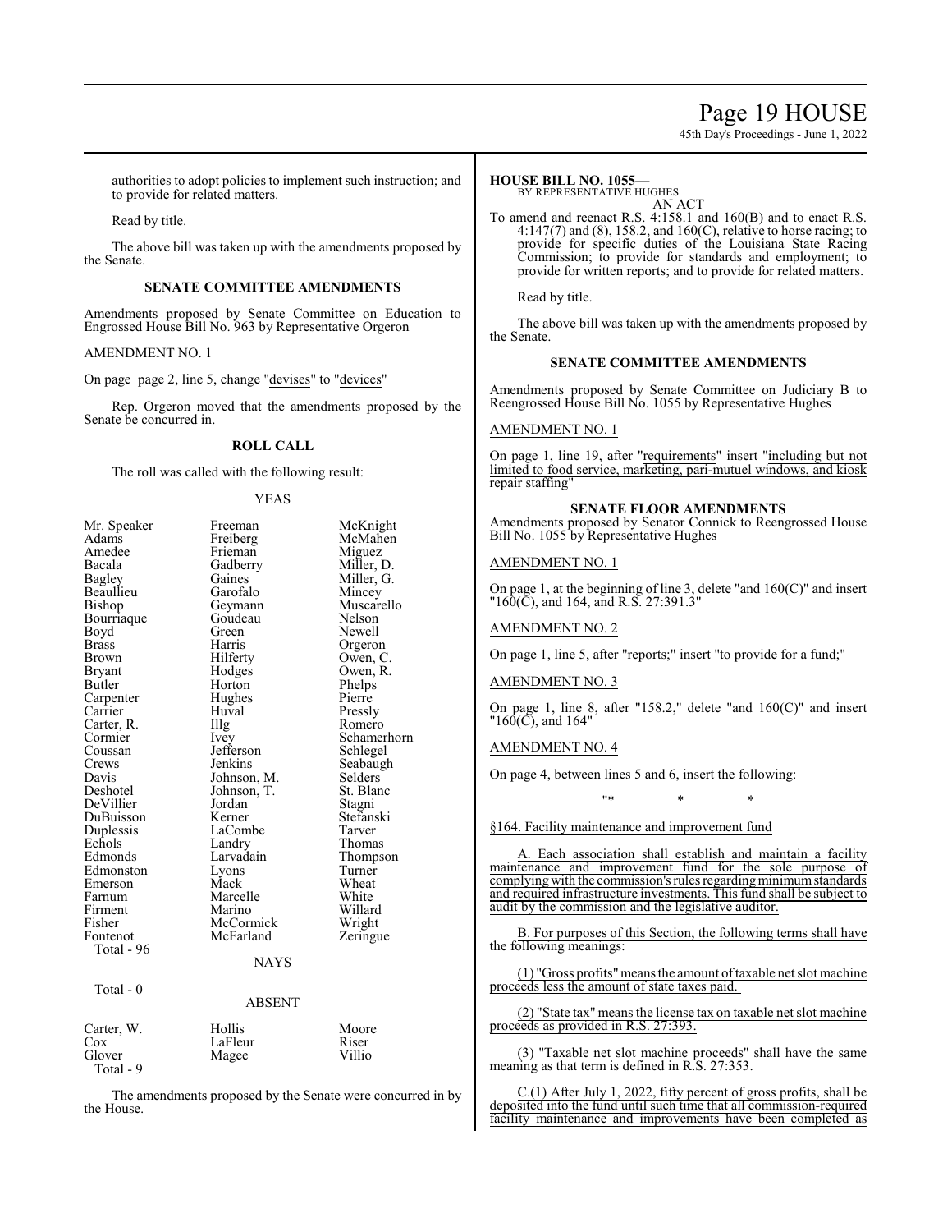authorities to adopt policies to implement such instruction; and to provide for related matters.

Read by title.

The above bill was taken up with the amendments proposed by the Senate.

### SENATE COMMITTEE AMENDMENTS

Amendments proposed by Senate Committee on Education to Engrossed House Bill No. 963 by Representative Orgeron

AMENDMENT NO. 1

On page page 2, line 5, change "devises" to "devices"

Rep. Orgeron moved that the amendments proposed by the Senate be concurred in.

### ROLL CALL

The roll was called with the following result:

YEAS

| | | |
|---|---|---|
| Mr. Speaker | Freeman | McKnight |
| Adams | Freiberg | McMahen |
| Amedee | Frieman | Miguez |
| Bacala | Gadberry | Miller, D. |
| Bagley | Gaines | Miller, G. |
| Beaullieu | Garofalo | Mincey |
| Bishop | Geymann | Muscarello |
| Bourriaque | Goudeau | Nelson |
| Boyd | Green | Newell |
| Brass | Harris | Orgeron |
| Brown | Hilferty | Owen, C. |
| Bryant | Hodges | Owen, R. |
| Butler | Horton | Phelps |
| Carpenter | Hughes | Pierre |
| Carrier | Huval | Pressly |
| Carter, R. | Illg | Romero |
| Cormier | Ivey | Schamerhorn |
| Coussan | Jefferson | Schlegel |
| Crews | Jenkins | Seabaugh |
| Davis | Johnson, M. | Selders |
| Deshotel | Johnson, T. | St. Blanc |
| DeVillier | Jordan | Stagni |
| DuBuisson | Kerner | Stefanski |
| Duplessis | LaCombe | Tarver |
| Echols | Landry | Thomas |
| Edmonds | Larvadain | Thompson |
| Edmonston | Lyons | Turner |
| Emerson | Mack | Wheat |
| Farnum | Marcelle | White |
| Firment | Marino | Willard |
| Fisher | McCormick | Wright |
| Fontenot | McFarland | Zeringue |

Total - 96

NAYS

Total - 0

ABSENT

| | | |
|---|---|---|
| Carter, W. | Hollis | Moore |
| Cox | LaFleur | Riser |
| Glover | Magee | Villio |

Total - 9

The amendments proposed by the Senate were concurred in by the House.

**HOUSE BILL NO. 1055—**
BY REPRESENTATIVE HUGHES
AN ACT

To amend and reenact R.S. 4:158.1 and 160(B) and to enact R.S. 4:147(7) and (8), 158.2, and 160(C), relative to horse racing; to provide for specific duties of the Louisiana State Racing Commission; to provide for standards and employment; to provide for written reports; and to provide for related matters.

Read by title.

The above bill was taken up with the amendments proposed by the Senate.

### SENATE COMMITTEE AMENDMENTS

Amendments proposed by Senate Committee on Judiciary B to Reengrossed House Bill No. 1055 by Representative Hughes

AMENDMENT NO. 1

On page 1, line 19, after "requirements" insert "including but not limited to food service, marketing, pari-mutuel windows, and kiosk repair staffing"

### SENATE FLOOR AMENDMENTS

Amendments proposed by Senator Connick to Reengrossed House Bill No. 1055 by Representative Hughes

AMENDMENT NO. 1

On page 1, at the beginning of line 3, delete "and 160(C)" and insert "160(C), and 164, and R.S. 27:391.3"

AMENDMENT NO. 2

On page 1, line 5, after "reports;" insert "to provide for a fund;"

AMENDMENT NO. 3

On page 1, line 8, after "158.2," delete "and 160(C)" and insert "160(C), and 164"

AMENDMENT NO. 4

On page 4, between lines 5 and 6, insert the following:

"* * *

§164. Facility maintenance and improvement fund

A. Each association shall establish and maintain a facility maintenance and improvement fund for the sole purpose of complying with the commission's rules regarding minimum standards and required infrastructure investments. This fund shall be subject to audit by the commission and the legislative auditor.

B. For purposes of this Section, the following terms shall have the following meanings:

(1) "Gross profits" means the amount of taxable net slot machine proceeds less the amount of state taxes paid.

(2) "State tax" means the license tax on taxable net slot machine proceeds as provided in R.S. 27:393.

(3) "Taxable net slot machine proceeds" shall have the same meaning as that term is defined in R.S. 27:353.

C.(1) After July 1, 2022, fifty percent of gross profits, shall be deposited into the fund until such time that all commission-required facility maintenance and improvements have been completed as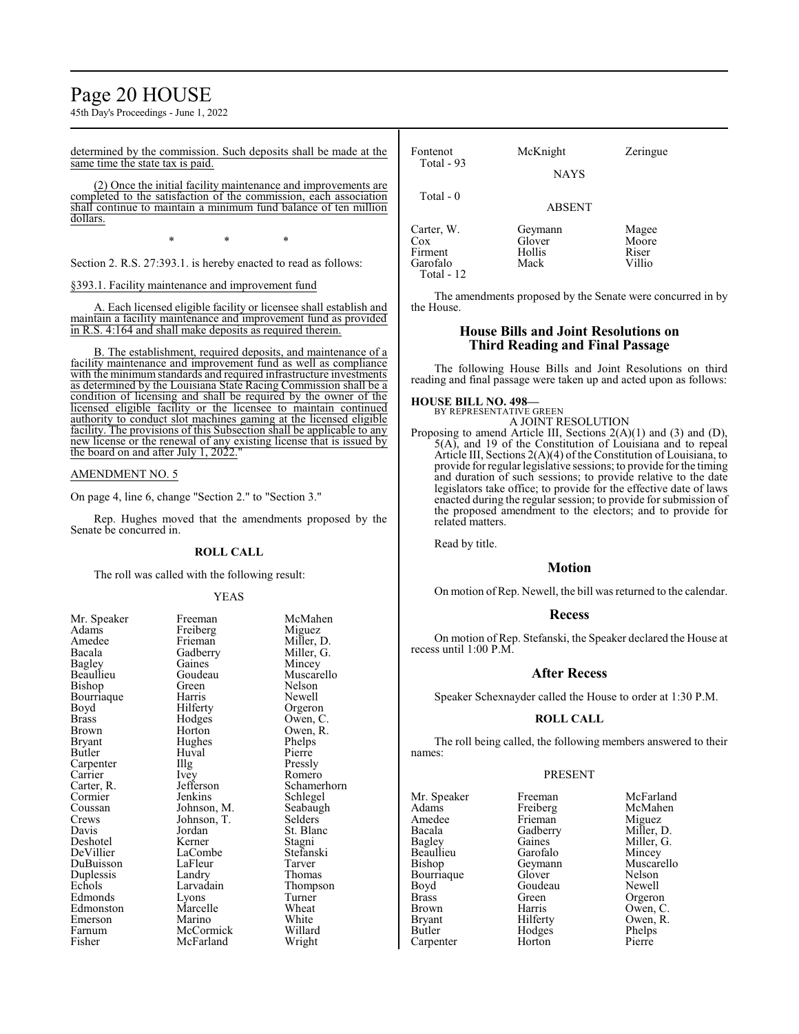determined by the commission. Such deposits shall be made at the same time the state tax is paid.

(2) Once the initial facility maintenance and improvements are completed to the satisfaction of the commission, each association shall continue to maintain a minimum fund balance of ten million dollars.

\* \* \*

Section 2. R.S. 27:393.1. is hereby enacted to read as follows:

§393.1. Facility maintenance and improvement fund

A. Each licensed eligible facility or licensee shall establish and maintain a facility maintenance and improvement fund as provided in R.S. 4:164 and shall make deposits as required therein.

B. The establishment, required deposits, and maintenance of a facility maintenance and improvement fund as well as compliance with the minimum standards and required infrastructure investments as determined by the Louisiana State Racing Commission shall be a condition of licensing and shall be required by the owner of the licensed eligible facility or the licensee to maintain continued authority to conduct slot machines gaming at the licensed eligible facility. The provisions of this Subsection shall be applicable to any new license or the renewal of any existing license that is issued by the board on and after July 1, 2022."

AMENDMENT NO. 5

On page 4, line 6, change "Section 2." to "Section 3."

Rep. Hughes moved that the amendments proposed by the Senate be concurred in.

**ROLL CALL**

The roll was called with the following result:

YEAS

| | | |
|---|---|---|
| Mr. Speaker | Freeman | McMahen |
| Adams | Freiberg | Miguez |
| Amedee | Frieman | Miller, D. |
| Bacala | Gadberry | Miller, G. |
| Bagley | Gaines | Mincey |
| Beaullieu | Goudeau | Muscarello |
| Bishop | Green | Nelson |
| Bourriaque | Harris | Newell |
| Boyd | Hilferty | Orgeron |
| Brass | Hodges | Owen, C. |
| Brown | Horton | Owen, R. |
| Bryant | Hughes | Phelps |
| Butler | Huval | Pierre |
| Carpenter | Illg | Pressly |
| Carrier | Ivey | Romero |
| Carter, R. | Jefferson | Schamerhorn |
| Cormier | Jenkins | Schlegel |
| Coussan | Johnson, M. | Seabaugh |
| Crews | Johnson, T. | Selders |
| Davis | Jordan | St. Blanc |
| Deshotel | Kerner | Stagni |
| DeVillier | LaCombe | Stefanski |
| DuBuisson | LaFleur | Tarver |
| Duplessis | Landry | Thomas |
| Echols | Larvadain | Thompson |
| Edmonds | Lyons | Turner |
| Edmonston | Marcelle | Wheat |
| Emerson | Marino | White |
| Farnum | McCormick | Willard |
| Fisher | McFarland | Wright |
| Fontenot | McKnight | Zeringue |

Total - 93

NAYS

Total - 0

ABSENT

| | | |
|---|---|---|
| Carter, W. | Geymann | Magee |
| Cox | Glover | Moore |
| Firment | Hollis | Riser |
| Garofalo | Mack | Villio |

Total - 12

The amendments proposed by the Senate were concurred in by the House.

## House Bills and Joint Resolutions on Third Reading and Final Passage

The following House Bills and Joint Resolutions on third reading and final passage were taken up and acted upon as follows:

**HOUSE BILL NO. 498—**
BY REPRESENTATIVE GREEN
A JOINT RESOLUTION

Proposing to amend Article III, Sections 2(A)(1) and (3) and (D), 5(A), and 19 of the Constitution of Louisiana and to repeal Article III, Sections 2(A)(4) of the Constitution of Louisiana, to provide for regular legislative sessions; to provide for the timing and duration of such sessions; to provide relative to the date legislators take office; to provide for the effective date of laws enacted during the regular session; to provide for submission of the proposed amendment to the electors; and to provide for related matters.

Read by title.

### Motion

On motion of Rep. Newell, the bill was returned to the calendar.

### Recess

On motion of Rep. Stefanski, the Speaker declared the House at recess until 1:00 P.M.

### After Recess

Speaker Schexnayder called the House to order at 1:30 P.M.

**ROLL CALL**

The roll being called, the following members answered to their names:

PRESENT

| | | |
|---|---|---|
| Mr. Speaker | Freeman | McFarland |
| Adams | Freiberg | McMahen |
| Amedee | Frieman | Miguez |
| Bacala | Gadberry | Miller, D. |
| Bagley | Gaines | Miller, G. |
| Beaullieu | Garofalo | Mincey |
| Bishop | Geymann | Muscarello |
| Bourriaque | Glover | Nelson |
| Boyd | Goudeau | Newell |
| Brass | Green | Orgeron |
| Brown | Harris | Owen, C. |
| Bryant | Hilferty | Owen, R. |
| Butler | Hodges | Phelps |
| Carpenter | Horton | Pierre |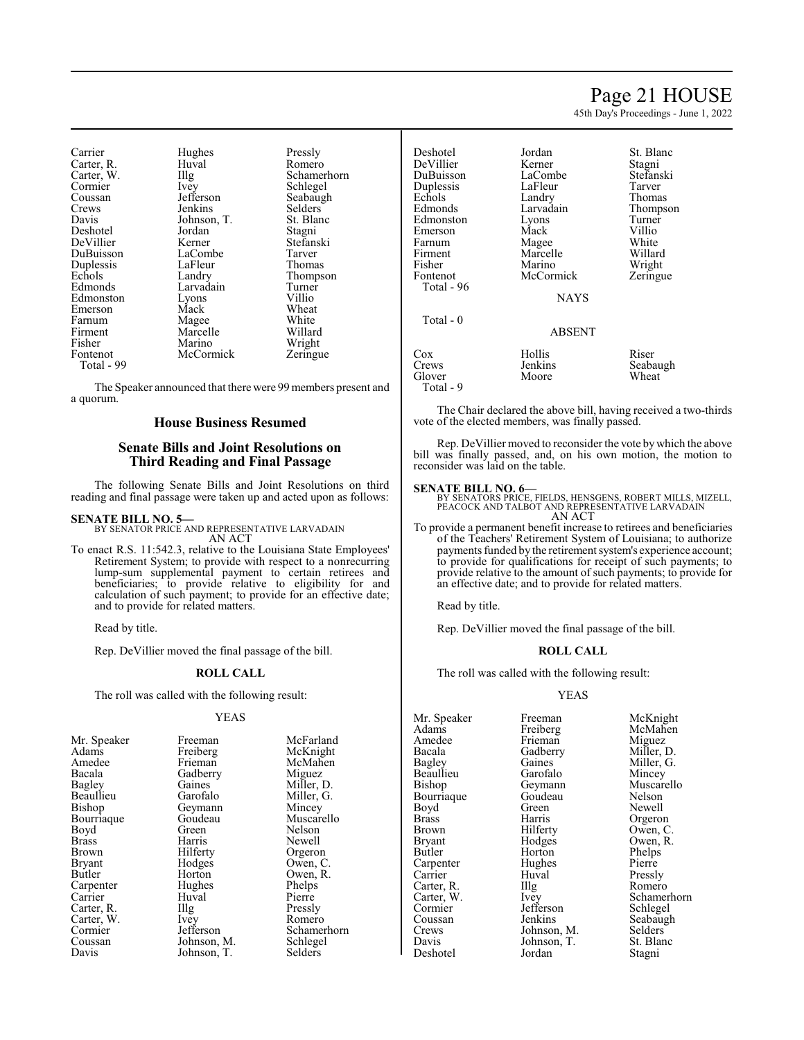| | | |
|---|---|---|
| Carrier | Hughes | Pressly |
| Carter, R. | Huval | Romero |
| Carter, W. | Illg | Schamerhorn |
| Cormier | Ivey | Schlegel |
| Coussan | Jefferson | Seabaugh |
| Crews | Jenkins | Selders |
| Davis | Johnson, T. | St. Blanc |
| Deshotel | Jordan | Stagni |
| DeVillier | Kerner | Stefanski |
| DuBuisson | LaCombe | Tarver |
| Duplessis | LaFleur | Thomas |
| Echols | Landry | Thompson |
| Edmonds | Larvadain | Turner |
| Edmonston | Lyons | Villio |
| Emerson | Mack | Wheat |
| Farnum | Magee | White |
| Firment | Marcelle | Willard |
| Fisher | Marino | Wright |
| Fontenot | McCormick | Zeringue |

Total - 99

The Speaker announced that there were 99 members present and a quorum.

## House Business Resumed

## Senate Bills and Joint Resolutions on Third Reading and Final Passage

The following Senate Bills and Joint Resolutions on third reading and final passage were taken up and acted upon as follows:

**SENATE BILL NO. 5—**
BY SENATOR PRICE AND REPRESENTATIVE LARVADAIN
AN ACT

To enact R.S. 11:542.3, relative to the Louisiana State Employees' Retirement System; to provide with respect to a nonrecurring lump-sum supplemental payment to certain retirees and beneficiaries; to provide relative to eligibility for and calculation of such payment; to provide for an effective date; and to provide for related matters.

Read by title.

Rep. DeVillier moved the final passage of the bill.

**ROLL CALL**

The roll was called with the following result:

YEAS

| | | |
|---|---|---|
| Mr. Speaker | Freeman | McFarland |
| Adams | Freiberg | McKnight |
| Amedee | Frieman | McMahen |
| Bacala | Gadberry | Miguez |
| Bagley | Gaines | Miller, D. |
| Beaullieu | Garofalo | Miller, G. |
| Bishop | Geymann | Mincey |
| Bourriaque | Goudeau | Muscarello |
| Boyd | Green | Nelson |
| Brass | Harris | Newell |
| Brown | Hilferty | Orgeron |
| Bryant | Hodges | Owen, C. |
| Butler | Horton | Owen, R. |
| Carpenter | Hughes | Phelps |
| Carrier | Huval | Pierre |
| Carter, R. | Illg | Pressly |
| Carter, W. | Ivey | Romero |
| Cormier | Jefferson | Schamerhorn |
| Coussan | Johnson, M. | Schlegel |
| Davis | Johnson, T. | Selders |
| Deshotel | Jordan | St. Blanc |
| DeVillier | Kerner | Stagni |
| DuBuisson | LaCombe | Stefanski |
| Duplessis | LaFleur | Tarver |
| Echols | Landry | Thomas |
| Edmonds | Larvadain | Thompson |
| Edmonston | Lyons | Turner |
| Emerson | Mack | Villio |
| Farnum | Magee | White |
| Firment | Marcelle | Willard |
| Fisher | Marino | Wright |
| Fontenot | McCormick | Zeringue |

Total - 96

NAYS

Total - 0

ABSENT

| | | |
|---|---|---|
| Cox | Hollis | Riser |
| Crews | Jenkins | Seabaugh |
| Glover | Moore | Wheat |

Total - 9

The Chair declared the above bill, having received a two-thirds vote of the elected members, was finally passed.

Rep. DeVillier moved to reconsider the vote by which the above bill was finally passed, and, on his own motion, the motion to reconsider was laid on the table.

**SENATE BILL NO. 6—**
BY SENATORS PRICE, FIELDS, HENSGENS, ROBERT MILLS, MIZELL, PEACOCK AND TALBOT AND REPRESENTATIVE LARVADAIN
AN ACT

To provide a permanent benefit increase to retirees and beneficiaries of the Teachers' Retirement System of Louisiana; to authorize payments funded by the retirement system's experience account; to provide for qualifications for receipt of such payments; to provide relative to the amount of such payments; to provide for an effective date; and to provide for related matters.

Read by title.

Rep. DeVillier moved the final passage of the bill.

**ROLL CALL**

The roll was called with the following result:

YEAS

| | | |
|---|---|---|
| Mr. Speaker | Freeman | McKnight |
| Adams | Freiberg | McMahen |
| Amedee | Frieman | Miguez |
| Bacala | Gadberry | Miller, D. |
| Bagley | Gaines | Miller, G. |
| Beaullieu | Garofalo | Mincey |
| Bishop | Geymann | Muscarello |
| Bourriaque | Goudeau | Nelson |
| Boyd | Green | Newell |
| Brass | Harris | Orgeron |
| Brown | Hilferty | Owen, C. |
| Bryant | Hodges | Owen, R. |
| Butler | Horton | Phelps |
| Carpenter | Hughes | Pierre |
| Carrier | Huval | Pressly |
| Carter, R. | Illg | Romero |
| Carter, W. | Ivey | Schamerhorn |
| Cormier | Jefferson | Schlegel |
| Coussan | Jenkins | Seabaugh |
| Crews | Johnson, M. | Selders |
| Davis | Johnson, T. | St. Blanc |
| Deshotel | Jordan | Stagni |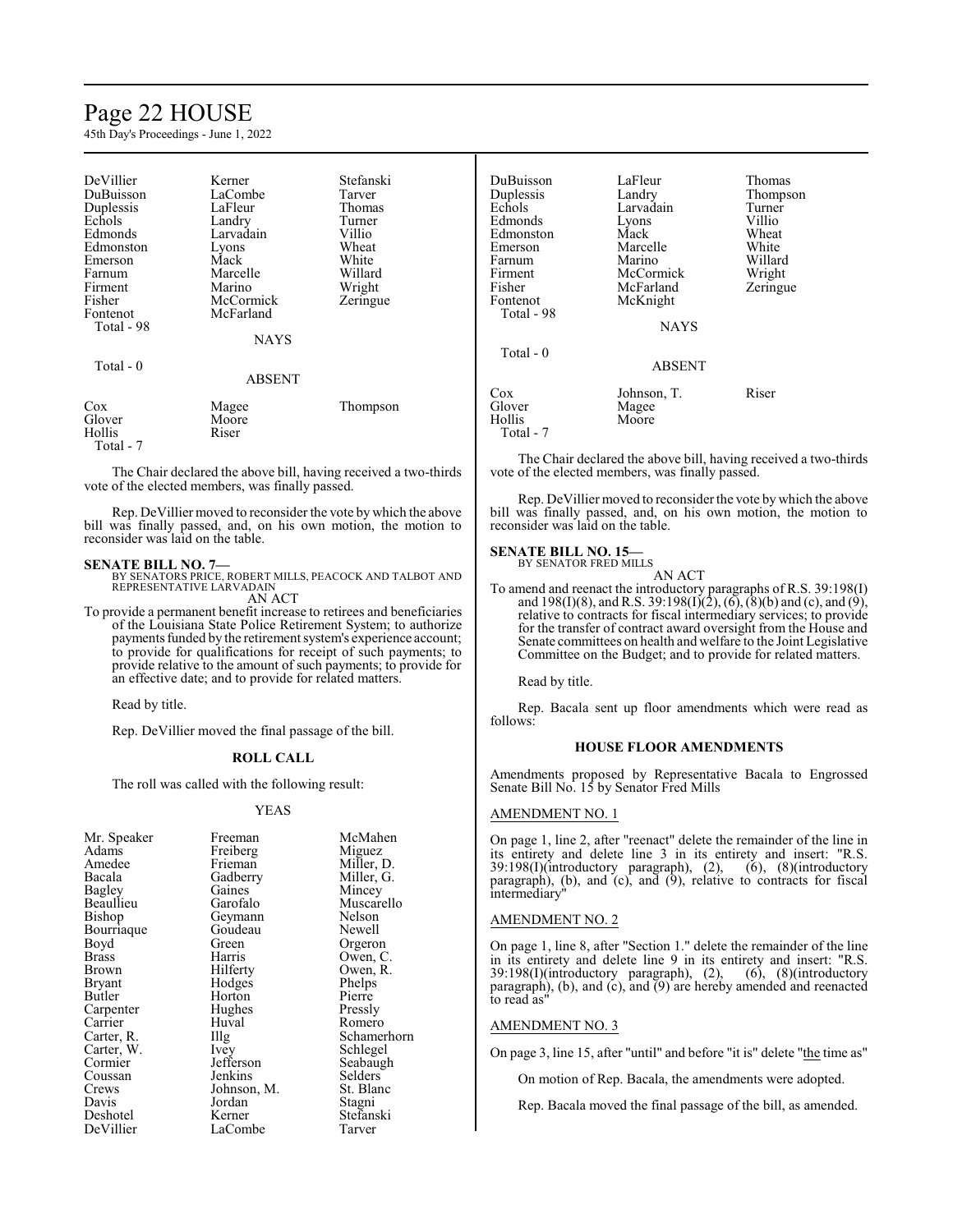| | | |
|---|---|---|
| DeVillier | Kerner | Stefanski |
| DuBuisson | LaCombe | Tarver |
| Duplessis | LaFleur | Thomas |
| Echols | Landry | Turner |
| Edmonds | Larvadain | Villio |
| Edmonston | Lyons | Wheat |
| Emerson | Mack | White |
| Farnum | Marcelle | Willard |
| Firment | Marino | Wright |
| Fisher | McCormick | Zeringue |
| Fontenot | McFarland | |
| Total - 98 | | |

NAYS

Total - 0

ABSENT

| | | |
|---|---|---|
| Cox | Magee | Thompson |
| Glover | Moore | |
| Hollis | Riser | |
| Total - 7 | | |

The Chair declared the above bill, having received a two-thirds vote of the elected members, was finally passed.

Rep. DeVillier moved to reconsider the vote by which the above bill was finally passed, and, on his own motion, the motion to reconsider was laid on the table.

**SENATE BILL NO. 7—**
BY SENATORS PRICE, ROBERT MILLS, PEACOCK AND TALBOT AND REPRESENTATIVE LARVADAIN
AN ACT

To provide a permanent benefit increase to retirees and beneficiaries of the Louisiana State Police Retirement System; to authorize payments funded by the retirement system's experience account; to provide for qualifications for receipt of such payments; to provide relative to the amount of such payments; to provide for an effective date; and to provide for related matters.

Read by title.

Rep. DeVillier moved the final passage of the bill.

**ROLL CALL**

The roll was called with the following result:

YEAS

| | | |
|---|---|---|
| Mr. Speaker | Freeman | McMahen |
| Adams | Freiberg | Miguez |
| Amedee | Frieman | Miller, D. |
| Bacala | Gadberry | Miller, G. |
| Bagley | Gaines | Mincey |
| Beaullieu | Garofalo | Muscarello |
| Bishop | Geymann | Nelson |
| Bourriaque | Goudeau | Newell |
| Boyd | Green | Orgeron |
| Brass | Harris | Owen, C. |
| Brown | Hilferty | Owen, R. |
| Bryant | Hodges | Phelps |
| Butler | Horton | Pierre |
| Carpenter | Hughes | Pressly |
| Carrier | Huval | Romero |
| Carter, R. | Illg | Schamerhorn |
| Carter, W. | Ivey | Schlegel |
| Cormier | Jefferson | Seabaugh |
| Coussan | Jenkins | Selders |
| Crews | Johnson, M. | St. Blanc |
| Davis | Jordan | Stagni |
| Deshotel | Kerner | Stefanski |
| DeVillier | LaCombe | Tarver |
| DuBuisson | LaFleur | Thomas |
| Duplessis | Landry | Thompson |
| Echols | Larvadain | Turner |
| Edmonds | Lyons | Villio |
| Edmonston | Mack | Wheat |
| Emerson | Marcelle | White |
| Farnum | Marino | Willard |
| Firment | McCormick | Wright |
| Fisher | McFarland | Zeringue |
| Fontenot | McKnight | |
| Total - 98 | | |

NAYS

Total - 0

ABSENT

| | | |
|---|---|---|
| Cox | Johnson, T. | Riser |
| Glover | Magee | |
| Hollis | Moore | |
| Total - 7 | | |

The Chair declared the above bill, having received a two-thirds vote of the elected members, was finally passed.

Rep. DeVillier moved to reconsider the vote by which the above bill was finally passed, and, on his own motion, the motion to reconsider was laid on the table.

**SENATE BILL NO. 15—**
BY SENATOR FRED MILLS
AN ACT

To amend and reenact the introductory paragraphs of R.S. 39:198(I) and 198(I)(8), and R.S. 39:198(I)(2), (6), (8)(b) and (c), and (9), relative to contracts for fiscal intermediary services; to provide for the transfer of contract award oversight from the House and Senate committees on health and welfare to the Joint Legislative Committee on the Budget; and to provide for related matters.

Read by title.

Rep. Bacala sent up floor amendments which were read as follows:

**HOUSE FLOOR AMENDMENTS**

Amendments proposed by Representative Bacala to Engrossed Senate Bill No. 15 by Senator Fred Mills

AMENDMENT NO. 1

On page 1, line 2, after "reenact" delete the remainder of the line in its entirety and delete line 3 in its entirety and insert: "R.S. 39:198(I)(introductory paragraph), (2), (6), (8)(introductory paragraph), (b), and (c), and (9), relative to contracts for fiscal intermediary"

AMENDMENT NO. 2

On page 1, line 8, after "Section 1." delete the remainder of the line in its entirety and delete line 9 in its entirety and insert: "R.S. 39:198(I)(introductory paragraph), (2), (6), (8)(introductory paragraph), (b), and (c), and (9) are hereby amended and reenacted to read as"

AMENDMENT NO. 3

On page 3, line 15, after "until" and before "it is" delete "the time as"

On motion of Rep. Bacala, the amendments were adopted.

Rep. Bacala moved the final passage of the bill, as amended.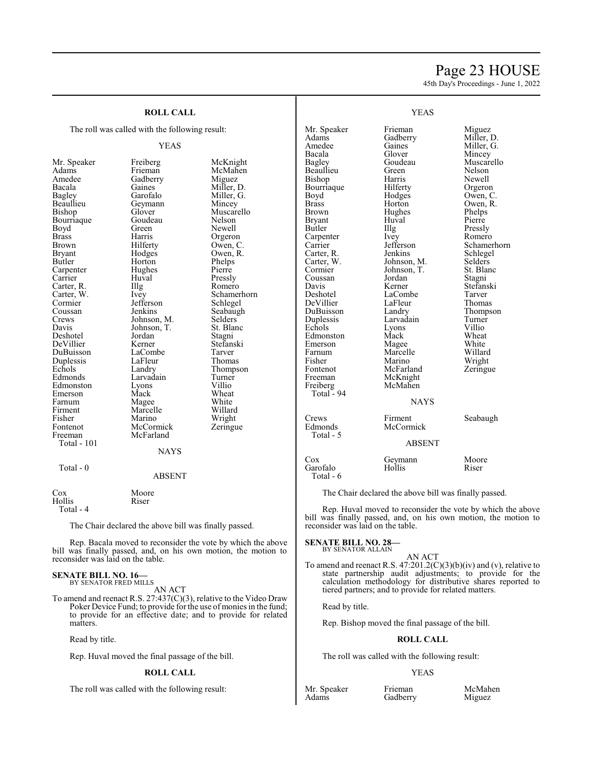## ROLL CALL

The roll was called with the following result:

YEAS

| | | |
|---|---|---|
| Mr. Speaker | Freiberg | McKnight |
| Adams | Frieman | McMahen |
| Amedee | Gadberry | Miguez |
| Bacala | Gaines | Miller, D. |
| Bagley | Garofalo | Miller, G. |
| Beaullieu | Geymann | Mincey |
| Bishop | Glover | Muscarello |
| Bourriaque | Goudeau | Nelson |
| Boyd | Green | Newell |
| Brass | Harris | Orgeron |
| Brown | Hilferty | Owen, C. |
| Bryant | Hodges | Owen, R. |
| Butler | Horton | Phelps |
| Carpenter | Hughes | Pierre |
| Carrier | Huval | Pressly |
| Carter, R. | Illg | Romero |
| Carter, W. | Ivey | Schamerhorn |
| Cormier | Jefferson | Schlegel |
| Coussan | Jenkins | Seabaugh |
| Crews | Johnson, M. | Selders |
| Davis | Johnson, T. | St. Blanc |
| Deshotel | Jordan | Stagni |
| DeVillier | Kerner | Stefanski |
| DuBuisson | LaCombe | Tarver |
| Duplessis | LaFleur | Thomas |
| Echols | Landry | Thompson |
| Edmonds | Larvadain | Turner |
| Edmonston | Lyons | Villio |
| Emerson | Mack | Wheat |
| Farnum | Magee | White |
| Firment | Marcelle | Willard |
| Fisher | Marino | Wright |
| Fontenot | McCormick | Zeringue |
| Freeman | McFarland | |
| Total - 101 | | |

NAYS

Total - 0

ABSENT

| | |
|---|---|
| Cox | Moore |
| Hollis | Riser |
| Total - 4 | |

The Chair declared the above bill was finally passed.

Rep. Bacala moved to reconsider the vote by which the above bill was finally passed, and, on his own motion, the motion to reconsider was laid on the table.

**SENATE BILL NO. 16—**
BY SENATOR FRED MILLS

AN ACT

To amend and reenact R.S. 27:437(C)(3), relative to the Video Draw Poker Device Fund; to provide for the use of monies in the fund; to provide for an effective date; and to provide for related matters.

Read by title.

Rep. Huval moved the final passage of the bill.

## ROLL CALL

The roll was called with the following result:

YEAS

| | | |
|---|---|---|
| Mr. Speaker | Frieman | Miguez |
| Adams | Gadberry | Miller, D. |
| Amedee | Gaines | Miller, G. |
| Bacala | Glover | Mincey |
| Bagley | Goudeau | Muscarello |
| Beaullieu | Green | Nelson |
| Bishop | Harris | Newell |
| Bourriaque | Hilferty | Orgeron |
| Boyd | Hodges | Owen, C. |
| Brass | Horton | Owen, R. |
| Brown | Hughes | Phelps |
| Bryant | Huval | Pierre |
| Butler | Illg | Pressly |
| Carpenter | Ivey | Romero |
| Carrier | Jefferson | Schamerhorn |
| Carter, R. | Jenkins | Schlegel |
| Carter, W. | Johnson, M. | Selders |
| Cormier | Johnson, T. | St. Blanc |
| Coussan | Jordan | Stagni |
| Davis | Kerner | Stefanski |
| Deshotel | LaCombe | Tarver |
| DeVillier | LaFleur | Thomas |
| DuBuisson | Landry | Thompson |
| Duplessis | Larvadain | Turner |
| Echols | Lyons | Villio |
| Edmonston | Mack | Wheat |
| Emerson | Magee | White |
| Farnum | Marcelle | Willard |
| Fisher | Marino | Wright |
| Fontenot | McFarland | Zeringue |
| Freeman | McKnight | |
| Freiberg | McMahen | |
| Total - 94 | | |

NAYS

| | | |
|---|---|---|
| Crews | Firment | Seabaugh |
| Edmonds | McCormick | |
| Total - 5 | | |

ABSENT

| | | |
|---|---|---|
| Cox | Geymann | Moore |
| Garofalo | Hollis | Riser |
| Total - 6 | | |

The Chair declared the above bill was finally passed.

Rep. Huval moved to reconsider the vote by which the above bill was finally passed, and, on his own motion, the motion to reconsider was laid on the table.

**SENATE BILL NO. 28—**
BY SENATOR ALLAIN

AN ACT

To amend and reenact R.S. 47:201.2(C)(3)(b)(iv) and (v), relative to state partnership audit adjustments; to provide for the calculation methodology for distributive shares reported to tiered partners; and to provide for related matters.

Read by title.

Rep. Bishop moved the final passage of the bill.

## ROLL CALL

The roll was called with the following result:

YEAS

| | | |
|---|---|---|
| Mr. Speaker | Frieman | McMahen |
| Adams | Gadberry | Miguez |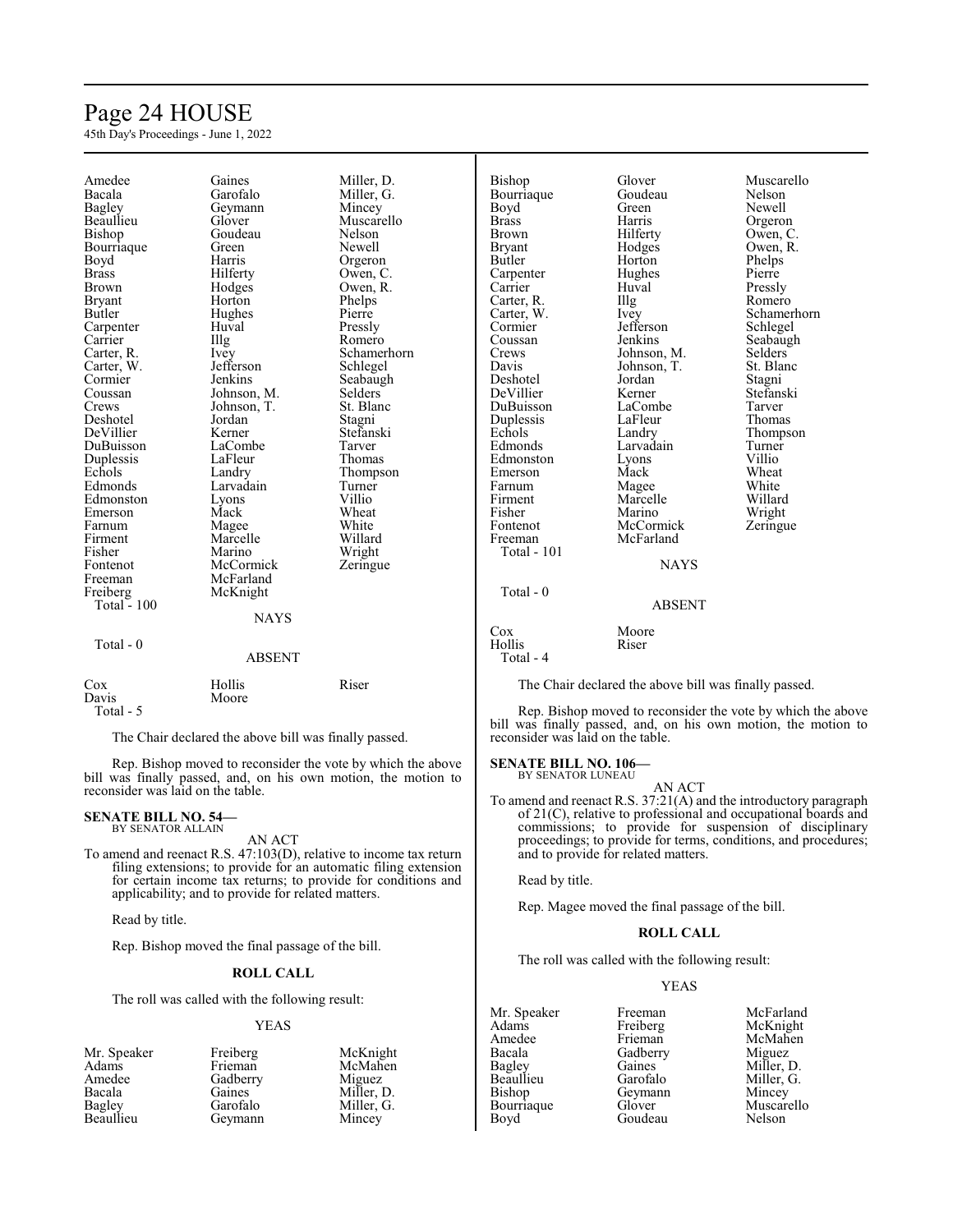| | | |
|---|---|---|
| Amedee | Gaines | Miller, D. |
| Bacala | Garofalo | Miller, G. |
| Bagley | Geymann | Mincey |
| Beaullieu | Glover | Muscarello |
| Bishop | Goudeau | Nelson |
| Bourriaque | Green | Newell |
| Boyd | Harris | Orgeron |
| Brass | Hilferty | Owen, C. |
| Brown | Hodges | Owen, R. |
| Bryant | Horton | Phelps |
| Butler | Hughes | Pierre |
| Carpenter | Huval | Pressly |
| Carrier | Illg | Romero |
| Carter, R. | Ivey | Schamerhorn |
| Carter, W. | Jefferson | Schlegel |
| Cormier | Jenkins | Seabaugh |
| Coussan | Johnson, M. | Selders |
| Crews | Johnson, T. | St. Blanc |
| Deshotel | Jordan | Stagni |
| DeVillier | Kerner | Stefanski |
| DuBuisson | LaCombe | Tarver |
| Duplessis | LaFleur | Thomas |
| Echols | Landry | Thompson |
| Edmonds | Larvadain | Turner |
| Edmonston | Lyons | Villio |
| Emerson | Mack | Wheat |
| Farnum | Magee | White |
| Firment | Marcelle | Willard |
| Fisher | Marino | Wright |
| Fontenot | McCormick | Zeringue |
| Freeman | McFarland | |
| Freiberg | McKnight | |

Total - 100

NAYS

Total - 0

ABSENT

| | | |
|---|---|---|
| Cox | Hollis | Riser |
| Davis | Moore | |

Total - 5

The Chair declared the above bill was finally passed.

Rep. Bishop moved to reconsider the vote by which the above bill was finally passed, and, on his own motion, the motion to reconsider was laid on the table.

**SENATE BILL NO. 54—**
BY SENATOR ALLAIN

AN ACT

To amend and reenact R.S. 47:103(D), relative to income tax return filing extensions; to provide for an automatic filing extension for certain income tax returns; to provide for conditions and applicability; and to provide for related matters.

Read by title.

Rep. Bishop moved the final passage of the bill.

**ROLL CALL**

The roll was called with the following result:

YEAS

| | | |
|---|---|---|
| Mr. Speaker | Freiberg | McKnight |
| Adams | Frieman | McMahen |
| Amedee | Gadberry | Miguez |
| Bacala | Gaines | Miller, D. |
| Bagley | Garofalo | Miller, G. |
| Beaullieu | Geymann | Mincey |
| Bishop | Glover | Muscarello |
| Bourriaque | Goudeau | Nelson |
| Boyd | Green | Newell |
| Brass | Harris | Orgeron |
| Brown | Hilferty | Owen, C. |
| Bryant | Hodges | Owen, R. |
| Butler | Horton | Phelps |
| Carpenter | Hughes | Pierre |
| Carrier | Huval | Pressly |
| Carter, R. | Illg | Romero |
| Carter, W. | Ivey | Schamerhorn |
| Cormier | Jefferson | Schlegel |
| Coussan | Jenkins | Seabaugh |
| Crews | Johnson, M. | Selders |
| Davis | Johnson, T. | St. Blanc |
| Deshotel | Jordan | Stagni |
| DeVillier | Kerner | Stefanski |
| DuBuisson | LaCombe | Tarver |
| Duplessis | LaFleur | Thomas |
| Echols | Landry | Thompson |
| Edmonds | Larvadain | Turner |
| Edmonston | Lyons | Villio |
| Emerson | Mack | Wheat |
| Farnum | Magee | White |
| Firment | Marcelle | Willard |
| Fisher | Marino | Wright |
| Fontenot | McCormick | Zeringue |
| Freeman | McFarland | |

Total - 101

NAYS

Total - 0

ABSENT

| | |
|---|---|
| Cox | Moore |
| Hollis | Riser |

Total - 4

The Chair declared the above bill was finally passed.

Rep. Bishop moved to reconsider the vote by which the above bill was finally passed, and, on his own motion, the motion to reconsider was laid on the table.

**SENATE BILL NO. 106—**
BY SENATOR LUNEAU

AN ACT

To amend and reenact R.S. 37:21(A) and the introductory paragraph of 21(C), relative to professional and occupational boards and commissions; to provide for suspension of disciplinary proceedings; to provide for terms, conditions, and procedures; and to provide for related matters.

Read by title.

Rep. Magee moved the final passage of the bill.

**ROLL CALL**

The roll was called with the following result:

YEAS

| | | |
|---|---|---|
| Mr. Speaker | Freeman | McFarland |
| Adams | Freiberg | McKnight |
| Amedee | Frieman | McMahen |
| Bacala | Gadberry | Miguez |
| Bagley | Gaines | Miller, D. |
| Beaullieu | Garofalo | Miller, G. |
| Bishop | Geymann | Mincey |
| Bourriaque | Glover | Muscarello |
| Boyd | Goudeau | Nelson |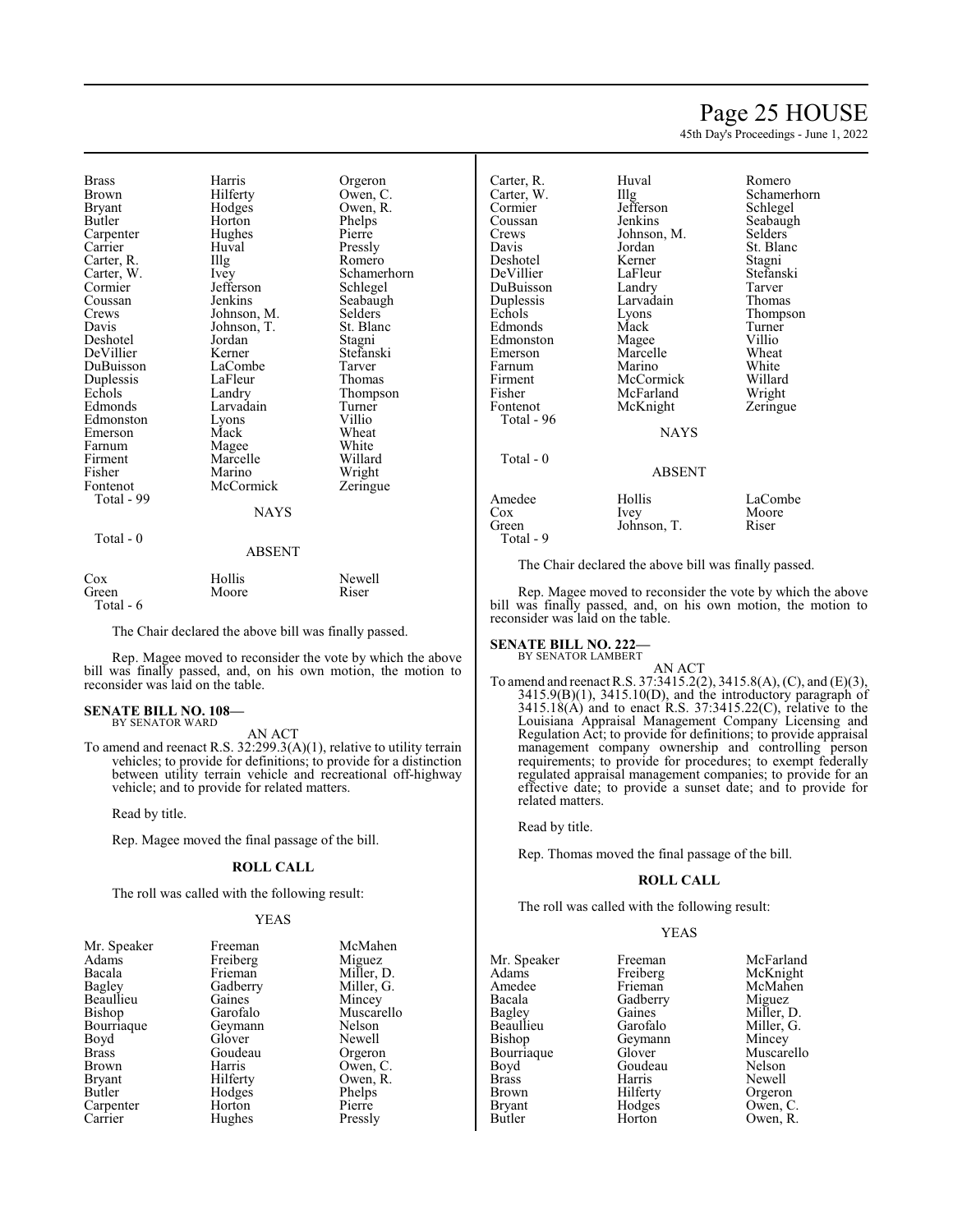| | | |
|---|---|---|
| Brass | Harris | Orgeron |
| Brown | Hilferty | Owen, C. |
| Bryant | Hodges | Owen, R. |
| Butler | Horton | Phelps |
| Carpenter | Hughes | Pierre |
| Carrier | Huval | Pressly |
| Carter, R. | Illg | Romero |
| Carter, W. | Ivey | Schamerhorn |
| Cormier | Jefferson | Schlegel |
| Coussan | Jenkins | Seabaugh |
| Crews | Johnson, M. | Selders |
| Davis | Johnson, T. | St. Blanc |
| Deshotel | Jordan | Stagni |
| DeVillier | Kerner | Stefanski |
| DuBuisson | LaCombe | Tarver |
| Duplessis | LaFleur | Thomas |
| Echols | Landry | Thompson |
| Edmonds | Larvadain | Turner |
| Edmonston | Lyons | Villio |
| Emerson | Mack | Wheat |
| Farnum | Magee | White |
| Firment | Marcelle | Willard |
| Fisher | Marino | Wright |
| Fontenot | McCormick | Zeringue |

Total - 99

NAYS

Total - 0

ABSENT

| | | |
|---|---|---|
| Cox | Hollis | Newell |
| Green | Moore | Riser |

Total - 6

The Chair declared the above bill was finally passed.

Rep. Magee moved to reconsider the vote by which the above bill was finally passed, and, on his own motion, the motion to reconsider was laid on the table.

**SENATE BILL NO. 108—**
BY SENATOR WARD

AN ACT

To amend and reenact R.S. 32:299.3(A)(1), relative to utility terrain vehicles; to provide for definitions; to provide for a distinction between utility terrain vehicle and recreational off-highway vehicle; and to provide for related matters.

Read by title.

Rep. Magee moved the final passage of the bill.

**ROLL CALL**

The roll was called with the following result:

YEAS

| | | |
|---|---|---|
| Mr. Speaker | Freeman | McMahen |
| Adams | Freiberg | Miguez |
| Bacala | Frieman | Miller, D. |
| Bagley | Gadberry | Miller, G. |
| Beaullieu | Gaines | Mincey |
| Bishop | Garofalo | Muscarello |
| Bourriaque | Geymann | Nelson |
| Boyd | Glover | Newell |
| Brass | Goudeau | Orgeron |
| Brown | Harris | Owen, C. |
| Bryant | Hilferty | Owen, R. |
| Butler | Hodges | Phelps |
| Carpenter | Horton | Pierre |
| Carrier | Hughes | Pressly |
| Carter, R. | Huval | Romero |
| Carter, W. | Illg | Schamerhorn |
| Cormier | Jefferson | Schlegel |
| Coussan | Jenkins | Seabaugh |
| Crews | Johnson, M. | Selders |
| Davis | Jordan | St. Blanc |
| Deshotel | Kerner | Stagni |
| DeVillier | LaFleur | Stefanski |
| DuBuisson | Landry | Tarver |
| Duplessis | Larvadain | Thomas |
| Echols | Lyons | Thompson |
| Edmonds | Mack | Turner |
| Edmonston | Magee | Villio |
| Emerson | Marcelle | Wheat |
| Farnum | Marino | White |
| Firment | McCormick | Willard |
| Fisher | McFarland | Wright |
| Fontenot | McKnight | Zeringue |

Total - 96

NAYS

Total - 0

ABSENT

| | | |
|---|---|---|
| Amedee | Hollis | LaCombe |
| Cox | Ivey | Moore |
| Green | Johnson, T. | Riser |

Total - 9

The Chair declared the above bill was finally passed.

Rep. Magee moved to reconsider the vote by which the above bill was finally passed, and, on his own motion, the motion to reconsider was laid on the table.

**SENATE BILL NO. 222—**
BY SENATOR LAMBERT

AN ACT

To amend and reenact R.S. 37:3415.2(2), 3415.8(A), (C), and (E)(3), 3415.9(B)(1), 3415.10(D), and the introductory paragraph of 3415.18(A) and to enact R.S. 37:3415.22(C), relative to the Louisiana Appraisal Management Company Licensing and Regulation Act; to provide for definitions; to provide appraisal management company ownership and controlling person requirements; to provide for procedures; to exempt federally regulated appraisal management companies; to provide for an effective date; to provide a sunset date; and to provide for related matters.

Read by title.

Rep. Thomas moved the final passage of the bill.

**ROLL CALL**

The roll was called with the following result:

YEAS

| | | |
|---|---|---|
| Mr. Speaker | Freeman | McFarland |
| Adams | Freiberg | McKnight |
| Amedee | Frieman | McMahen |
| Bacala | Gadberry | Miguez |
| Bagley | Gaines | Miller, D. |
| Beaullieu | Garofalo | Miller, G. |
| Bishop | Geymann | Mincey |
| Bourriaque | Glover | Muscarello |
| Boyd | Goudeau | Nelson |
| Brass | Harris | Newell |
| Brown | Hilferty | Orgeron |
| Bryant | Hodges | Owen, C. |
| Butler | Horton | Owen, R. |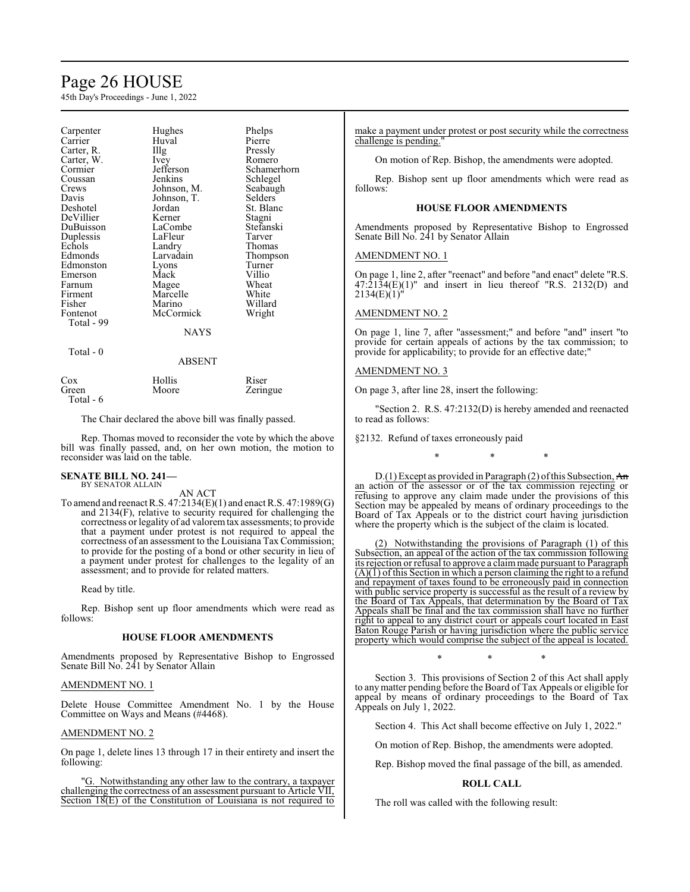| | | |
|---|---|---|
| Carpenter | Hughes | Phelps |
| Carrier | Huval | Pierre |
| Carter, R. | Illg | Pressly |
| Carter, W. | Ivey | Romero |
| Cormier | Jefferson | Schamerhorn |
| Coussan | Jenkins | Schlegel |
| Crews | Johnson, M. | Seabaugh |
| Davis | Johnson, T. | Selders |
| Deshotel | Jordan | St. Blanc |
| DeVillier | Kerner | Stagni |
| DuBuisson | LaCombe | Stefanski |
| Duplessis | LaFleur | Tarver |
| Echols | Landry | Thomas |
| Edmonds | Larvadain | Thompson |
| Edmonston | Lyons | Turner |
| Emerson | Mack | Villio |
| Farnum | Magee | Wheat |
| Firment | Marcelle | White |
| Fisher | Marino | Willard |
| Fontenot | McCormick | Wright |

Total - 99

NAYS

Total - 0

ABSENT

| | | |
|---|---|---|
| Cox | Hollis | Riser |
| Green | Moore | Zeringue |

Total - 6

The Chair declared the above bill was finally passed.

Rep. Thomas moved to reconsider the vote by which the above bill was finally passed, and, on her own motion, the motion to reconsider was laid on the table.

**SENATE BILL NO. 241—**
BY SENATOR ALLAIN

AN ACT

To amend and reenact R.S. 47:2134(E)(1) and enact R.S. 47:1989(G) and 2134(F), relative to security required for challenging the correctness or legality of ad valorem tax assessments; to provide that a payment under protest is not required to appeal the correctness of an assessment to the Louisiana Tax Commission; to provide for the posting of a bond or other security in lieu of a payment under protest for challenges to the legality of an assessment; and to provide for related matters.

Read by title.

Rep. Bishop sent up floor amendments which were read as follows:

**HOUSE FLOOR AMENDMENTS**

Amendments proposed by Representative Bishop to Engrossed Senate Bill No. 241 by Senator Allain

AMENDMENT NO. 1

Delete House Committee Amendment No. 1 by the House Committee on Ways and Means (#4468).

AMENDMENT NO. 2

On page 1, delete lines 13 through 17 in their entirety and insert the following:

"G. Notwithstanding any other law to the contrary, a taxpayer challenging the correctness of an assessment pursuant to Article VII, Section 18(E) of the Constitution of Louisiana is not required to make a payment under protest or post security while the correctness challenge is pending."

On motion of Rep. Bishop, the amendments were adopted.

Rep. Bishop sent up floor amendments which were read as follows:

**HOUSE FLOOR AMENDMENTS**

Amendments proposed by Representative Bishop to Engrossed Senate Bill No. 241 by Senator Allain

AMENDMENT NO. 1

On page 1, line 2, after "reenact" and before "and enact" delete "R.S. 47:2134(E)(1)" and insert in lieu thereof "R.S. 2132(D) and 2134(E)(1)"

AMENDMENT NO. 2

On page 1, line 7, after "assessment;" and before "and" insert "to provide for certain appeals of actions by the tax commission; to provide for applicability; to provide for an effective date;"

AMENDMENT NO. 3

On page 3, after line 28, insert the following:

"Section 2. R.S. 47:2132(D) is hereby amended and reenacted to read as follows:

§2132. Refund of taxes erroneously paid

\* \* \*

D.(1) Except as provided in Paragraph (2) of this Subsection, ~~An~~ an action of the assessor or of the tax commission rejecting or refusing to approve any claim made under the provisions of this Section may be appealed by means of ordinary proceedings to the Board of Tax Appeals or to the district court having jurisdiction where the property which is the subject of the claim is located.

(2) Notwithstanding the provisions of Paragraph (1) of this Subsection, an appeal of the action of the tax commission following its rejection or refusal to approve a claim made pursuant to Paragraph (A)(1) of this Section in which a person claiming the right to a refund and repayment of taxes found to be erroneously paid in connection with public service property is successful as the result of a review by the Board of Tax Appeals, that determination by the Board of Tax Appeals shall be final and the tax commission shall have no further right to appeal to any district court or appeals court located in East Baton Rouge Parish or having jurisdiction where the public service property which would comprise the subject of the appeal is located.

\* \* \*

Section 3. This provisions of Section 2 of this Act shall apply to any matter pending before the Board of Tax Appeals or eligible for appeal by means of ordinary proceedings to the Board of Tax Appeals on July 1, 2022.

Section 4. This Act shall become effective on July 1, 2022."

On motion of Rep. Bishop, the amendments were adopted.

Rep. Bishop moved the final passage of the bill, as amended.

**ROLL CALL**

The roll was called with the following result: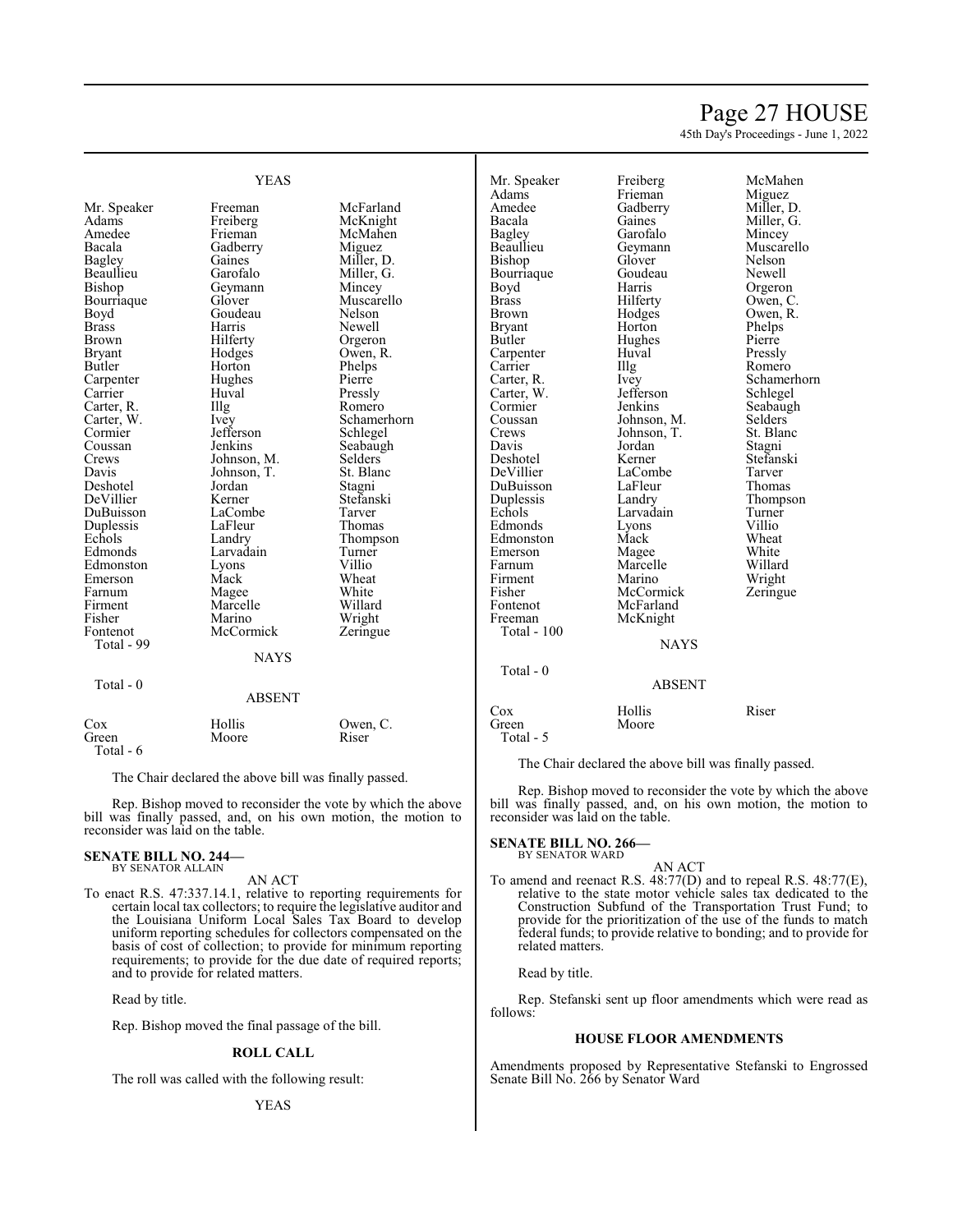YEAS

| | | |
|---|---|---|
| Mr. Speaker | Freeman | McFarland |
| Adams | Freiberg | McKnight |
| Amedee | Frieman | McMahen |
| Bacala | Gadberry | Miguez |
| Bagley | Gaines | Miller, D. |
| Beaullieu | Garofalo | Miller, G. |
| Bishop | Geymann | Mincey |
| Bourriaque | Glover | Muscarello |
| Boyd | Goudeau | Nelson |
| Brass | Harris | Newell |
| Brown | Hilferty | Orgeron |
| Bryant | Hodges | Owen, R. |
| Butler | Horton | Phelps |
| Carpenter | Hughes | Pierre |
| Carrier | Huval | Pressly |
| Carter, R. | Illg | Romero |
| Carter, W. | Ivey | Schamerhorn |
| Cormier | Jefferson | Schlegel |
| Coussan | Jenkins | Seabaugh |
| Crews | Johnson, M. | Selders |
| Davis | Johnson, T. | St. Blanc |
| Deshotel | Jordan | Stagni |
| DeVillier | Kerner | Stefanski |
| DuBuisson | LaCombe | Tarver |
| Duplessis | LaFleur | Thomas |
| Echols | Landry | Thompson |
| Edmonds | Larvadain | Turner |
| Edmonston | Lyons | Villio |
| Emerson | Mack | Wheat |
| Farnum | Magee | White |
| Firment | Marcelle | Willard |
| Fisher | Marino | Wright |
| Fontenot | McCormick | Zeringue |
| Total - 99 | | |

NAYS

Total - 0

ABSENT

| | | |
|---|---|---|
| Cox | Hollis | Owen, C. |
| Green | Moore | Riser |
| Total - 6 | | |

The Chair declared the above bill was finally passed.

Rep. Bishop moved to reconsider the vote by which the above bill was finally passed, and, on his own motion, the motion to reconsider was laid on the table.

**SENATE BILL NO. 244—**
BY SENATOR ALLAIN

AN ACT

To enact R.S. 47:337.14.1, relative to reporting requirements for certain local tax collectors; to require the legislative auditor and the Louisiana Uniform Local Sales Tax Board to develop uniform reporting schedules for collectors compensated on the basis of cost of collection; to provide for minimum reporting requirements; to provide for the due date of required reports; and to provide for related matters.

Read by title.

Rep. Bishop moved the final passage of the bill.

**ROLL CALL**

The roll was called with the following result:

YEAS

| | | |
|---|---|---|
| Mr. Speaker | Freiberg | McMahen |
| Adams | Frieman | Miguez |
| Amedee | Gadberry | Miller, D. |
| Bacala | Gaines | Miller, G. |
| Bagley | Garofalo | Mincey |
| Beaullieu | Geymann | Muscarello |
| Bishop | Glover | Nelson |
| Bourriaque | Goudeau | Newell |
| Boyd | Harris | Orgeron |
| Brass | Hilferty | Owen, C. |
| Brown | Hodges | Owen, R. |
| Bryant | Horton | Phelps |
| Butler | Hughes | Pierre |
| Carpenter | Huval | Pressly |
| Carrier | Illg | Romero |
| Carter, R. | Ivey | Schamerhorn |
| Carter, W. | Jefferson | Schlegel |
| Cormier | Jenkins | Seabaugh |
| Coussan | Johnson, M. | Selders |
| Crews | Johnson, T. | St. Blanc |
| Davis | Jordan | Stagni |
| Deshotel | Kerner | Stefanski |
| DeVillier | LaCombe | Tarver |
| DuBuisson | LaFleur | Thomas |
| Duplessis | Landry | Thompson |
| Echols | Larvadain | Turner |
| Edmonds | Lyons | Villio |
| Edmonston | Mack | Wheat |
| Emerson | Magee | White |
| Farnum | Marcelle | Willard |
| Firment | Marino | Wright |
| Fisher | McCormick | Zeringue |
| Fontenot | McFarland | |
| Freeman | McKnight | |
| Total - 100 | | |

NAYS

Total - 0

ABSENT

| | | |
|---|---|---|
| Cox | Hollis | Riser |
| Green | Moore | |
| Total - 5 | | |

The Chair declared the above bill was finally passed.

Rep. Bishop moved to reconsider the vote by which the above bill was finally passed, and, on his own motion, the motion to reconsider was laid on the table.

**SENATE BILL NO. 266—**
BY SENATOR WARD

AN ACT

To amend and reenact R.S. 48:77(D) and to repeal R.S. 48:77(E), relative to the state motor vehicle sales tax dedicated to the Construction Subfund of the Transportation Trust Fund; to provide for the prioritization of the use of the funds to match federal funds; to provide relative to bonding; and to provide for related matters.

Read by title.

Rep. Stefanski sent up floor amendments which were read as follows:

**HOUSE FLOOR AMENDMENTS**

Amendments proposed by Representative Stefanski to Engrossed Senate Bill No. 266 by Senator Ward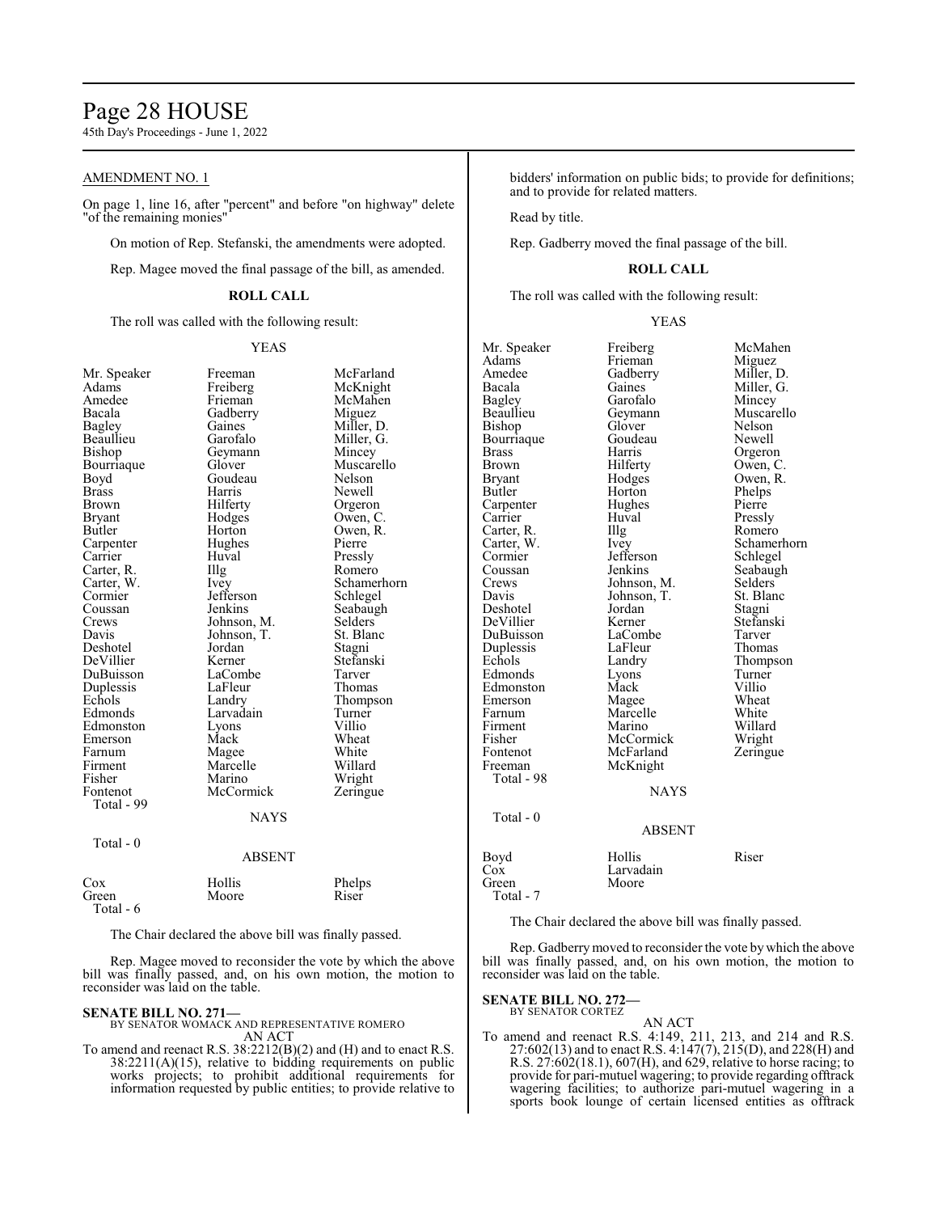AMENDMENT NO. 1

On page 1, line 16, after "percent" and before "on highway" delete "of the remaining monies"

On motion of Rep. Stefanski, the amendments were adopted.

Rep. Magee moved the final passage of the bill, as amended.

**ROLL CALL**

The roll was called with the following result:

YEAS

| | | |
|---|---|---|
| Mr. Speaker | Freeman | McFarland |
| Adams | Freiberg | McKnight |
| Amedee | Frieman | McMahen |
| Bacala | Gadberry | Miguez |
| Bagley | Gaines | Miller, D. |
| Beaullieu | Garofalo | Miller, G. |
| Bishop | Geymann | Mincey |
| Bourriaque | Glover | Muscarello |
| Boyd | Goudeau | Nelson |
| Brass | Harris | Newell |
| Brown | Hilferty | Orgeron |
| Bryant | Hodges | Owen, C. |
| Butler | Horton | Owen, R. |
| Carpenter | Hughes | Pierre |
| Carrier | Huval | Pressly |
| Carter, R. | Illg | Romero |
| Carter, W. | Ivey | Schamerhorn |
| Cormier | Jefferson | Schlegel |
| Coussan | Jenkins | Seabaugh |
| Crews | Johnson, M. | Selders |
| Davis | Johnson, T. | St. Blanc |
| Deshotel | Jordan | Stagni |
| DeVillier | Kerner | Stefanski |
| DuBuisson | LaCombe | Tarver |
| Duplessis | LaFleur | Thomas |
| Echols | Landry | Thompson |
| Edmonds | Larvadain | Turner |
| Edmonston | Lyons | Villio |
| Emerson | Mack | Wheat |
| Farnum | Magee | White |
| Firment | Marcelle | Willard |
| Fisher | Marino | Wright |
| Fontenot | McCormick | Zeringue |
| Total - 99 | | |

NAYS

Total - 0

ABSENT

| | | |
|---|---|---|
| Cox | Hollis | Phelps |
| Green | Moore | Riser |
| Total - 6 | | |

The Chair declared the above bill was finally passed.

Rep. Magee moved to reconsider the vote by which the above bill was finally passed, and, on his own motion, the motion to reconsider was laid on the table.

**SENATE BILL NO. 271—**
BY SENATOR WOMACK AND REPRESENTATIVE ROMERO
AN ACT

To amend and reenact R.S. 38:2212(B)(2) and (H) and to enact R.S. 38:2211(A)(15), relative to bidding requirements on public works projects; to prohibit additional requirements for information requested by public entities; to provide relative to bidders' information on public bids; to provide for definitions; and to provide for related matters.

Read by title.

Rep. Gadberry moved the final passage of the bill.

**ROLL CALL**

The roll was called with the following result:

YEAS

| | | |
|---|---|---|
| Mr. Speaker | Freiberg | McMahen |
| Adams | Frieman | Miguez |
| Amedee | Gadberry | Miller, D. |
| Bacala | Gaines | Miller, G. |
| Bagley | Garofalo | Mincey |
| Beaullieu | Geymann | Muscarello |
| Bishop | Glover | Nelson |
| Bourriaque | Goudeau | Newell |
| Brass | Harris | Orgeron |
| Brown | Hilferty | Owen, C. |
| Bryant | Hodges | Owen, R. |
| Butler | Horton | Phelps |
| Carpenter | Hughes | Pierre |
| Carrier | Huval | Pressly |
| Carter, R. | Illg | Romero |
| Carter, W. | Ivey | Schamerhorn |
| Cormier | Jefferson | Schlegel |
| Coussan | Jenkins | Seabaugh |
| Crews | Johnson, M. | Selders |
| Davis | Johnson, T. | St. Blanc |
| Deshotel | Jordan | Stagni |
| DeVillier | Kerner | Stefanski |
| DuBuisson | LaCombe | Tarver |
| Duplessis | LaFleur | Thomas |
| Echols | Landry | Thompson |
| Edmonds | Lyons | Turner |
| Edmonston | Mack | Villio |
| Emerson | Magee | Wheat |
| Farnum | Marcelle | White |
| Firment | Marino | Willard |
| Fisher | McCormick | Wright |
| Fontenot | McFarland | Zeringue |
| Freeman | McKnight | |
| Total - 98 | | |

NAYS

Total - 0

ABSENT

| | | |
|---|---|---|
| Boyd | Hollis | Riser |
| Cox | Larvadain | |
| Green | Moore | |
| Total - 7 | | |

The Chair declared the above bill was finally passed.

Rep. Gadberry moved to reconsider the vote by which the above bill was finally passed, and, on his own motion, the motion to reconsider was laid on the table.

**SENATE BILL NO. 272—**
BY SENATOR CORTEZ
AN ACT

To amend and reenact R.S. 4:149, 211, 213, and 214 and R.S. 27:602(13) and to enact R.S. 4:147(7), 215(D), and 228(H) and R.S. 27:602(18.1), 607(H), and 629, relative to horse racing; to provide for pari-mutuel wagering; to provide regarding offtrack wagering facilities; to authorize pari-mutuel wagering in a sports book lounge of certain licensed entities as offtrack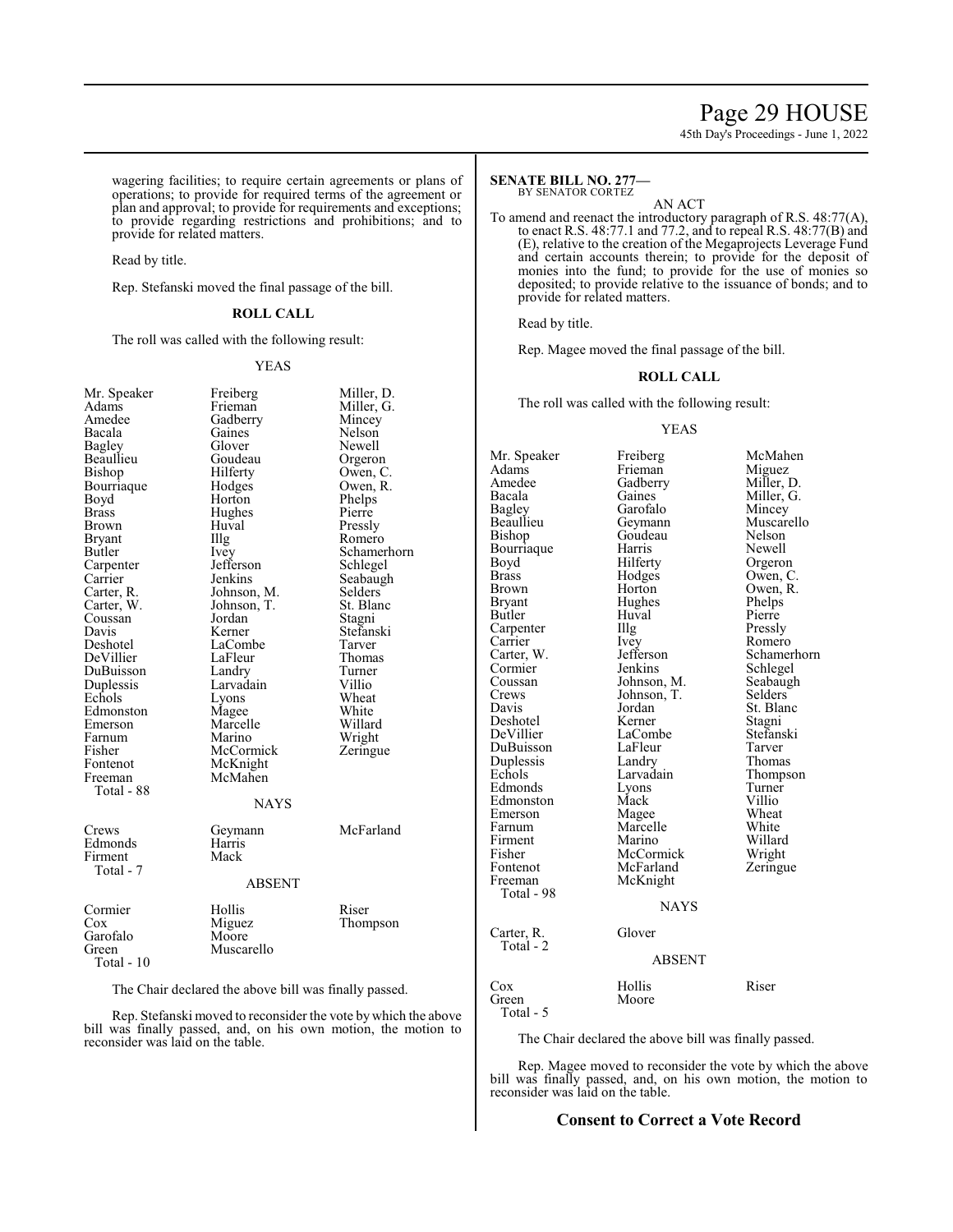wagering facilities; to require certain agreements or plans of operations; to provide for required terms of the agreement or plan and approval; to provide for requirements and exceptions; to provide regarding restrictions and prohibitions; and to provide for related matters.

Read by title.

Rep. Stefanski moved the final passage of the bill.

**ROLL CALL**

The roll was called with the following result:

YEAS

| | | |
|---|---|---|
| Mr. Speaker | Freiberg | Miller, D. |
| Adams | Frieman | Miller, G. |
| Amedee | Gadberry | Mincey |
| Bacala | Gaines | Nelson |
| Bagley | Glover | Newell |
| Beaullieu | Goudeau | Orgeron |
| Bishop | Hilferty | Owen, C. |
| Bourriaque | Hodges | Owen, R. |
| Boyd | Horton | Phelps |
| Brass | Hughes | Pierre |
| Brown | Huval | Pressly |
| Bryant | Illg | Romero |
| Butler | Ivey | Schamerhorn |
| Carpenter | Jefferson | Schlegel |
| Carrier | Jenkins | Seabaugh |
| Carter, R. | Johnson, M. | Selders |
| Carter, W. | Johnson, T. | St. Blanc |
| Coussan | Jordan | Stagni |
| Davis | Kerner | Stefanski |
| Deshotel | LaCombe | Tarver |
| DeVillier | LaFleur | Thomas |
| DuBuisson | Landry | Turner |
| Duplessis | Larvadain | Villio |
| Echols | Lyons | Wheat |
| Edmonston | Magee | White |
| Emerson | Marcelle | Willard |
| Farnum | Marino | Wright |
| Fisher | McCormick | Zeringue |
| Fontenot | McKnight | |
| Freeman | McMahen | |

Total - 88

NAYS

| | | |
|---|---|---|
| Crews | Geymann | McFarland |
| Edmonds | Harris | |
| Firment | Mack | |

Total - 7

ABSENT

| | | |
|---|---|---|
| Cormier | Hollis | Riser |
| Cox | Miguez | Thompson |
| Garofalo | Moore | |
| Green | Muscarello | |

Total - 10

The Chair declared the above bill was finally passed.

Rep. Stefanski moved to reconsider the vote by which the above bill was finally passed, and, on his own motion, the motion to reconsider was laid on the table.

**SENATE BILL NO. 277—**
BY SENATOR CORTEZ

AN ACT

To amend and reenact the introductory paragraph of R.S. 48:77(A), to enact R.S. 48:77.1 and 77.2, and to repeal R.S. 48:77(B) and (E), relative to the creation of the Megaprojects Leverage Fund and certain accounts therein; to provide for the deposit of monies into the fund; to provide for the use of monies so deposited; to provide relative to the issuance of bonds; and to provide for related matters.

Read by title.

Rep. Magee moved the final passage of the bill.

**ROLL CALL**

The roll was called with the following result:

YEAS

| | | |
|---|---|---|
| Mr. Speaker | Freiberg | McMahen |
| Adams | Frieman | Miguez |
| Amedee | Gadberry | Miller, D. |
| Bacala | Gaines | Miller, G. |
| Bagley | Garofalo | Mincey |
| Beaullieu | Geymann | Muscarello |
| Bishop | Goudeau | Nelson |
| Bourriaque | Harris | Newell |
| Boyd | Hilferty | Orgeron |
| Brass | Hodges | Owen, C. |
| Brown | Horton | Owen, R. |
| Bryant | Hughes | Phelps |
| Butler | Huval | Pierre |
| Carpenter | Illg | Pressly |
| Carrier | Ivey | Romero |
| Carter, W. | Jefferson | Schamerhorn |
| Cormier | Jenkins | Schlegel |
| Coussan | Johnson, M. | Seabaugh |
| Crews | Johnson, T. | Selders |
| Davis | Jordan | St. Blanc |
| Deshotel | Kerner | Stagni |
| DeVillier | LaCombe | Stefanski |
| DuBuisson | LaFleur | Tarver |
| Duplessis | Landry | Thomas |
| Echols | Larvadain | Thompson |
| Edmonds | Lyons | Turner |
| Edmonston | Mack | Villio |
| Emerson | Magee | Wheat |
| Farnum | Marcelle | White |
| Firment | Marino | Willard |
| Fisher | McCormick | Wright |
| Fontenot | McFarland | Zeringue |
| Freeman | McKnight | |

Total - 98

NAYS

| | |
|---|---|
| Carter, R. | Glover |

Total - 2

ABSENT

| | | |
|---|---|---|
| Cox | Hollis | Riser |
| Green | Moore | |

Total - 5

The Chair declared the above bill was finally passed.

Rep. Magee moved to reconsider the vote by which the above bill was finally passed, and, on his own motion, the motion to reconsider was laid on the table.

## Consent to Correct a Vote Record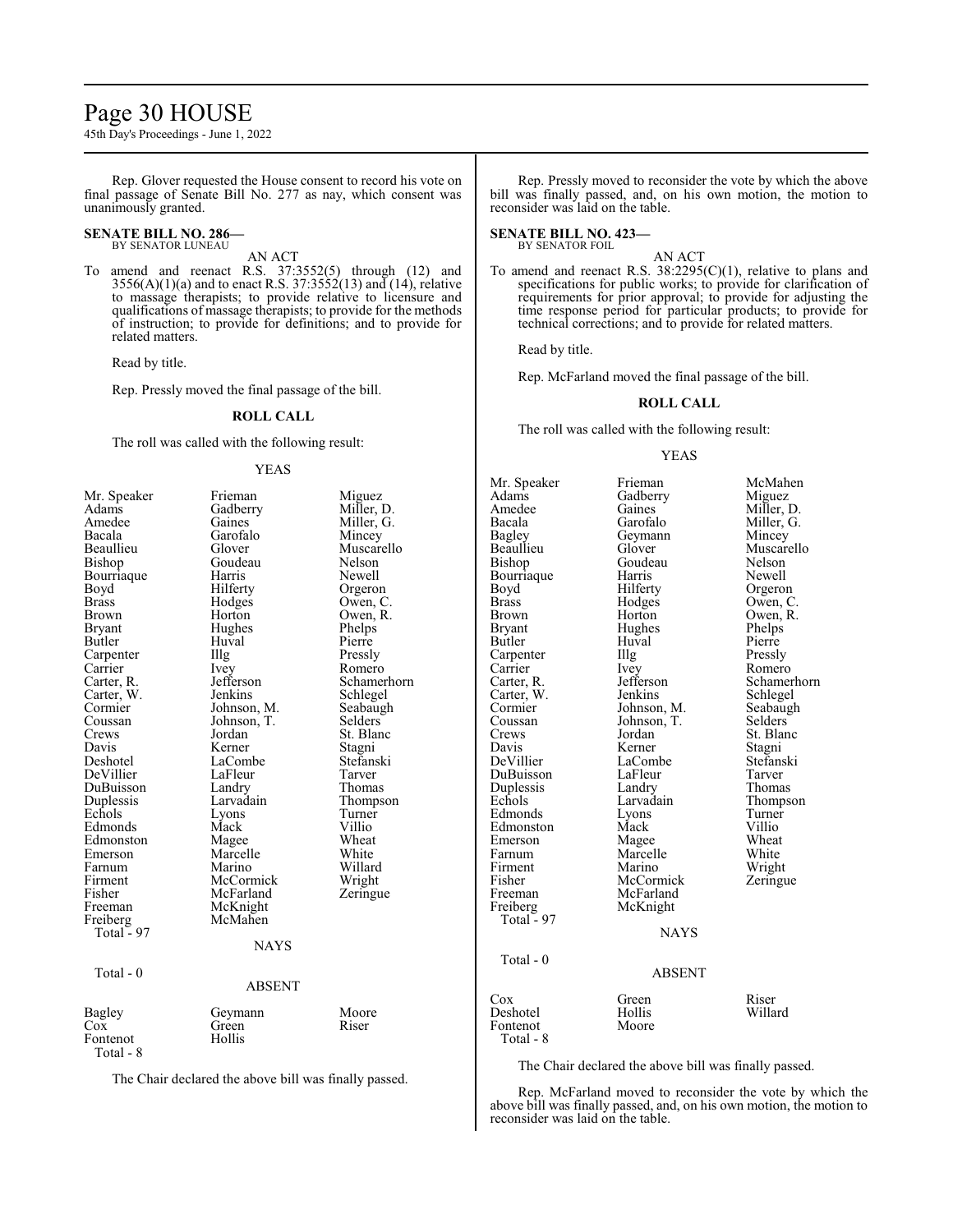Rep. Glover requested the House consent to record his vote on final passage of Senate Bill No. 277 as nay, which consent was unanimously granted.

**SENATE BILL NO. 286—**
BY SENATOR LUNEAU

AN ACT

To amend and reenact R.S. 37:3552(5) through (12) and 3556(A)(1)(a) and to enact R.S. 37:3552(13) and (14), relative to massage therapists; to provide relative to licensure and qualifications of massage therapists; to provide for the methods of instruction; to provide for definitions; and to provide for related matters.

Read by title.

Rep. Pressly moved the final passage of the bill.

**ROLL CALL**

The roll was called with the following result:

YEAS

| | | |
|---|---|---|
| Mr. Speaker | Frieman | Miguez |
| Adams | Gadberry | Miller, D. |
| Amedee | Gaines | Miller, G. |
| Bacala | Garofalo | Mincey |
| Beaullieu | Glover | Muscarello |
| Bishop | Goudeau | Nelson |
| Bourriaque | Harris | Newell |
| Boyd | Hilferty | Orgeron |
| Brass | Hodges | Owen, C. |
| Brown | Horton | Owen, R. |
| Bryant | Hughes | Phelps |
| Butler | Huval | Pierre |
| Carpenter | Illg | Pressly |
| Carrier | Ivey | Romero |
| Carter, R. | Jefferson | Schamerhorn |
| Carter, W. | Jenkins | Schlegel |
| Cormier | Johnson, M. | Seabaugh |
| Coussan | Johnson, T. | Selders |
| Crews | Jordan | St. Blanc |
| Davis | Kerner | Stagni |
| Deshotel | LaCombe | Stefanski |
| DeVillier | LaFleur | Tarver |
| DuBuisson | Landry | Thomas |
| Duplessis | Larvadain | Thompson |
| Echols | Lyons | Turner |
| Edmonds | Mack | Villio |
| Edmonston | Magee | Wheat |
| Emerson | Marcelle | White |
| Farnum | Marino | Willard |
| Firment | McCormick | Wright |
| Fisher | McFarland | Zeringue |
| Freeman | McKnight | |
| Freiberg | McMahen | |

Total - 97

NAYS

Total - 0

ABSENT

| | | |
|---|---|---|
| Bagley | Geymann | Moore |
| Cox | Green | Riser |
| Fontenot | Hollis | |

Total - 8

The Chair declared the above bill was finally passed.

Rep. Pressly moved to reconsider the vote by which the above bill was finally passed, and, on his own motion, the motion to reconsider was laid on the table.

**SENATE BILL NO. 423—**
BY SENATOR FOIL

AN ACT

To amend and reenact R.S. 38:2295(C)(1), relative to plans and specifications for public works; to provide for clarification of requirements for prior approval; to provide for adjusting the time response period for particular products; to provide for technical corrections; and to provide for related matters.

Read by title.

Rep. McFarland moved the final passage of the bill.

**ROLL CALL**

The roll was called with the following result:

YEAS

| | | |
|---|---|---|
| Mr. Speaker | Frieman | McMahen |
| Adams | Gadberry | Miguez |
| Amedee | Gaines | Miller, D. |
| Bacala | Garofalo | Miller, G. |
| Bagley | Geymann | Mincey |
| Beaullieu | Glover | Muscarello |
| Bishop | Goudeau | Nelson |
| Bourriaque | Harris | Newell |
| Boyd | Hilferty | Orgeron |
| Brass | Hodges | Owen, C. |
| Brown | Horton | Owen, R. |
| Bryant | Hughes | Phelps |
| Butler | Huval | Pierre |
| Carpenter | Illg | Pressly |
| Carrier | Ivey | Romero |
| Carter, R. | Jefferson | Schamerhorn |
| Carter, W. | Jenkins | Schlegel |
| Cormier | Johnson, M. | Seabaugh |
| Coussan | Johnson, T. | Selders |
| Crews | Jordan | St. Blanc |
| Davis | Kerner | Stagni |
| DeVillier | LaCombe | Stefanski |
| DuBuisson | LaFleur | Tarver |
| Duplessis | Landry | Thomas |
| Echols | Larvadain | Thompson |
| Edmonds | Lyons | Turner |
| Edmonston | Mack | Villio |
| Emerson | Magee | Wheat |
| Farnum | Marcelle | White |
| Firment | Marino | Wright |
| Fisher | McCormick | Zeringue |
| Freeman | McFarland | |
| Freiberg | McKnight | |

Total - 97

NAYS

Total - 0

ABSENT

| | | |
|---|---|---|
| Cox | Green | Riser |
| Deshotel | Hollis | Willard |
| Fontenot | Moore | |

Total - 8

The Chair declared the above bill was finally passed.

Rep. McFarland moved to reconsider the vote by which the above bill was finally passed, and, on his own motion, the motion to reconsider was laid on the table.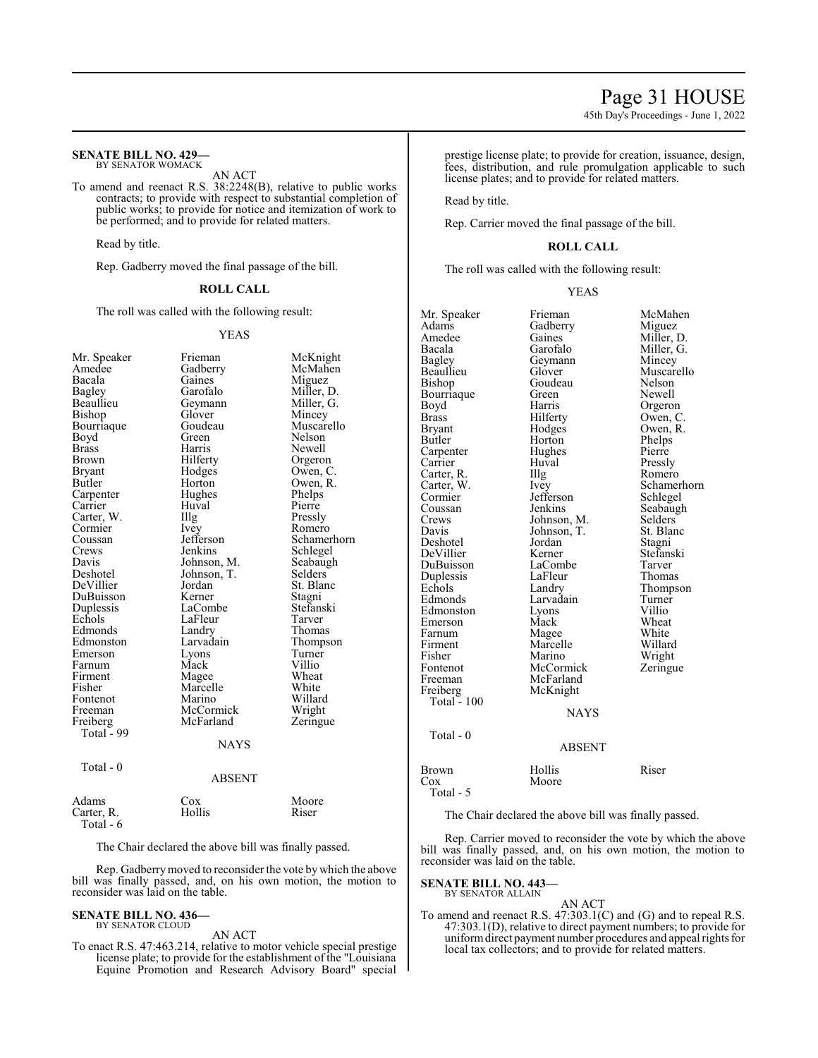**SENATE BILL NO. 429—**
BY SENATOR WOMACK

AN ACT

To amend and reenact R.S. 38:2248(B), relative to public works contracts; to provide with respect to substantial completion of public works; to provide for notice and itemization of work to be performed; and to provide for related matters.

Read by title.

Rep. Gadberry moved the final passage of the bill.

**ROLL CALL**

The roll was called with the following result:

YEAS

| | | |
|---|---|---|
| Mr. Speaker | Frieman | McKnight |
| Amedee | Gadberry | McMahen |
| Bacala | Gaines | Miguez |
| Bagley | Garofalo | Miller, D. |
| Beaullieu | Geymann | Miller, G. |
| Bishop | Glover | Mincey |
| Bourriaque | Goudeau | Muscarello |
| Boyd | Green | Nelson |
| Brass | Harris | Newell |
| Brown | Hilferty | Orgeron |
| Bryant | Hodges | Owen, C. |
| Butler | Horton | Owen, R. |
| Carpenter | Hughes | Phelps |
| Carrier | Huval | Pierre |
| Carter, W. | Illg | Pressly |
| Cormier | Ivey | Romero |
| Coussan | Jefferson | Schamerhorn |
| Crews | Jenkins | Schlegel |
| Davis | Johnson, M. | Seabaugh |
| Deshotel | Johnson, T. | Selders |
| DeVillier | Jordan | St. Blanc |
| DuBuisson | Kerner | Stagni |
| Duplessis | LaCombe | Stefanski |
| Echols | LaFleur | Tarver |
| Edmonds | Landry | Thomas |
| Edmonston | Larvadain | Thompson |
| Emerson | Lyons | Turner |
| Farnum | Mack | Villio |
| Firment | Magee | Wheat |
| Fisher | Marcelle | White |
| Fontenot | Marino | Willard |
| Freeman | McCormick | Wright |
| Freiberg | McFarland | Zeringue |
| Total - 99 | | |

NAYS

Total - 0

ABSENT

| | | |
|---|---|---|
| Adams | Cox | Moore |
| Carter, R. | Hollis | Riser |
| Total - 6 | | |

The Chair declared the above bill was finally passed.

Rep. Gadberry moved to reconsider the vote by which the above bill was finally passed, and, on his own motion, the motion to reconsider was laid on the table.

**SENATE BILL NO. 436—**
BY SENATOR CLOUD

AN ACT

To enact R.S. 47:463.214, relative to motor vehicle special prestige license plate; to provide for the establishment of the "Louisiana Equine Promotion and Research Advisory Board" special prestige license plate; to provide for creation, issuance, design, fees, distribution, and rule promulgation applicable to such license plates; and to provide for related matters.

Read by title.

Rep. Carrier moved the final passage of the bill.

**ROLL CALL**

The roll was called with the following result:

YEAS

| | | |
|---|---|---|
| Mr. Speaker | Frieman | McMahen |
| Adams | Gadberry | Miguez |
| Amedee | Gaines | Miller, D. |
| Bacala | Garofalo | Miller, G. |
| Bagley | Geymann | Mincey |
| Beaullieu | Glover | Muscarello |
| Bishop | Goudeau | Nelson |
| Bourriaque | Green | Newell |
| Boyd | Harris | Orgeron |
| Brass | Hilferty | Owen, C. |
| Bryant | Hodges | Owen, R. |
| Butler | Horton | Phelps |
| Carpenter | Hughes | Pierre |
| Carrier | Huval | Pressly |
| Carter, R. | Illg | Romero |
| Carter, W. | Ivey | Schamerhorn |
| Cormier | Jefferson | Schlegel |
| Coussan | Jenkins | Seabaugh |
| Crews | Johnson, M. | Selders |
| Davis | Johnson, T. | St. Blanc |
| Deshotel | Jordan | Stagni |
| DeVillier | Kerner | Stefanski |
| DuBuisson | LaCombe | Tarver |
| Duplessis | LaFleur | Thomas |
| Echols | Landry | Thompson |
| Edmonds | Larvadain | Turner |
| Edmonston | Lyons | Villio |
| Emerson | Mack | Wheat |
| Farnum | Magee | White |
| Firment | Marcelle | Willard |
| Fisher | Marino | Wright |
| Fontenot | McCormick | Zeringue |
| Freeman | McFarland | |
| Freiberg | McKnight | |
| Total - 100 | | |

NAYS

Total - 0

ABSENT

| | | |
|---|---|---|
| Brown | Hollis | Riser |
| Cox | Moore | |
| Total - 5 | | |

The Chair declared the above bill was finally passed.

Rep. Carrier moved to reconsider the vote by which the above bill was finally passed, and, on his own motion, the motion to reconsider was laid on the table.

**SENATE BILL NO. 443—**
BY SENATOR ALLAIN

AN ACT

To amend and reenact R.S. 47:303.1(C) and (G) and to repeal R.S. 47:303.1(D), relative to direct payment numbers; to provide for uniform direct payment number procedures and appeal rights for local tax collectors; and to provide for related matters.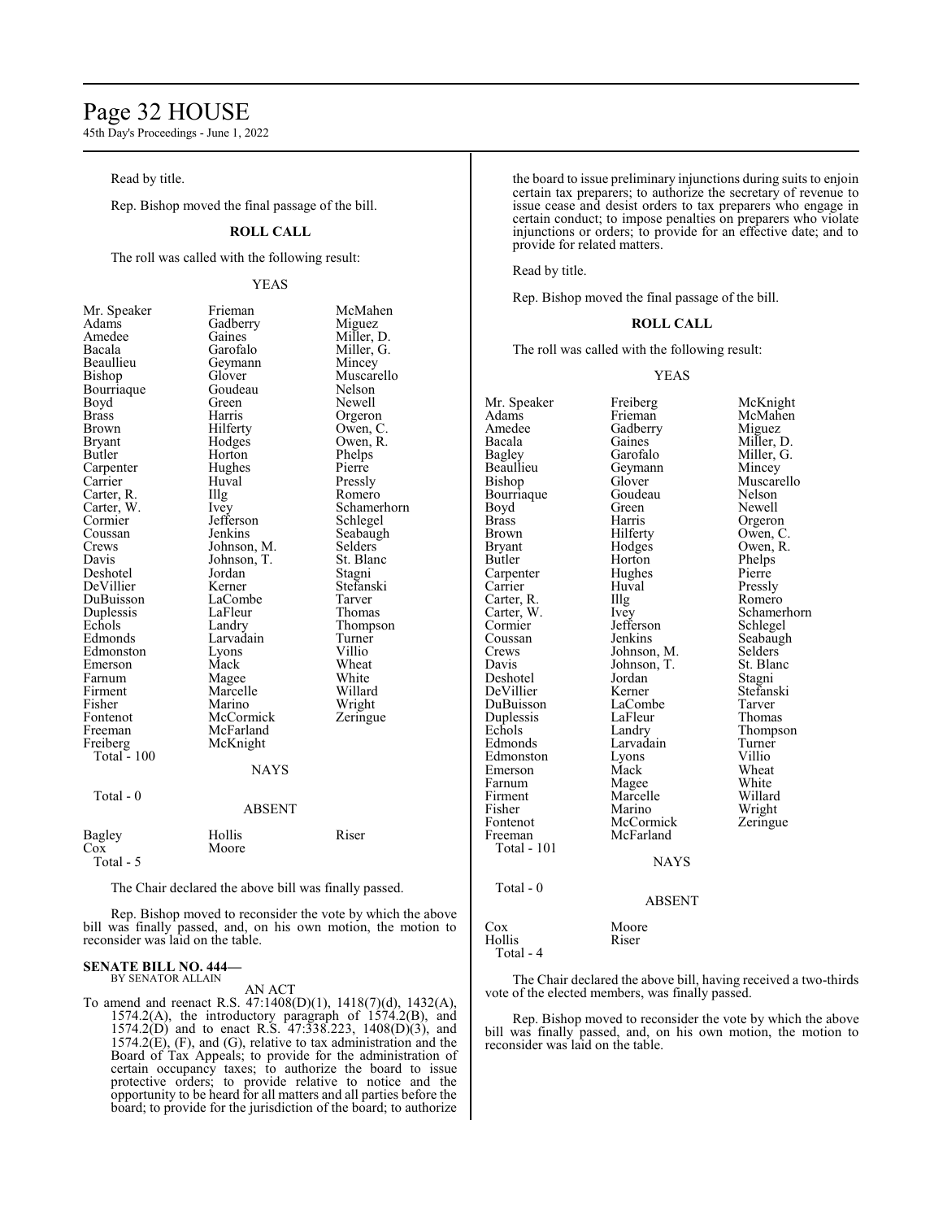Read by title.

Rep. Bishop moved the final passage of the bill.

**ROLL CALL**

The roll was called with the following result:

YEAS

| | | |
|---|---|---|
| Mr. Speaker | Frieman | McMahen |
| Adams | Gadberry | Miguez |
| Amedee | Gaines | Miller, D. |
| Bacala | Garofalo | Miller, G. |
| Beaullieu | Geymann | Mincey |
| Bishop | Glover | Muscarello |
| Bourriaque | Goudeau | Nelson |
| Boyd | Green | Newell |
| Brass | Harris | Orgeron |
| Brown | Hilferty | Owen, C. |
| Bryant | Hodges | Owen, R. |
| Butler | Horton | Phelps |
| Carpenter | Hughes | Pierre |
| Carrier | Huval | Pressly |
| Carter, R. | Illg | Romero |
| Carter, W. | Ivey | Schamerhorn |
| Cormier | Jefferson | Schlegel |
| Coussan | Jenkins | Seabaugh |
| Crews | Johnson, M. | Selders |
| Davis | Johnson, T. | St. Blanc |
| Deshotel | Jordan | Stagni |
| DeVillier | Kerner | Stefanski |
| DuBuisson | LaCombe | Tarver |
| Duplessis | LaFleur | Thomas |
| Echols | Landry | Thompson |
| Edmonds | Larvadain | Turner |
| Edmonston | Lyons | Villio |
| Emerson | Mack | Wheat |
| Farnum | Magee | White |
| Firment | Marcelle | Willard |
| Fisher | Marino | Wright |
| Fontenot | McCormick | Zeringue |
| Freeman | McFarland | |
| Freiberg | McKnight | |

Total - 100

NAYS

Total - 0

ABSENT

| | | |
|---|---|---|
| Bagley | Hollis | Riser |
| Cox | Moore | |

Total - 5

The Chair declared the above bill was finally passed.

Rep. Bishop moved to reconsider the vote by which the above bill was finally passed, and, on his own motion, the motion to reconsider was laid on the table.

**SENATE BILL NO. 444—**
BY SENATOR ALLAIN

AN ACT

To amend and reenact R.S. 47:1408(D)(1), 1418(7)(d), 1432(A), 1574.2(A), the introductory paragraph of 1574.2(B), and 1574.2(D) and to enact R.S. 47:338.223, 1408(D)(3), and 1574.2(E), (F), and (G), relative to tax administration and the Board of Tax Appeals; to provide for the administration of certain occupancy taxes; to authorize the board to issue protective orders; to provide relative to notice and the opportunity to be heard for all matters and all parties before the board; to provide for the jurisdiction of the board; to authorize the board to issue preliminary injunctions during suits to enjoin certain tax preparers; to authorize the secretary of revenue to issue cease and desist orders to tax preparers who engage in certain conduct; to impose penalties on preparers who violate injunctions or orders; to provide for an effective date; and to provide for related matters.

Read by title.

Rep. Bishop moved the final passage of the bill.

**ROLL CALL**

The roll was called with the following result:

YEAS

| | | |
|---|---|---|
| Mr. Speaker | Freiberg | McKnight |
| Adams | Frieman | McMahen |
| Amedee | Gadberry | Miguez |
| Bacala | Gaines | Miller, D. |
| Bagley | Garofalo | Miller, G. |
| Beaullieu | Geymann | Mincey |
| Bishop | Glover | Muscarello |
| Bourriaque | Goudeau | Nelson |
| Boyd | Green | Newell |
| Brass | Harris | Orgeron |
| Brown | Hilferty | Owen, C. |
| Bryant | Hodges | Owen, R. |
| Butler | Horton | Phelps |
| Carpenter | Hughes | Pierre |
| Carrier | Huval | Pressly |
| Carter, R. | Illg | Romero |
| Carter, W. | Ivey | Schamerhorn |
| Cormier | Jefferson | Schlegel |
| Coussan | Jenkins | Seabaugh |
| Crews | Johnson, M. | Selders |
| Davis | Johnson, T. | St. Blanc |
| Deshotel | Jordan | Stagni |
| DeVillier | Kerner | Stefanski |
| DuBuisson | LaCombe | Tarver |
| Duplessis | LaFleur | Thomas |
| Echols | Landry | Thompson |
| Edmonds | Larvadain | Turner |
| Edmonston | Lyons | Villio |
| Emerson | Mack | Wheat |
| Farnum | Magee | White |
| Firment | Marcelle | Willard |
| Fisher | Marino | Wright |
| Fontenot | McCormick | Zeringue |
| Freeman | McFarland | |

Total - 101

NAYS

Total - 0

ABSENT

| | |
|---|---|
| Cox | Moore |
| Hollis | Riser |

Total - 4

The Chair declared the above bill, having received a two-thirds vote of the elected members, was finally passed.

Rep. Bishop moved to reconsider the vote by which the above bill was finally passed, and, on his own motion, the motion to reconsider was laid on the table.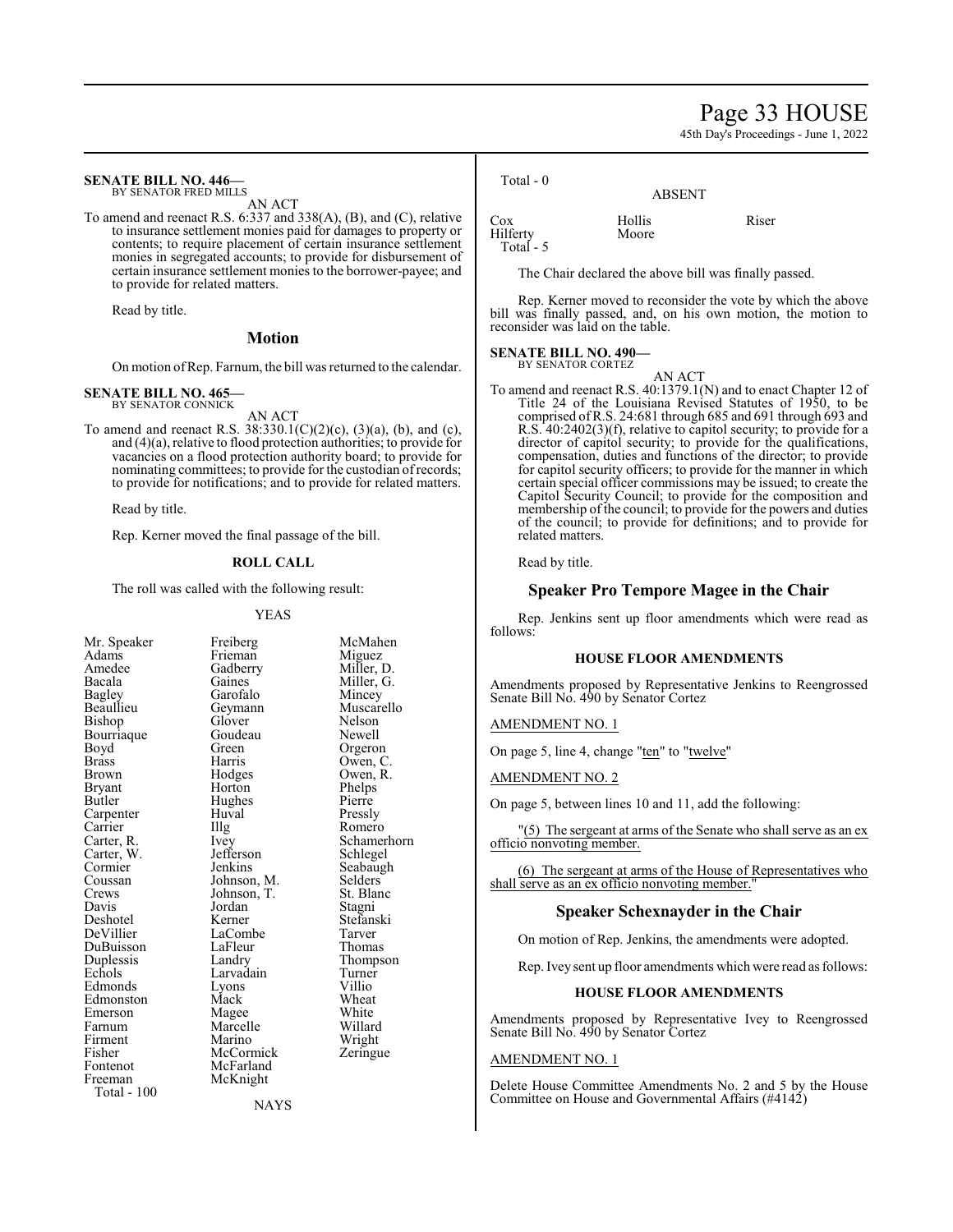**SENATE BILL NO. 446—**
BY SENATOR FRED MILLS

AN ACT

To amend and reenact R.S. 6:337 and 338(A), (B), and (C), relative to insurance settlement monies paid for damages to property or contents; to require placement of certain insurance settlement monies in segregated accounts; to provide for disbursement of certain insurance settlement monies to the borrower-payee; and to provide for related matters.

Read by title.

## Motion

On motion of Rep. Farnum, the bill was returned to the calendar.

**SENATE BILL NO. 465—**
BY SENATOR CONNICK

AN ACT

To amend and reenact R.S. 38:330.1(C)(2)(c), (3)(a), (b), and (c), and (4)(a), relative to flood protection authorities; to provide for vacancies on a flood protection authority board; to provide for nominating committees; to provide for the custodian of records; to provide for notifications; and to provide for related matters.

Read by title.

Rep. Kerner moved the final passage of the bill.

**ROLL CALL**

The roll was called with the following result:

YEAS

| | | |
|---|---|---|
| Mr. Speaker | Freiberg | McMahen |
| Adams | Frieman | Miguez |
| Amedee | Gadberry | Miller, D. |
| Bacala | Gaines | Miller, G. |
| Bagley | Garofalo | Mincey |
| Beaullieu | Geymann | Muscarello |
| Bishop | Glover | Nelson |
| Bourriaque | Goudeau | Newell |
| Boyd | Green | Orgeron |
| Brass | Harris | Owen, C. |
| Brown | Hodges | Owen, R. |
| Bryant | Horton | Phelps |
| Butler | Hughes | Pierre |
| Carpenter | Huval | Pressly |
| Carrier | Illg | Romero |
| Carter, R. | Ivey | Schamerhorn |
| Carter, W. | Jefferson | Schlegel |
| Cormier | Jenkins | Seabaugh |
| Coussan | Johnson, M. | Selders |
| Crews | Johnson, T. | St. Blanc |
| Davis | Jordan | Stagni |
| Deshotel | Kerner | Stefanski |
| DeVillier | LaCombe | Tarver |
| DuBuisson | LaFleur | Thomas |
| Duplessis | Landry | Thompson |
| Echols | Larvadain | Turner |
| Edmonds | Lyons | Villio |
| Edmonston | Mack | Wheat |
| Emerson | Magee | White |
| Farnum | Marcelle | Willard |
| Firment | Marino | Wright |
| Fisher | McCormick | Zeringue |
| Fontenot | McFarland | |
| Freeman | McKnight | |

Total - 100

NAYS

Total - 0

ABSENT

| | | |
|---|---|---|
| Cox | Hollis | Riser |
| Hilferty | Moore | |

Total - 5

The Chair declared the above bill was finally passed.

Rep. Kerner moved to reconsider the vote by which the above bill was finally passed, and, on his own motion, the motion to reconsider was laid on the table.

**SENATE BILL NO. 490—**
BY SENATOR CORTEZ

AN ACT

To amend and reenact R.S. 40:1379.1(N) and to enact Chapter 12 of Title 24 of the Louisiana Revised Statutes of 1950, to be comprised of R.S. 24:681 through 685 and 691 through 693 and R.S. 40:2402(3)(f), relative to capitol security; to provide for a director of capitol security; to provide for the qualifications, compensation, duties and functions of the director; to provide for capitol security officers; to provide for the manner in which certain special officer commissions may be issued; to create the Capitol Security Council; to provide for the composition and membership of the council; to provide for the powers and duties of the council; to provide for definitions; and to provide for related matters.

Read by title.

## Speaker Pro Tempore Magee in the Chair

Rep. Jenkins sent up floor amendments which were read as follows:

**HOUSE FLOOR AMENDMENTS**

Amendments proposed by Representative Jenkins to Reengrossed Senate Bill No. 490 by Senator Cortez

AMENDMENT NO. 1

On page 5, line 4, change "ten" to "twelve"

AMENDMENT NO. 2

On page 5, between lines 10 and 11, add the following:

"(5) The sergeant at arms of the Senate who shall serve as an ex officio nonvoting member.

(6) The sergeant at arms of the House of Representatives who shall serve as an ex officio nonvoting member."

## Speaker Schexnayder in the Chair

On motion of Rep. Jenkins, the amendments were adopted.

Rep. Ivey sent up floor amendments which were read as follows:

**HOUSE FLOOR AMENDMENTS**

Amendments proposed by Representative Ivey to Reengrossed Senate Bill No. 490 by Senator Cortez

AMENDMENT NO. 1

Delete House Committee Amendments No. 2 and 5 by the House Committee on House and Governmental Affairs (#4142)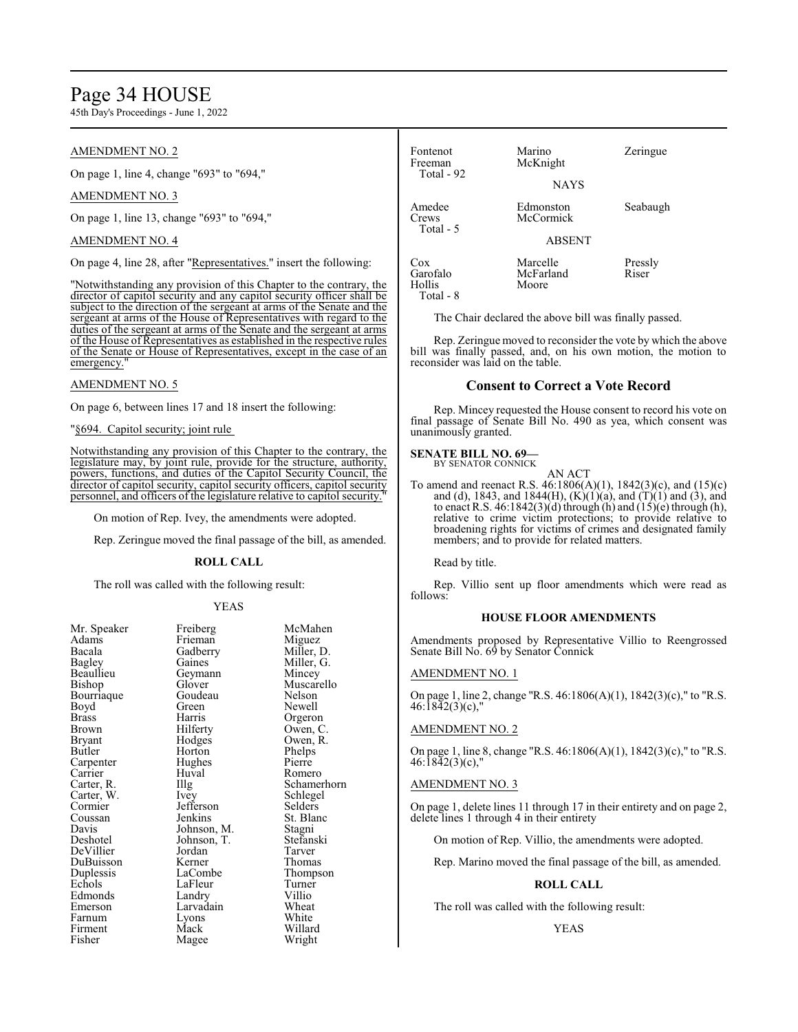AMENDMENT NO. 2

On page 1, line 4, change "693" to "694,"

AMENDMENT NO. 3

On page 1, line 13, change "693" to "694,"

AMENDMENT NO. 4

On page 4, line 28, after "Representatives." insert the following:

"Notwithstanding any provision of this Chapter to the contrary, the director of capitol security and any capitol security officer shall be subject to the direction of the sergeant at arms of the Senate and the sergeant at arms of the House of Representatives with regard to the duties of the sergeant at arms of the Senate and the sergeant at arms of the House of Representatives as established in the respective rules of the Senate or House of Representatives, except in the case of an emergency."

AMENDMENT NO. 5

On page 6, between lines 17 and 18 insert the following:

"§694. Capitol security; joint rule

Notwithstanding any provision of this Chapter to the contrary, the legislature may, by joint rule, provide for the structure, authority, powers, functions, and duties of the Capitol Security Council, the director of capitol security, capitol security officers, capitol security personnel, and officers of the legislature relative to capitol security."

On motion of Rep. Ivey, the amendments were adopted.

Rep. Zeringue moved the final passage of the bill, as amended.

**ROLL CALL**

The roll was called with the following result:

YEAS

| | | |
|---|---|---|
| Mr. Speaker | Freiberg | McMahen |
| Adams | Frieman | Miguez |
| Bacala | Gadberry | Miller, D. |
| Bagley | Gaines | Miller, G. |
| Beaullieu | Geymann | Mincey |
| Bishop | Glover | Muscarello |
| Bourriaque | Goudeau | Nelson |
| Boyd | Green | Newell |
| Brass | Harris | Orgeron |
| Brown | Hilferty | Owen, C. |
| Bryant | Hodges | Owen, R. |
| Butler | Horton | Phelps |
| Carpenter | Hughes | Pierre |
| Carrier | Huval | Romero |
| Carter, R. | Illg | Schamerhorn |
| Carter, W. | Ivey | Schlegel |
| Cormier | Jefferson | Selders |
| Coussan | Jenkins | St. Blanc |
| Davis | Johnson, M. | Stagni |
| Deshotel | Johnson, T. | Stefanski |
| DeVillier | Jordan | Tarver |
| DuBuisson | Kerner | Thomas |
| Duplessis | LaCombe | Thompson |
| Echols | LaFleur | Turner |
| Edmonds | Landry | Villio |
| Emerson | Larvadain | Wheat |
| Farnum | Lyons | White |
| Firment | Mack | Willard |
| Fisher | Magee | Wright |
| Fontenot | Marino | Zeringue |
| Freeman | McKnight | |

Total - 92

NAYS

| | | |
|---|---|---|
| Amedee | Edmonston | Seabaugh |
| Crews | McCormick | |

Total - 5

ABSENT

| | | |
|---|---|---|
| Cox | Marcelle | Pressly |
| Garofalo | McFarland | Riser |
| Hollis | Moore | |

Total - 8

The Chair declared the above bill was finally passed.

Rep. Zeringue moved to reconsider the vote by which the above bill was finally passed, and, on his own motion, the motion to reconsider was laid on the table.

## Consent to Correct a Vote Record

Rep. Mincey requested the House consent to record his vote on final passage of Senate Bill No. 490 as yea, which consent was unanimously granted.

**SENATE BILL NO. 69—**
BY SENATOR CONNICK

AN ACT

To amend and reenact R.S. 46:1806(A)(1), 1842(3)(c), and (15)(c) and (d), 1843, and 1844(H), (K)(1)(a), and (T)(1) and (3), and to enact R.S. 46:1842(3)(d) through (h) and (15)(e) through (h), relative to crime victim protections; to provide relative to broadening rights for victims of crimes and designated family members; and to provide for related matters.

Read by title.

Rep. Villio sent up floor amendments which were read as follows:

**HOUSE FLOOR AMENDMENTS**

Amendments proposed by Representative Villio to Reengrossed Senate Bill No. 69 by Senator Connick

AMENDMENT NO. 1

On page 1, line 2, change "R.S. 46:1806(A)(1), 1842(3)(c)," to "R.S. 46:1842(3)(c),"

AMENDMENT NO. 2

On page 1, line 8, change "R.S. 46:1806(A)(1), 1842(3)(c)," to "R.S. 46:1842(3)(c),"

AMENDMENT NO. 3

On page 1, delete lines 11 through 17 in their entirety and on page 2, delete lines 1 through 4 in their entirety

On motion of Rep. Villio, the amendments were adopted.

Rep. Marino moved the final passage of the bill, as amended.

**ROLL CALL**

The roll was called with the following result:

YEAS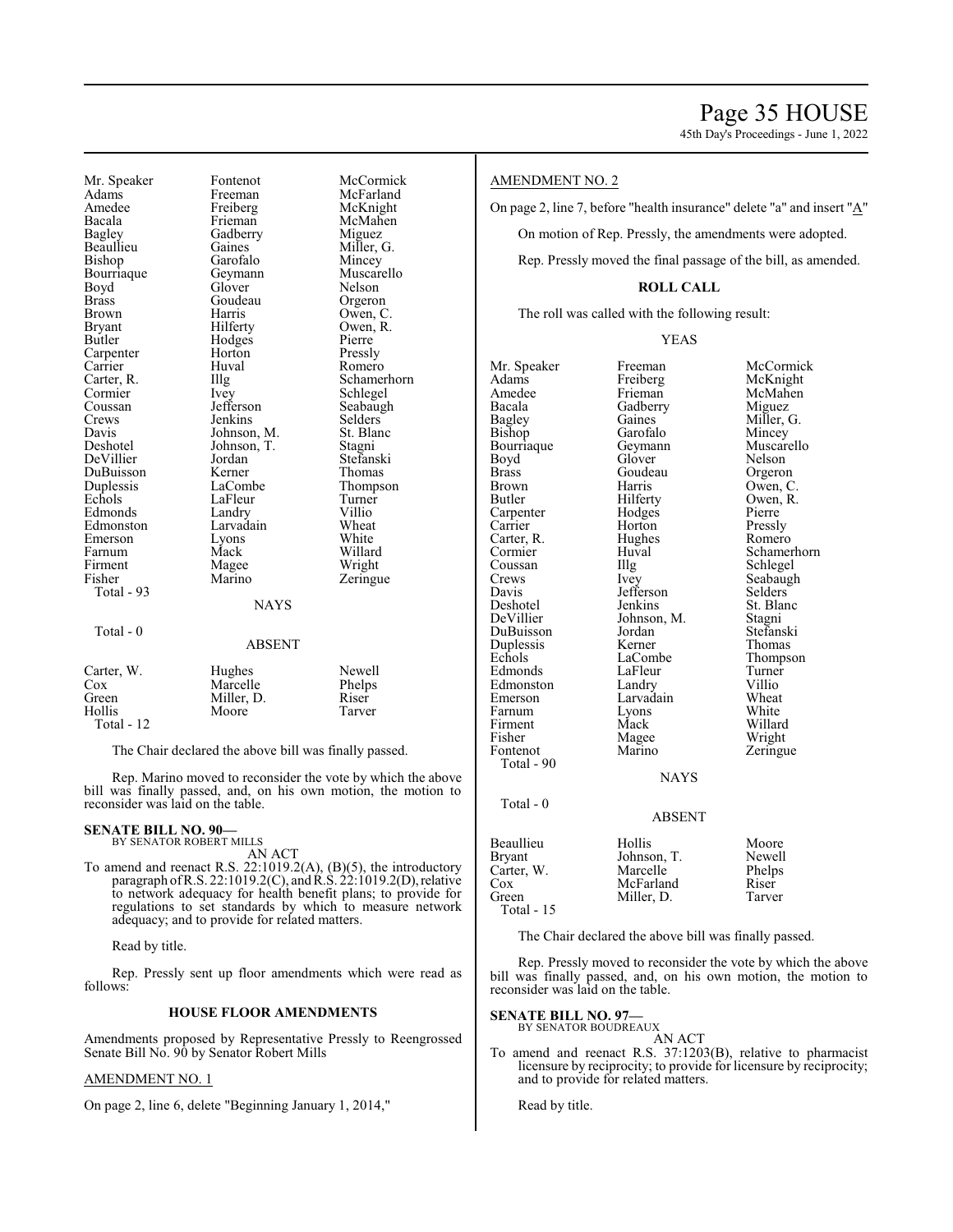| | | |
|---|---|---|
| Mr. Speaker | Fontenot | McCormick |
| Adams | Freeman | McFarland |
| Amedee | Freiberg | McKnight |
| Bacala | Frieman | McMahen |
| Bagley | Gadberry | Miguez |
| Beaullieu | Gaines | Miller, G. |
| Bishop | Garofalo | Mincey |
| Bourriaque | Geymann | Muscarello |
| Boyd | Glover | Nelson |
| Brass | Goudeau | Orgeron |
| Brown | Harris | Owen, C. |
| Bryant | Hilferty | Owen, R. |
| Butler | Hodges | Pierre |
| Carpenter | Horton | Pressly |
| Carrier | Huval | Romero |
| Carter, R. | Illg | Schamerhorn |
| Cormier | Ivey | Schlegel |
| Coussan | Jefferson | Seabaugh |
| Crews | Jenkins | Selders |
| Davis | Johnson, M. | St. Blanc |
| Deshotel | Johnson, T. | Stagni |
| DeVillier | Jordan | Stefanski |
| DuBuisson | Kerner | Thomas |
| Duplessis | LaCombe | Thompson |
| Echols | LaFleur | Turner |
| Edmonds | Landry | Villio |
| Edmonston | Larvadain | Wheat |
| Emerson | Lyons | White |
| Farnum | Mack | Willard |
| Firment | Magee | Wright |
| Fisher | Marino | Zeringue |

Total - 93

NAYS

Total - 0

ABSENT

| | | |
|---|---|---|
| Carter, W. | Hughes | Newell |
| Cox | Marcelle | Phelps |
| Green | Miller, D. | Riser |
| Hollis | Moore | Tarver |

Total - 12

The Chair declared the above bill was finally passed.

Rep. Marino moved to reconsider the vote by which the above bill was finally passed, and, on his own motion, the motion to reconsider was laid on the table.

**SENATE BILL NO. 90—**
BY SENATOR ROBERT MILLS

AN ACT

To amend and reenact R.S. 22:1019.2(A), (B)(5), the introductory paragraph of R.S. 22:1019.2(C), and R.S. 22:1019.2(D), relative to network adequacy for health benefit plans; to provide for regulations to set standards by which to measure network adequacy; and to provide for related matters.

Read by title.

Rep. Pressly sent up floor amendments which were read as follows:

**HOUSE FLOOR AMENDMENTS**

Amendments proposed by Representative Pressly to Reengrossed Senate Bill No. 90 by Senator Robert Mills

AMENDMENT NO. 1

On page 2, line 6, delete "Beginning January 1, 2014,"

AMENDMENT NO. 2

On page 2, line 7, before "health insurance" delete "a" and insert "A"

On motion of Rep. Pressly, the amendments were adopted.

Rep. Pressly moved the final passage of the bill, as amended.

**ROLL CALL**

The roll was called with the following result:

YEAS

| | | |
|---|---|---|
| Mr. Speaker | Freeman | McCormick |
| Adams | Freiberg | McKnight |
| Amedee | Frieman | McMahen |
| Bacala | Gadberry | Miguez |
| Bagley | Gaines | Miller, G. |
| Bishop | Garofalo | Mincey |
| Bourriaque | Geymann | Muscarello |
| Boyd | Glover | Nelson |
| Brass | Goudeau | Orgeron |
| Brown | Harris | Owen, C. |
| Butler | Hilferty | Owen, R. |
| Carpenter | Hodges | Pierre |
| Carrier | Horton | Pressly |
| Carter, R. | Hughes | Romero |
| Cormier | Huval | Schamerhorn |
| Coussan | Illg | Schlegel |
| Crews | Ivey | Seabaugh |
| Davis | Jefferson | Selders |
| Deshotel | Jenkins | St. Blanc |
| DeVillier | Johnson, M. | Stagni |
| DuBuisson | Jordan | Stefanski |
| Duplessis | Kerner | Thomas |
| Echols | LaCombe | Thompson |
| Edmonds | LaFleur | Turner |
| Edmonston | Landry | Villio |
| Emerson | Larvadain | Wheat |
| Farnum | Lyons | White |
| Firment | Mack | Willard |
| Fisher | Magee | Wright |
| Fontenot | Marino | Zeringue |

Total - 90

NAYS

Total - 0

ABSENT

| | | |
|---|---|---|
| Beaullieu | Hollis | Moore |
| Bryant | Johnson, T. | Newell |
| Carter, W. | Marcelle | Phelps |
| Cox | McFarland | Riser |
| Green | Miller, D. | Tarver |

Total - 15

The Chair declared the above bill was finally passed.

Rep. Pressly moved to reconsider the vote by which the above bill was finally passed, and, on his own motion, the motion to reconsider was laid on the table.

**SENATE BILL NO. 97—**
BY SENATOR BOUDREAUX

AN ACT

To amend and reenact R.S. 37:1203(B), relative to pharmacist licensure by reciprocity; to provide for licensure by reciprocity; and to provide for related matters.

Read by title.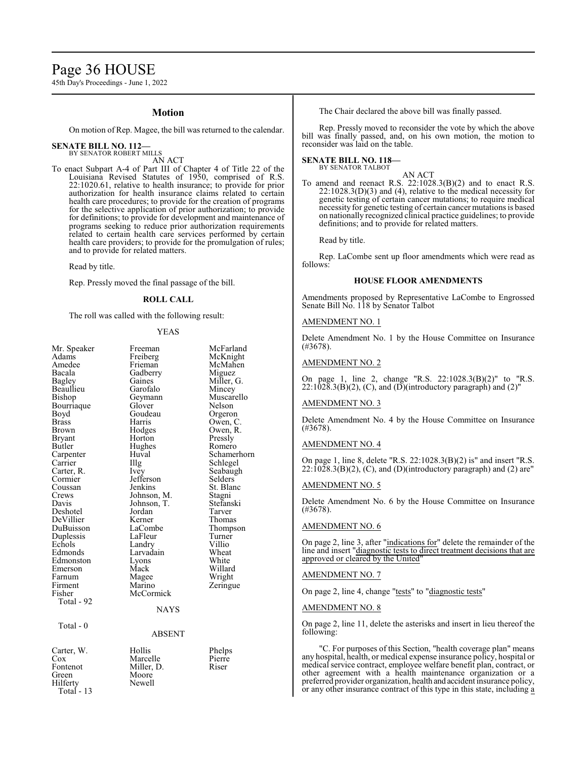## Motion

On motion of Rep. Magee, the bill was returned to the calendar.

**SENATE BILL NO. 112—**
BY SENATOR ROBERT MILLS

AN ACT

To enact Subpart A-4 of Part III of Chapter 4 of Title 22 of the Louisiana Revised Statutes of 1950, comprised of R.S. 22:1020.61, relative to health insurance; to provide for prior authorization for health insurance claims related to certain health care procedures; to provide for the creation of programs for the selective application of prior authorization; to provide for definitions; to provide for development and maintenance of programs seeking to reduce prior authorization requirements related to certain health care services performed by certain health care providers; to provide for the promulgation of rules; and to provide for related matters.

Read by title.

Rep. Pressly moved the final passage of the bill.

### ROLL CALL

The roll was called with the following result:

YEAS

| | | |
|---|---|---|
| Mr. Speaker | Freeman | McFarland |
| Adams | Freiberg | McKnight |
| Amedee | Frieman | McMahen |
| Bacala | Gadberry | Miguez |
| Bagley | Gaines | Miller, G. |
| Beaullieu | Garofalo | Mincey |
| Bishop | Geymann | Muscarello |
| Bourriaque | Glover | Nelson |
| Boyd | Goudeau | Orgeron |
| Brass | Harris | Owen, C. |
| Brown | Hodges | Owen, R. |
| Bryant | Horton | Pressly |
| Butler | Hughes | Romero |
| Carpenter | Huval | Schamerhorn |
| Carrier | Illg | Schlegel |
| Carter, R. | Ivey | Seabaugh |
| Cormier | Jefferson | Selders |
| Coussan | Jenkins | St. Blanc |
| Crews | Johnson, M. | Stagni |
| Davis | Johnson, T. | Stefanski |
| Deshotel | Jordan | Tarver |
| DeVillier | Kerner | Thomas |
| DuBuisson | LaCombe | Thompson |
| Duplessis | LaFleur | Turner |
| Echols | Landry | Villio |
| Edmonds | Larvadain | Wheat |
| Edmonston | Lyons | White |
| Emerson | Mack | Willard |
| Farnum | Magee | Wright |
| Firment | Marino | Zeringue |
| Fisher | McCormick | |

Total - 92

NAYS

Total - 0

ABSENT

| | | |
|---|---|---|
| Carter, W. | Hollis | Phelps |
| Cox | Marcelle | Pierre |
| Fontenot | Miller, D. | Riser |
| Green | Moore | |
| Hilferty | Newell | |

Total - 13

The Chair declared the above bill was finally passed.

Rep. Pressly moved to reconsider the vote by which the above bill was finally passed, and, on his own motion, the motion to reconsider was laid on the table.

**SENATE BILL NO. 118—**
BY SENATOR TALBOT

AN ACT

To amend and reenact R.S. 22:1028.3(B)(2) and to enact R.S. 22:1028.3(D)(3) and (4), relative to the medical necessity for genetic testing of certain cancer mutations; to require medical necessity for genetic testing of certain cancer mutations is based on nationally recognized clinical practice guidelines; to provide definitions; and to provide for related matters.

Read by title.

Rep. LaCombe sent up floor amendments which were read as follows:

### HOUSE FLOOR AMENDMENTS

Amendments proposed by Representative LaCombe to Engrossed Senate Bill No. 118 by Senator Talbot

AMENDMENT NO. 1

Delete Amendment No. 1 by the House Committee on Insurance (#3678).

AMENDMENT NO. 2

On page 1, line 2, change "R.S. 22:1028.3(B)(2)" to "R.S. 22:1028.3(B)(2), (C), and (D)(introductory paragraph) and (2)"

AMENDMENT NO. 3

Delete Amendment No. 4 by the House Committee on Insurance (#3678).

AMENDMENT NO. 4

On page 1, line 8, delete "R.S. 22:1028.3(B)(2) is" and insert "R.S. 22:1028.3(B)(2), (C), and (D)(introductory paragraph) and (2) are"

AMENDMENT NO. 5

Delete Amendment No. 6 by the House Committee on Insurance (#3678).

AMENDMENT NO. 6

On page 2, line 3, after "indications for" delete the remainder of the line and insert "diagnostic tests to direct treatment decisions that are approved or cleared by the United"

AMENDMENT NO. 7

On page 2, line 4, change "tests" to "diagnostic tests"

AMENDMENT NO. 8

On page 2, line 11, delete the asterisks and insert in lieu thereof the following:

"C. For purposes of this Section, "health coverage plan" means any hospital, health, or medical expense insurance policy, hospital or medical service contract, employee welfare benefit plan, contract, or other agreement with a health maintenance organization or a preferred provider organization, health and accident insurance policy, or any other insurance contract of this type in this state, including a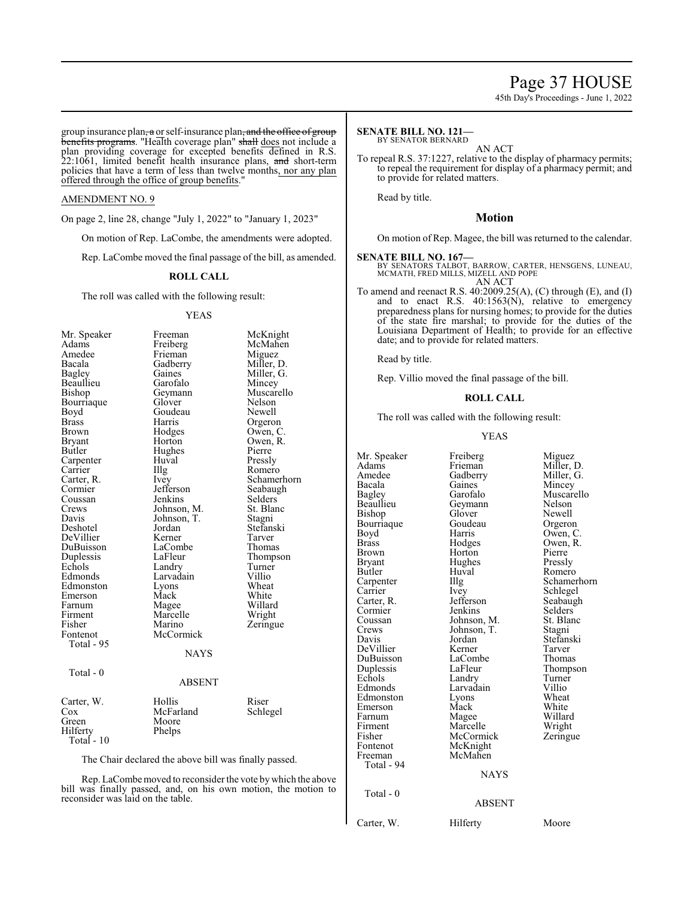group insurance plan, a or self-insurance plan, and the office of group benefits programs. "Health coverage plan" shall does not include a plan providing coverage for excepted benefits defined in R.S. 22:1061, limited benefit health insurance plans, and short-term policies that have a term of less than twelve months, nor any plan offered through the office of group benefits."

AMENDMENT NO. 9

On page 2, line 28, change "July 1, 2022" to "January 1, 2023"

On motion of Rep. LaCombe, the amendments were adopted.

Rep. LaCombe moved the final passage of the bill, as amended.

**ROLL CALL**

The roll was called with the following result:

YEAS

| | | |
|---|---|---|
| Mr. Speaker | Freeman | McKnight |
| Adams | Freiberg | McMahen |
| Amedee | Frieman | Miguez |
| Bacala | Gadberry | Miller, D. |
| Bagley | Gaines | Miller, G. |
| Beaullieu | Garofalo | Mincey |
| Bishop | Geymann | Muscarello |
| Bourriaque | Glover | Nelson |
| Boyd | Goudeau | Newell |
| Brass | Harris | Orgeron |
| Brown | Hodges | Owen, C. |
| Bryant | Horton | Owen, R. |
| Butler | Hughes | Pierre |
| Carpenter | Huval | Pressly |
| Carrier | Illg | Romero |
| Carter, R. | Ivey | Schamerhorn |
| Cormier | Jefferson | Seabaugh |
| Coussan | Jenkins | Selders |
| Crews | Johnson, M. | St. Blanc |
| Davis | Johnson, T. | Stagni |
| Deshotel | Jordan | Stefanski |
| DeVillier | Kerner | Tarver |
| DuBuisson | LaCombe | Thomas |
| Duplessis | LaFleur | Thompson |
| Echols | Landry | Turner |
| Edmonds | Larvadain | Villio |
| Edmonston | Lyons | Wheat |
| Emerson | Mack | White |
| Farnum | Magee | Willard |
| Firment | Marcelle | Wright |
| Fisher | Marino | Zeringue |
| Fontenot | McCormick | |

Total - 95

NAYS

Total - 0

ABSENT

| | | |
|---|---|---|
| Carter, W. | Hollis | Riser |
| Cox | McFarland | Schlegel |
| Green | Moore | |
| Hilferty | Phelps | |

Total - 10

The Chair declared the above bill was finally passed.

Rep. LaCombe moved to reconsider the vote by which the above bill was finally passed, and, on his own motion, the motion to reconsider was laid on the table.

**SENATE BILL NO. 121—**
BY SENATOR BERNARD

AN ACT

To repeal R.S. 37:1227, relative to the display of pharmacy permits; to repeal the requirement for display of a pharmacy permit; and to provide for related matters.

Read by title.

## Motion

On motion of Rep. Magee, the bill was returned to the calendar.

**SENATE BILL NO. 167—**
BY SENATORS TALBOT, BARROW, CARTER, HENSGENS, LUNEAU, MCMATH, FRED MILLS, MIZELL AND POPE

AN ACT

To amend and reenact R.S. 40:2009.25(A), (C) through (E), and (I) and to enact R.S. 40:1563(N), relative to emergency preparedness plans for nursing homes; to provide for the duties of the state fire marshal; to provide for the duties of the Louisiana Department of Health; to provide for an effective date; and to provide for related matters.

Read by title.

Rep. Villio moved the final passage of the bill.

**ROLL CALL**

The roll was called with the following result:

YEAS

| | | |
|---|---|---|
| Mr. Speaker | Freiberg | Miguez |
| Adams | Frieman | Miller, D. |
| Amedee | Gadberry | Miller, G. |
| Bacala | Gaines | Mincey |
| Bagley | Garofalo | Muscarello |
| Beaullieu | Geymann | Nelson |
| Bishop | Glover | Newell |
| Bourriaque | Goudeau | Orgeron |
| Boyd | Harris | Owen, C. |
| Brass | Hodges | Owen, R. |
| Brown | Horton | Pierre |
| Bryant | Hughes | Pressly |
| Butler | Huval | Romero |
| Carpenter | Illg | Schamerhorn |
| Carrier | Ivey | Schlegel |
| Carter, R. | Jefferson | Seabaugh |
| Cormier | Jenkins | Selders |
| Coussan | Johnson, M. | St. Blanc |
| Crews | Johnson, T. | Stagni |
| Davis | Jordan | Stefanski |
| DeVillier | Kerner | Tarver |
| DuBuisson | LaCombe | Thomas |
| Duplessis | LaFleur | Thompson |
| Echols | Landry | Turner |
| Edmonds | Larvadain | Villio |
| Edmonston | Lyons | Wheat |
| Emerson | Mack | White |
| Farnum | Magee | Willard |
| Firment | Marcelle | Wright |
| Fisher | McCormick | Zeringue |
| Fontenot | McKnight | |
| Freeman | McMahen | |

Total - 94

NAYS

Total - 0

ABSENT

| | | |
|---|---|---|
| Carter, W. | Hilferty | Moore |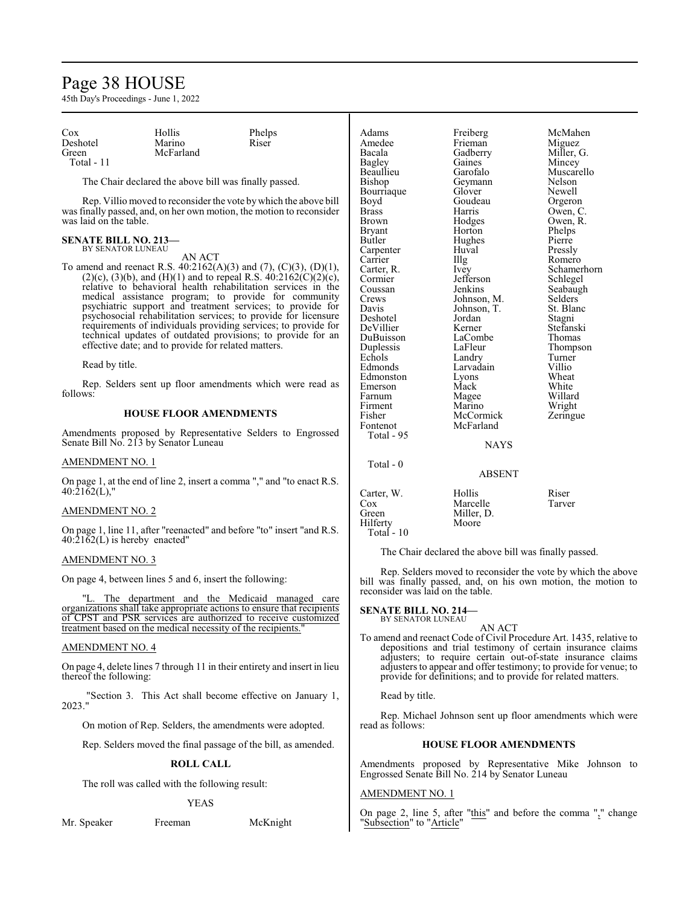| | | |
|---|---|---|
| Cox | Hollis | Phelps |
| Deshotel | Marino | Riser |
| Green | McFarland | |
| Total - 11 | | |

The Chair declared the above bill was finally passed.

Rep. Villio moved to reconsider the vote by which the above bill was finally passed, and, on her own motion, the motion to reconsider was laid on the table.

**SENATE BILL NO. 213—**
BY SENATOR LUNEAU

AN ACT

To amend and reenact R.S. 40:2162(A)(3) and (7), (C)(3), (D)(1), (2)(c), (3)(b), and (H)(1) and to repeal R.S. 40:2162(C)(2)(c), relative to behavioral health rehabilitation services in the medical assistance program; to provide for community psychiatric support and treatment services; to provide for psychosocial rehabilitation services; to provide for licensure requirements of individuals providing services; to provide for technical updates of outdated provisions; to provide for an effective date; and to provide for related matters.

Read by title.

Rep. Selders sent up floor amendments which were read as follows:

**HOUSE FLOOR AMENDMENTS**

Amendments proposed by Representative Selders to Engrossed Senate Bill No. 213 by Senator Luneau

AMENDMENT NO. 1

On page 1, at the end of line 2, insert a comma "," and "to enact R.S. 40:2162(L),"

AMENDMENT NO. 2

On page 1, line 11, after "reenacted" and before "to" insert "and R.S. 40:2162(L) is hereby enacted"

AMENDMENT NO. 3

On page 4, between lines 5 and 6, insert the following:

"L. The department and the Medicaid managed care organizations shall take appropriate actions to ensure that recipients of CPST and PSR services are authorized to receive customized treatment based on the medical necessity of the recipients."

AMENDMENT NO. 4

On page 4, delete lines 7 through 11 in their entirety and insert in lieu thereof the following:

"Section 3. This Act shall become effective on January 1, 2023."

On motion of Rep. Selders, the amendments were adopted.

Rep. Selders moved the final passage of the bill, as amended.

**ROLL CALL**

The roll was called with the following result:

YEAS

| | | |
|---|---|---|
| Mr. Speaker | Freeman | McKnight |
| Adams | Freiberg | McMahen |
| Amedee | Frieman | Miguez |
| Bacala | Gadberry | Miller, G. |
| Bagley | Gaines | Mincey |
| Beaullieu | Garofalo | Muscarello |
| Bishop | Geymann | Nelson |
| Bourriaque | Glover | Newell |
| Boyd | Goudeau | Orgeron |
| Brass | Harris | Owen, C. |
| Brown | Hodges | Owen, R. |
| Bryant | Horton | Phelps |
| Butler | Hughes | Pierre |
| Carpenter | Huval | Pressly |
| Carrier | Illg | Romero |
| Carter, R. | Ivey | Schamerhorn |
| Cormier | Jefferson | Schlegel |
| Coussan | Jenkins | Seabaugh |
| Crews | Johnson, M. | Selders |
| Davis | Johnson, T. | St. Blanc |
| Deshotel | Jordan | Stagni |
| DeVillier | Kerner | Stefanski |
| DuBuisson | LaCombe | Thomas |
| Duplessis | LaFleur | Thompson |
| Echols | Landry | Turner |
| Edmonds | Larvadain | Villio |
| Edmonston | Lyons | Wheat |
| Emerson | Mack | White |
| Farnum | Magee | Willard |
| Firment | Marino | Wright |
| Fisher | McCormick | Zeringue |
| Fontenot | McFarland | |
| Total - 95 | | |

NAYS

Total - 0

ABSENT

| | | |
|---|---|---|
| Carter, W. | Hollis | Riser |
| Cox | Marcelle | Tarver |
| Green | Miller, D. | |
| Hilferty | Moore | |
| Total - 10 | | |

The Chair declared the above bill was finally passed.

Rep. Selders moved to reconsider the vote by which the above bill was finally passed, and, on his own motion, the motion to reconsider was laid on the table.

**SENATE BILL NO. 214—**
BY SENATOR LUNEAU

AN ACT

To amend and reenact Code of Civil Procedure Art. 1435, relative to depositions and trial testimony of certain insurance claims adjusters; to require certain out-of-state insurance claims adjusters to appear and offer testimony; to provide for venue; to provide for definitions; and to provide for related matters.

Read by title.

Rep. Michael Johnson sent up floor amendments which were read as follows:

**HOUSE FLOOR AMENDMENTS**

Amendments proposed by Representative Mike Johnson to Engrossed Senate Bill No. 214 by Senator Luneau

AMENDMENT NO. 1

On page 2, line 5, after "this" and before the comma "," change "Subsection" to "Article"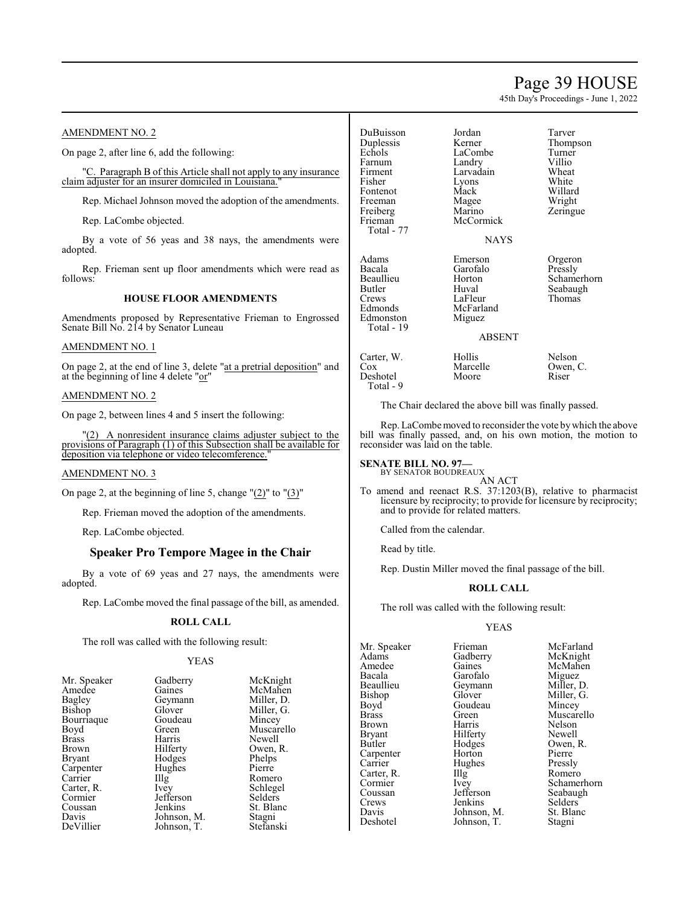AMENDMENT NO. 2

On page 2, after line 6, add the following:

"C. Paragraph B of this Article shall not apply to any insurance claim adjuster for an insurer domiciled in Louisiana."

Rep. Michael Johnson moved the adoption of the amendments.

Rep. LaCombe objected.

By a vote of 56 yeas and 38 nays, the amendments were adopted.

Rep. Frieman sent up floor amendments which were read as follows:

**HOUSE FLOOR AMENDMENTS**

Amendments proposed by Representative Frieman to Engrossed Senate Bill No. 214 by Senator Luneau

AMENDMENT NO. 1

On page 2, at the end of line 3, delete "at a pretrial deposition" and at the beginning of line 4 delete "or"

AMENDMENT NO. 2

On page 2, between lines 4 and 5 insert the following:

"(2) A nonresident insurance claims adjuster subject to the provisions of Paragraph (1) of this Subsection shall be available for deposition via telephone or video telecomference."

AMENDMENT NO. 3

On page 2, at the beginning of line 5, change "(2)" to "(3)"

Rep. Frieman moved the adoption of the amendments.

Rep. LaCombe objected.

## Speaker Pro Tempore Magee in the Chair

By a vote of 69 yeas and 27 nays, the amendments were adopted.

Rep. LaCombe moved the final passage of the bill, as amended.

**ROLL CALL**

The roll was called with the following result:

YEAS

| | | |
|---|---|---|
| Mr. Speaker | Gadberry | McKnight |
| Amedee | Gaines | McMahen |
| Bagley | Geymann | Miller, D. |
| Bishop | Glover | Miller, G. |
| Bourriaque | Goudeau | Mincey |
| Boyd | Green | Muscarello |
| Brass | Harris | Newell |
| Brown | Hilferty | Owen, R. |
| Bryant | Hodges | Phelps |
| Carpenter | Hughes | Pierre |
| Carrier | Illg | Romero |
| Carter, R. | Ivey | Schlegel |
| Cormier | Jefferson | Selders |
| Coussan | Jenkins | St. Blanc |
| Davis | Johnson, M. | Stagni |
| DeVillier | Johnson, T. | Stefanski |
| DuBuisson | Jordan | Tarver |
| Duplessis | Kerner | Thompson |
| Echols | LaCombe | Turner |
| Farnum | Landry | Villio |
| Firment | Larvadain | Wheat |
| Fisher | Lyons | White |
| Fontenot | Mack | Willard |
| Freeman | Magee | Wright |
| Freiberg | Marino | Zeringue |
| Frieman | McCormick | |
| Total - 77 | | |

NAYS

| | | |
|---|---|---|
| Adams | Emerson | Orgeron |
| Bacala | Garofalo | Pressly |
| Beaullieu | Horton | Schamerhorn |
| Butler | Huval | Seabaugh |
| Crews | LaFleur | Thomas |
| Edmonds | McFarland | |
| Edmonston | Miguez | |
| Total - 19 | | |

ABSENT

| | | |
|---|---|---|
| Carter, W. | Hollis | Nelson |
| Cox | Marcelle | Owen, C. |
| Deshotel | Moore | Riser |
| Total - 9 | | |

The Chair declared the above bill was finally passed.

Rep. LaCombe moved to reconsider the vote by which the above bill was finally passed, and, on his own motion, the motion to reconsider was laid on the table.

**SENATE BILL NO. 97—**
BY SENATOR BOUDREAUX

AN ACT

To amend and reenact R.S. 37:1203(B), relative to pharmacist licensure by reciprocity; to provide for licensure by reciprocity; and to provide for related matters.

Called from the calendar.

Read by title.

Rep. Dustin Miller moved the final passage of the bill.

**ROLL CALL**

The roll was called with the following result:

YEAS

| | | |
|---|---|---|
| Mr. Speaker | Frieman | McFarland |
| Adams | Gadberry | McKnight |
| Amedee | Gaines | McMahen |
| Bacala | Garofalo | Miguez |
| Beaullieu | Geymann | Miller, D. |
| Bishop | Glover | Miller, G. |
| Boyd | Goudeau | Mincey |
| Brass | Green | Muscarello |
| Brown | Harris | Nelson |
| Bryant | Hilferty | Newell |
| Butler | Hodges | Owen, R. |
| Carpenter | Horton | Pierre |
| Carrier | Hughes | Pressly |
| Carter, R. | Illg | Romero |
| Cormier | Ivey | Schamerhorn |
| Coussan | Jefferson | Seabaugh |
| Crews | Jenkins | Selders |
| Davis | Johnson, M. | St. Blanc |
| Deshotel | Johnson, T. | Stagni |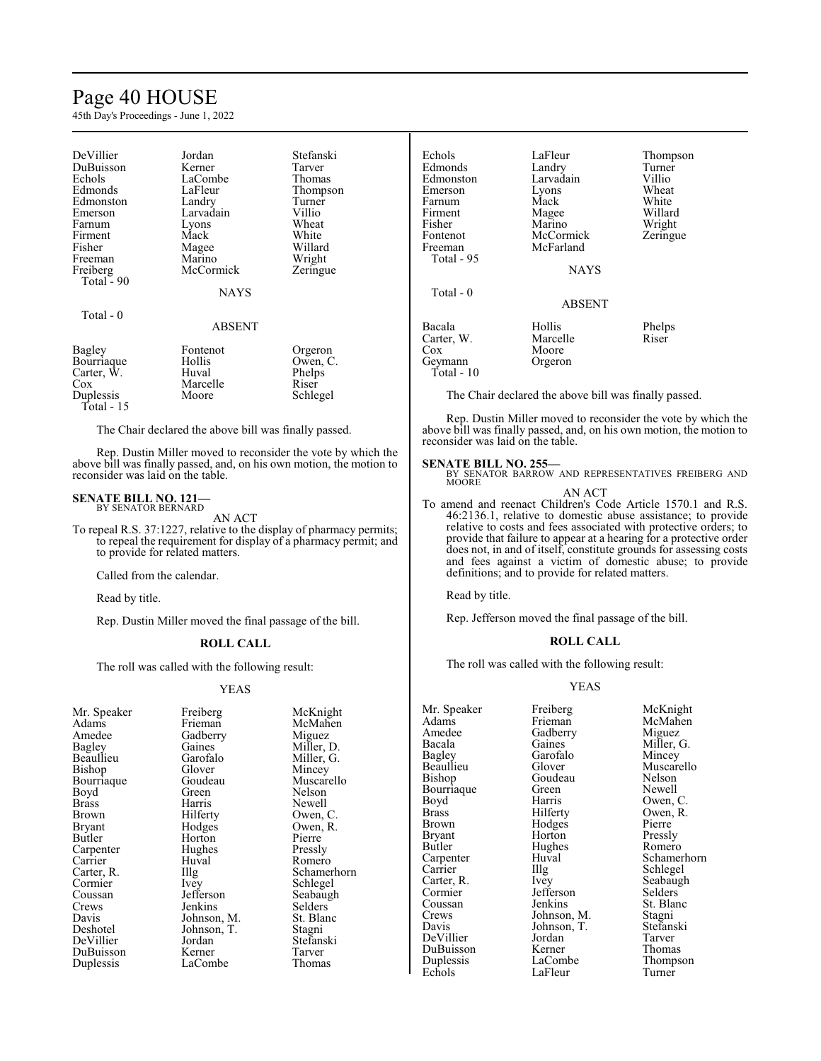| | | |
|---|---|---|
| DeVillier | Jordan | Stefanski |
| DuBuisson | Kerner | Tarver |
| Echols | LaCombe | Thomas |
| Edmonds | LaFleur | Thompson |
| Edmonston | Landry | Turner |
| Emerson | Larvadain | Villio |
| Farnum | Lyons | Wheat |
| Firment | Mack | White |
| Fisher | Magee | Willard |
| Freeman | Marino | Wright |
| Freiberg | McCormick | Zeringue |
| Total - 90 | | |

NAYS

Total - 0

ABSENT

| | | |
|---|---|---|
| Bagley | Fontenot | Orgeron |
| Bourriaque | Hollis | Owen, C. |
| Carter, W. | Huval | Phelps |
| Cox | Marcelle | Riser |
| Duplessis | Moore | Schlegel |
| Total - 15 | | |

The Chair declared the above bill was finally passed.

Rep. Dustin Miller moved to reconsider the vote by which the above bill was finally passed, and, on his own motion, the motion to reconsider was laid on the table.

**SENATE BILL NO. 121—**
BY SENATOR BERNARD

AN ACT

To repeal R.S. 37:1227, relative to the display of pharmacy permits; to repeal the requirement for display of a pharmacy permit; and to provide for related matters.

Called from the calendar.

Read by title.

Rep. Dustin Miller moved the final passage of the bill.

**ROLL CALL**

The roll was called with the following result:

YEAS

| | | |
|---|---|---|
| Mr. Speaker | Freiberg | McKnight |
| Adams | Frieman | McMahen |
| Amedee | Gadberry | Miguez |
| Bagley | Gaines | Miller, D. |
| Beaullieu | Garofalo | Miller, G. |
| Bishop | Glover | Mincey |
| Bourriaque | Goudeau | Muscarello |
| Boyd | Green | Nelson |
| Brass | Harris | Newell |
| Brown | Hilferty | Owen, C. |
| Bryant | Hodges | Owen, R. |
| Butler | Horton | Pierre |
| Carpenter | Hughes | Pressly |
| Carrier | Huval | Romero |
| Carter, R. | Illg | Schamerhorn |
| Cormier | Ivey | Schlegel |
| Coussan | Jefferson | Seabaugh |
| Crews | Jenkins | Selders |
| Davis | Johnson, M. | St. Blanc |
| Deshotel | Johnson, T. | Stagni |
| DeVillier | Jordan | Stefanski |
| DuBuisson | Kerner | Tarver |
| Duplessis | LaCombe | Thomas |
| Echols | LaFleur | Thompson |
| Edmonds | Landry | Turner |
| Edmonston | Larvadain | Villio |
| Emerson | Lyons | Wheat |
| Farnum | Mack | White |
| Firment | Magee | Willard |
| Fisher | Marino | Wright |
| Fontenot | McCormick | Zeringue |
| Freeman | McFarland | |
| Total - 95 | | |

NAYS

Total - 0

ABSENT

| | | |
|---|---|---|
| Bacala | Hollis | Phelps |
| Carter, W. | Marcelle | Riser |
| Cox | Moore | |
| Geymann | Orgeron | |
| Total - 10 | | |

The Chair declared the above bill was finally passed.

Rep. Dustin Miller moved to reconsider the vote by which the above bill was finally passed, and, on his own motion, the motion to reconsider was laid on the table.

**SENATE BILL NO. 255—**
BY SENATOR BARROW AND REPRESENTATIVES FREIBERG AND MOORE

AN ACT

To amend and reenact Children's Code Article 1570.1 and R.S. 46:2136.1, relative to domestic abuse assistance; to provide relative to costs and fees associated with protective orders; to provide that failure to appear at a hearing for a protective order does not, in and of itself, constitute grounds for assessing costs and fees against a victim of domestic abuse; to provide definitions; and to provide for related matters.

Read by title.

Rep. Jefferson moved the final passage of the bill.

**ROLL CALL**

The roll was called with the following result:

YEAS

| | | |
|---|---|---|
| Mr. Speaker | Freiberg | McKnight |
| Adams | Frieman | McMahen |
| Amedee | Gadberry | Miguez |
| Bacala | Gaines | Miller, G. |
| Bagley | Garofalo | Mincey |
| Beaullieu | Glover | Muscarello |
| Bishop | Goudeau | Nelson |
| Bourriaque | Green | Newell |
| Boyd | Harris | Owen, C. |
| Brass | Hilferty | Owen, R. |
| Brown | Hodges | Pierre |
| Bryant | Horton | Pressly |
| Butler | Hughes | Romero |
| Carpenter | Huval | Schamerhorn |
| Carrier | Illg | Schlegel |
| Carter, R. | Ivey | Seabaugh |
| Cormier | Jefferson | Selders |
| Coussan | Jenkins | St. Blanc |
| Crews | Johnson, M. | Stagni |
| Davis | Johnson, T. | Stefanski |
| DeVillier | Jordan | Tarver |
| DuBuisson | Kerner | Thomas |
| Duplessis | LaCombe | Thompson |
| Echols | LaFleur | Turner |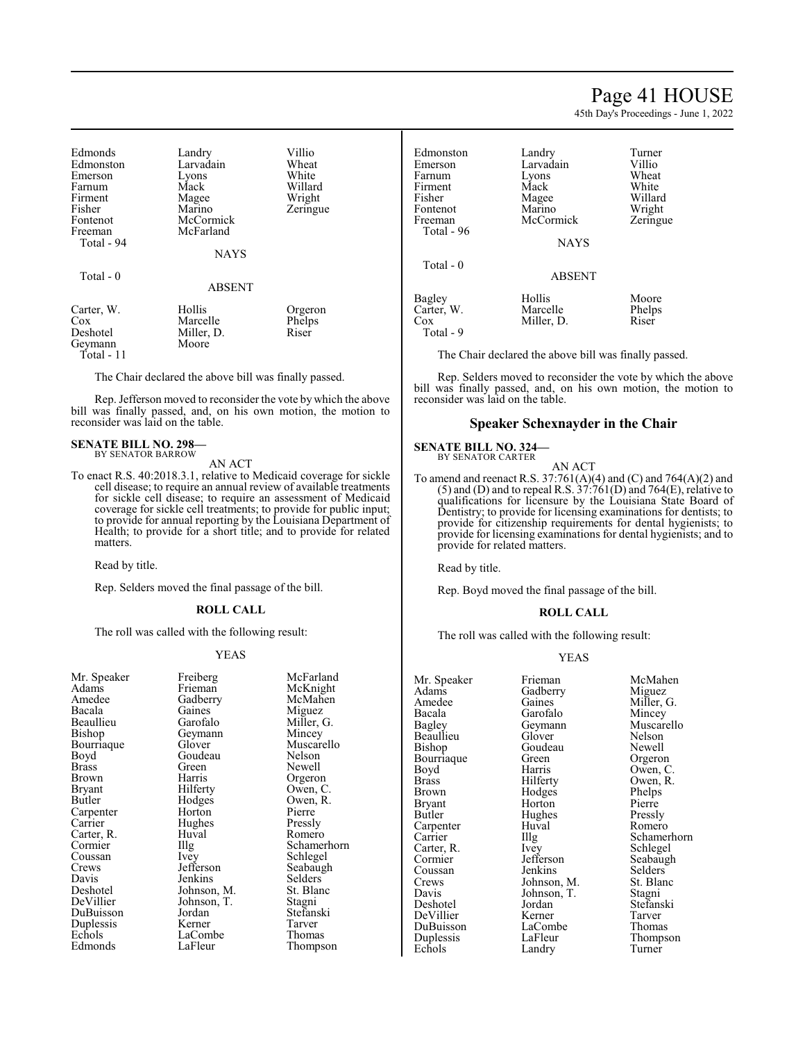| | | |
|---|---|---|
| Edmonds | Landry | Villio |
| Edmonston | Larvadain | Wheat |
| Emerson | Lyons | White |
| Farnum | Mack | Willard |
| Firment | Magee | Wright |
| Fisher | Marino | Zeringue |
| Fontenot | McCormick | |
| Freeman | McFarland | |
| Total - 94 | | |

NAYS

Total - 0

ABSENT

| | | |
|---|---|---|
| Carter, W. | Hollis | Orgeron |
| Cox | Marcelle | Phelps |
| Deshotel | Miller, D. | Riser |
| Geymann | Moore | |
| Total - 11 | | |

The Chair declared the above bill was finally passed.

Rep. Jefferson moved to reconsider the vote by which the above bill was finally passed, and, on his own motion, the motion to reconsider was laid on the table.

**SENATE BILL NO. 298—**
BY SENATOR BARROW

AN ACT

To enact R.S. 40:2018.3.1, relative to Medicaid coverage for sickle cell disease; to require an annual review of available treatments for sickle cell disease; to require an assessment of Medicaid coverage for sickle cell treatments; to provide for public input; to provide for annual reporting by the Louisiana Department of Health; to provide for a short title; and to provide for related matters.

Read by title.

Rep. Selders moved the final passage of the bill.

**ROLL CALL**

The roll was called with the following result:

YEAS

| | | |
|---|---|---|
| Mr. Speaker | Freiberg | McFarland |
| Adams | Frieman | McKnight |
| Amedee | Gadberry | McMahen |
| Bacala | Gaines | Miguez |
| Beaullieu | Garofalo | Miller, G. |
| Bishop | Geymann | Mincey |
| Bourriaque | Glover | Muscarello |
| Boyd | Goudeau | Nelson |
| Brass | Green | Newell |
| Brown | Harris | Orgeron |
| Bryant | Hilferty | Owen, C. |
| Butler | Hodges | Owen, R. |
| Carpenter | Horton | Pierre |
| Carrier | Hughes | Pressly |
| Carter, R. | Huval | Romero |
| Cormier | Illg | Schamerhorn |
| Coussan | Ivey | Schlegel |
| Crews | Jefferson | Seabaugh |
| Davis | Jenkins | Selders |
| Deshotel | Johnson, M. | St. Blanc |
| DeVillier | Johnson, T. | Stagni |
| DuBuisson | Jordan | Stefanski |
| Duplessis | Kerner | Tarver |
| Echols | LaCombe | Thomas |
| Edmonds | LaFleur | Thompson |
| Edmonston | Landry | Turner |
| Emerson | Larvadain | Villio |
| Farnum | Lyons | Wheat |
| Firment | Mack | White |
| Fisher | Magee | Willard |
| Fontenot | Marino | Wright |
| Freeman | McCormick | Zeringue |
| Total - 96 | | |

NAYS

Total - 0

ABSENT

| | | |
|---|---|---|
| Bagley | Hollis | Moore |
| Carter, W. | Marcelle | Phelps |
| Cox | Miller, D. | Riser |
| Total - 9 | | |

The Chair declared the above bill was finally passed.

Rep. Selders moved to reconsider the vote by which the above bill was finally passed, and, on his own motion, the motion to reconsider was laid on the table.

## Speaker Schexnayder in the Chair

**SENATE BILL NO. 324—**
BY SENATOR CARTER

AN ACT

To amend and reenact R.S. 37:761(A)(4) and (C) and 764(A)(2) and (5) and (D) and to repeal R.S. 37:761(D) and 764(E), relative to qualifications for licensure by the Louisiana State Board of Dentistry; to provide for licensing examinations for dentists; to provide for citizenship requirements for dental hygienists; to provide for licensing examinations for dental hygienists; and to provide for related matters.

Read by title.

Rep. Boyd moved the final passage of the bill.

**ROLL CALL**

The roll was called with the following result:

YEAS

| | | |
|---|---|---|
| Mr. Speaker | Frieman | McMahen |
| Adams | Gadberry | Miguez |
| Amedee | Gaines | Miller, G. |
| Bacala | Garofalo | Mincey |
| Bagley | Geymann | Muscarello |
| Beaullieu | Glover | Nelson |
| Bishop | Goudeau | Newell |
| Bourriaque | Green | Orgeron |
| Boyd | Harris | Owen, C. |
| Brass | Hilferty | Owen, R. |
| Brown | Hodges | Phelps |
| Bryant | Horton | Pierre |
| Butler | Hughes | Pressly |
| Carpenter | Huval | Romero |
| Carrier | Illg | Schamerhorn |
| Carter, R. | Ivey | Schlegel |
| Cormier | Jefferson | Seabaugh |
| Coussan | Jenkins | Selders |
| Crews | Johnson, M. | St. Blanc |
| Davis | Johnson, T. | Stagni |
| Deshotel | Jordan | Stefanski |
| DeVillier | Kerner | Tarver |
| DuBuisson | LaCombe | Thomas |
| Duplessis | LaFleur | Thompson |
| Echols | Landry | Turner |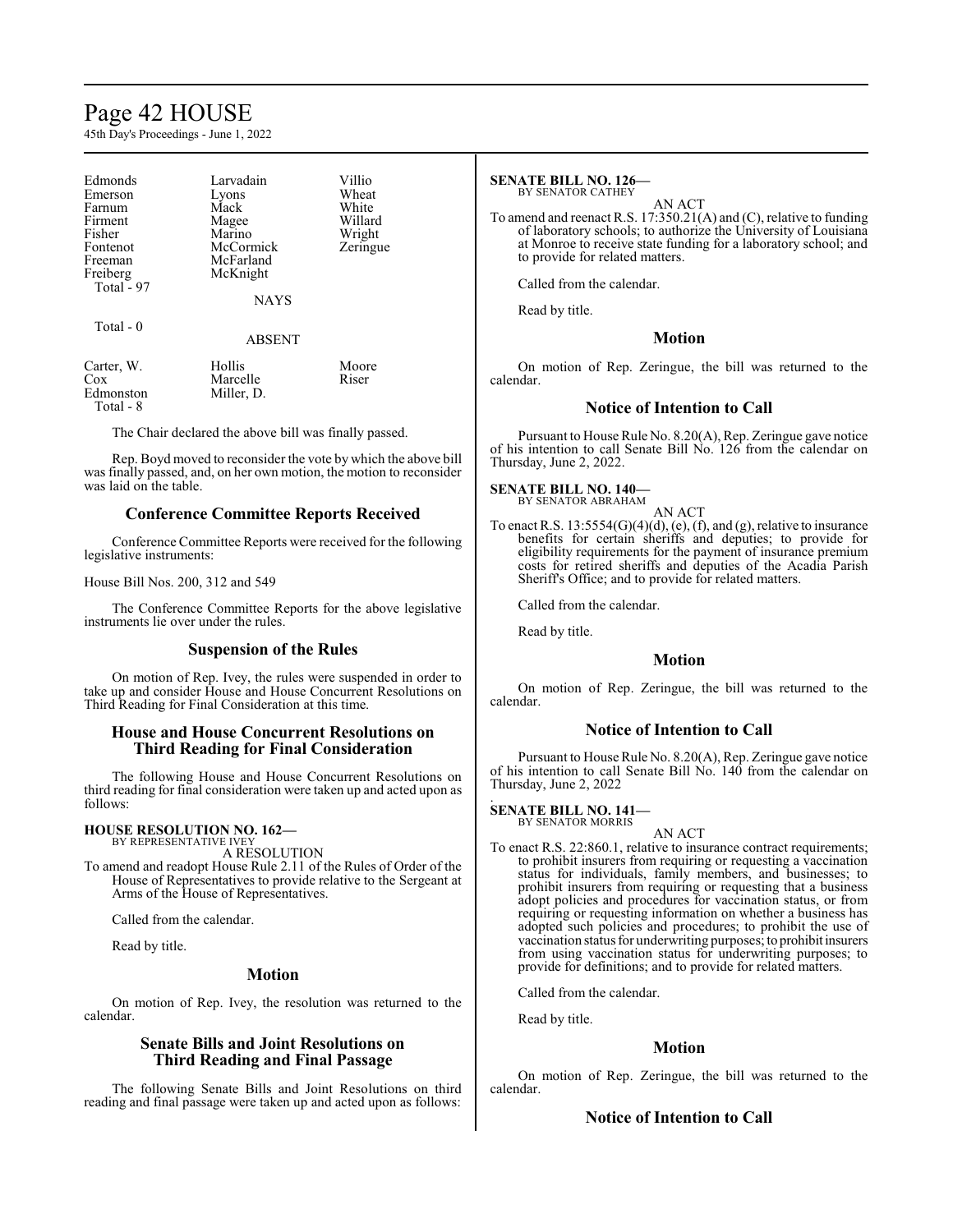| Edmonds | Larvadain | Villio |
|---|---|---|
| Emerson | Lyons | Wheat |
| Farnum | Mack | White |
| Firment | Magee | Willard |
| Fisher | Marino | Wright |
| Fontenot | McCormick | Zeringue |
| Freeman | McFarland | |
| Freiberg | McKnight | |
| Total - 97 | | |

NAYS

Total - 0

ABSENT

| Carter, W. | Hollis | Moore |
|---|---|---|
| Cox | Marcelle | Riser |
| Edmonston | Miller, D. | |
| Total - 8 | | |

The Chair declared the above bill was finally passed.

Rep. Boyd moved to reconsider the vote by which the above bill was finally passed, and, on her own motion, the motion to reconsider was laid on the table.

## Conference Committee Reports Received

Conference Committee Reports were received for the following legislative instruments:

House Bill Nos. 200, 312 and 549

The Conference Committee Reports for the above legislative instruments lie over under the rules.

## Suspension of the Rules

On motion of Rep. Ivey, the rules were suspended in order to take up and consider House and House Concurrent Resolutions on Third Reading for Final Consideration at this time.

## House and House Concurrent Resolutions on Third Reading for Final Consideration

The following House and House Concurrent Resolutions on third reading for final consideration were taken up and acted upon as follows:

**HOUSE RESOLUTION NO. 162—**
BY REPRESENTATIVE IVEY

A RESOLUTION

To amend and readopt House Rule 2.11 of the Rules of Order of the House of Representatives to provide relative to the Sergeant at Arms of the House of Representatives.

Called from the calendar.

Read by title.

## Motion

On motion of Rep. Ivey, the resolution was returned to the calendar.

## Senate Bills and Joint Resolutions on Third Reading and Final Passage

The following Senate Bills and Joint Resolutions on third reading and final passage were taken up and acted upon as follows:

**SENATE BILL NO. 126—**
BY SENATOR CATHEY

AN ACT

To amend and reenact R.S. 17:350.21(A) and (C), relative to funding of laboratory schools; to authorize the University of Louisiana at Monroe to receive state funding for a laboratory school; and to provide for related matters.

Called from the calendar.

Read by title.

## Motion

On motion of Rep. Zeringue, the bill was returned to the calendar.

## Notice of Intention to Call

Pursuant to House Rule No. 8.20(A), Rep. Zeringue gave notice of his intention to call Senate Bill No. 126 from the calendar on Thursday, June 2, 2022.

**SENATE BILL NO. 140—**
BY SENATOR ABRAHAM

AN ACT

To enact R.S. 13:5554(G)(4)(d), (e), (f), and (g), relative to insurance benefits for certain sheriffs and deputies; to provide for eligibility requirements for the payment of insurance premium costs for retired sheriffs and deputies of the Acadia Parish Sheriff's Office; and to provide for related matters.

Called from the calendar.

Read by title.

## Motion

On motion of Rep. Zeringue, the bill was returned to the calendar.

## Notice of Intention to Call

Pursuant to House Rule No. 8.20(A), Rep. Zeringue gave notice of his intention to call Senate Bill No. 140 from the calendar on Thursday, June 2, 2022

.

**SENATE BILL NO. 141—**
BY SENATOR MORRIS

AN ACT

To enact R.S. 22:860.1, relative to insurance contract requirements; to prohibit insurers from requiring or requesting a vaccination status for individuals, family members, and businesses; to prohibit insurers from requiring or requesting that a business adopt policies and procedures for vaccination status, or from requiring or requesting information on whether a business has adopted such policies and procedures; to prohibit the use of vaccination status for underwriting purposes; to prohibit insurers from using vaccination status for underwriting purposes; to provide for definitions; and to provide for related matters.

Called from the calendar.

Read by title.

## Motion

On motion of Rep. Zeringue, the bill was returned to the calendar.

## Notice of Intention to Call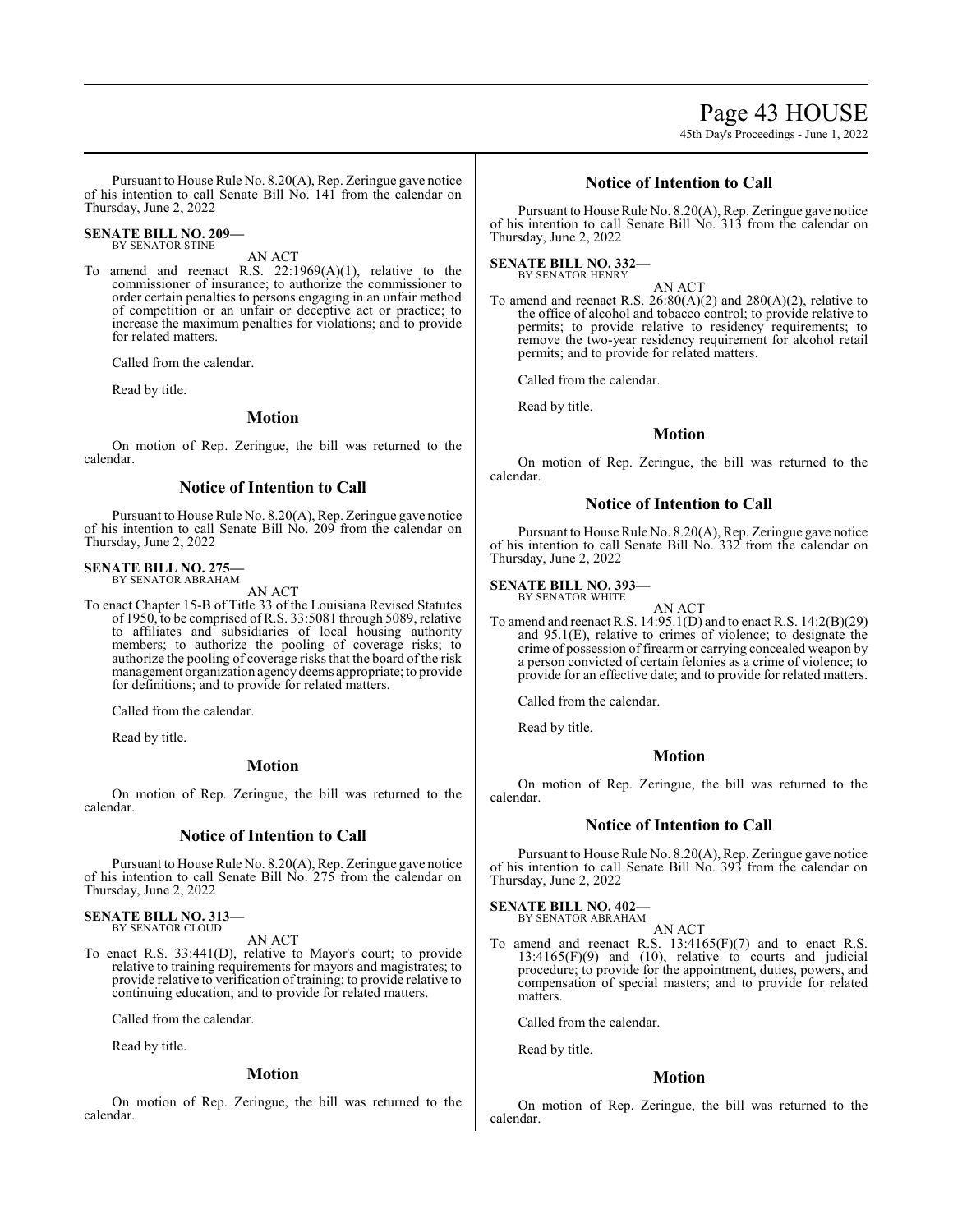Pursuant to House Rule No. 8.20(A), Rep. Zeringue gave notice of his intention to call Senate Bill No. 141 from the calendar on Thursday, June 2, 2022

**SENATE BILL NO. 209—**
BY SENATOR STINE

AN ACT

To amend and reenact R.S. 22:1969(A)(1), relative to the commissioner of insurance; to authorize the commissioner to order certain penalties to persons engaging in an unfair method of competition or an unfair or deceptive act or practice; to increase the maximum penalties for violations; and to provide for related matters.

Called from the calendar.

Read by title.

## Motion

On motion of Rep. Zeringue, the bill was returned to the calendar.

## Notice of Intention to Call

Pursuant to House Rule No. 8.20(A), Rep. Zeringue gave notice of his intention to call Senate Bill No. 209 from the calendar on Thursday, June 2, 2022

**SENATE BILL NO. 275—**
BY SENATOR ABRAHAM

AN ACT

To enact Chapter 15-B of Title 33 of the Louisiana Revised Statutes of 1950, to be comprised of R.S. 33:5081 through 5089, relative to affiliates and subsidiaries of local housing authority members; to authorize the pooling of coverage risks; to authorize the pooling of coverage risks that the board of the risk management organization agency deems appropriate; to provide for definitions; and to provide for related matters.

Called from the calendar.

Read by title.

## Motion

On motion of Rep. Zeringue, the bill was returned to the calendar.

## Notice of Intention to Call

Pursuant to House Rule No. 8.20(A), Rep. Zeringue gave notice of his intention to call Senate Bill No. 275 from the calendar on Thursday, June 2, 2022

**SENATE BILL NO. 313—**
BY SENATOR CLOUD

AN ACT

To enact R.S. 33:441(D), relative to Mayor's court; to provide relative to training requirements for mayors and magistrates; to provide relative to verification of training; to provide relative to continuing education; and to provide for related matters.

Called from the calendar.

Read by title.

## Motion

On motion of Rep. Zeringue, the bill was returned to the calendar.

## Notice of Intention to Call

Pursuant to House Rule No. 8.20(A), Rep. Zeringue gave notice of his intention to call Senate Bill No. 313 from the calendar on Thursday, June 2, 2022

**SENATE BILL NO. 332—**
BY SENATOR HENRY

AN ACT

To amend and reenact R.S. 26:80(A)(2) and 280(A)(2), relative to the office of alcohol and tobacco control; to provide relative to permits; to provide relative to residency requirements; to remove the two-year residency requirement for alcohol retail permits; and to provide for related matters.

Called from the calendar.

Read by title.

## Motion

On motion of Rep. Zeringue, the bill was returned to the calendar.

## Notice of Intention to Call

Pursuant to House Rule No. 8.20(A), Rep. Zeringue gave notice of his intention to call Senate Bill No. 332 from the calendar on Thursday, June 2, 2022

**SENATE BILL NO. 393—**
BY SENATOR WHITE

AN ACT

To amend and reenact R.S. 14:95.1(D) and to enact R.S. 14:2(B)(29) and 95.1(E), relative to crimes of violence; to designate the crime of possession of firearm or carrying concealed weapon by a person convicted of certain felonies as a crime of violence; to provide for an effective date; and to provide for related matters.

Called from the calendar.

Read by title.

## Motion

On motion of Rep. Zeringue, the bill was returned to the calendar.

## Notice of Intention to Call

Pursuant to House Rule No. 8.20(A), Rep. Zeringue gave notice of his intention to call Senate Bill No. 393 from the calendar on Thursday, June 2, 2022

**SENATE BILL NO. 402—**
BY SENATOR ABRAHAM

AN ACT

To amend and reenact R.S. 13:4165(F)(7) and to enact R.S. 13:4165(F)(9) and (10), relative to courts and judicial procedure; to provide for the appointment, duties, powers, and compensation of special masters; and to provide for related matters.

Called from the calendar.

Read by title.

## Motion

On motion of Rep. Zeringue, the bill was returned to the calendar.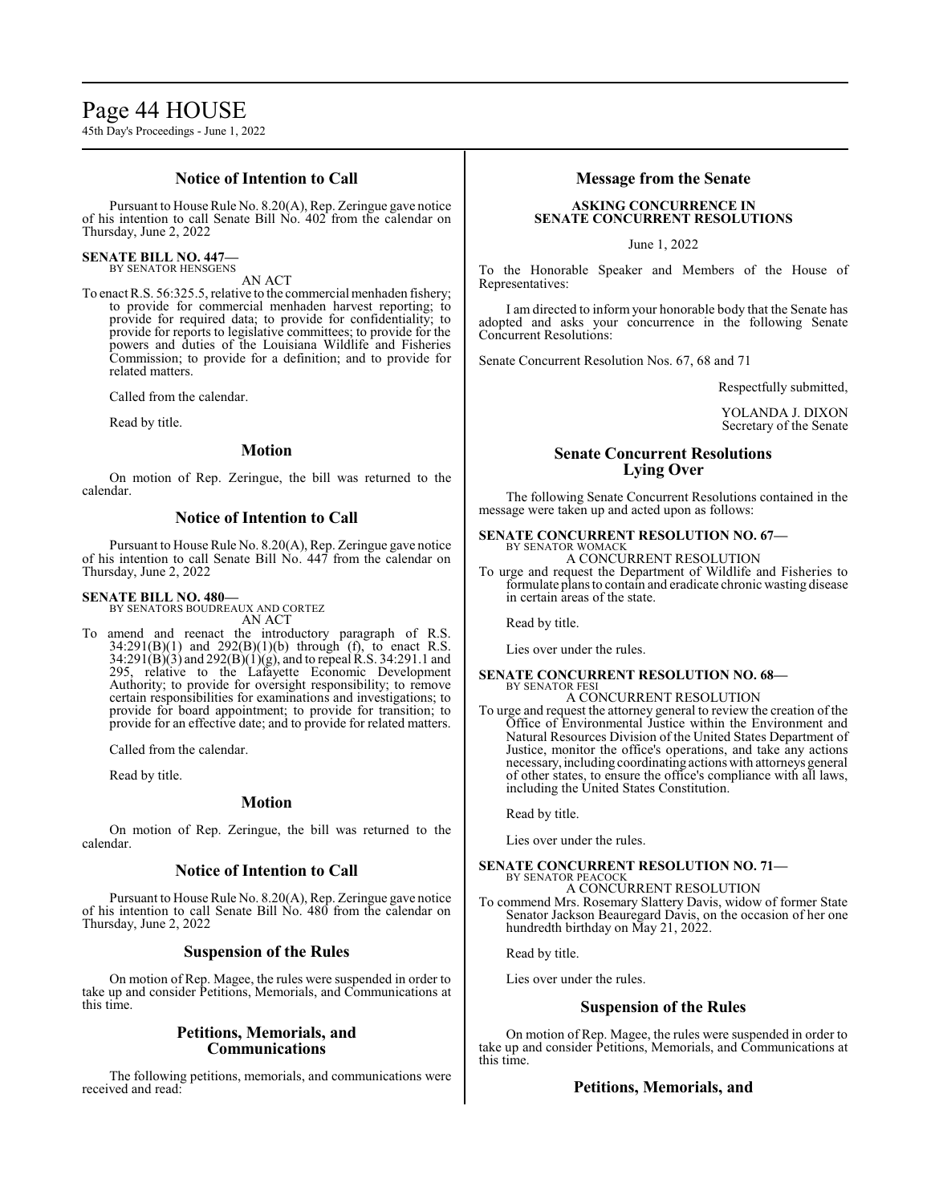## Notice of Intention to Call

Pursuant to House Rule No. 8.20(A), Rep. Zeringue gave notice of his intention to call Senate Bill No. 402 from the calendar on Thursday, June 2, 2022

**SENATE BILL NO. 447—**
BY SENATOR HENSGENS

AN ACT

To enact R.S. 56:325.5, relative to the commercial menhaden fishery; to provide for commercial menhaden harvest reporting; to provide for required data; to provide for confidentiality; to provide for reports to legislative committees; to provide for the powers and duties of the Louisiana Wildlife and Fisheries Commission; to provide for a definition; and to provide for related matters.

Called from the calendar.

Read by title.

## Motion

On motion of Rep. Zeringue, the bill was returned to the calendar.

## Notice of Intention to Call

Pursuant to House Rule No. 8.20(A), Rep. Zeringue gave notice of his intention to call Senate Bill No. 447 from the calendar on Thursday, June 2, 2022

**SENATE BILL NO. 480—**
BY SENATORS BOUDREAUX AND CORTEZ

AN ACT

To amend and reenact the introductory paragraph of R.S. 34:291(B)(1) and 292(B)(1)(b) through (f), to enact R.S. 34:291(B)(3) and 292(B)(1)(g), and to repeal R.S. 34:291.1 and 295, relative to the Lafayette Economic Development Authority; to provide for oversight responsibility; to remove certain responsibilities for examinations and investigations; to provide for board appointment; to provide for transition; to provide for an effective date; and to provide for related matters.

Called from the calendar.

Read by title.

## Motion

On motion of Rep. Zeringue, the bill was returned to the calendar.

## Notice of Intention to Call

Pursuant to House Rule No. 8.20(A), Rep. Zeringue gave notice of his intention to call Senate Bill No. 480 from the calendar on Thursday, June 2, 2022

## Suspension of the Rules

On motion of Rep. Magee, the rules were suspended in order to take up and consider Petitions, Memorials, and Communications at this time.

## Petitions, Memorials, and Communications

The following petitions, memorials, and communications were received and read:

## Message from the Senate

**ASKING CONCURRENCE IN SENATE CONCURRENT RESOLUTIONS**

June 1, 2022

To the Honorable Speaker and Members of the House of Representatives:

I am directed to inform your honorable body that the Senate has adopted and asks your concurrence in the following Senate Concurrent Resolutions:

Senate Concurrent Resolution Nos. 67, 68 and 71

Respectfully submitted,

YOLANDA J. DIXON
Secretary of the Senate

## Senate Concurrent Resolutions Lying Over

The following Senate Concurrent Resolutions contained in the message were taken up and acted upon as follows:

**SENATE CONCURRENT RESOLUTION NO. 67—**
BY SENATOR WOMACK

A CONCURRENT RESOLUTION

To urge and request the Department of Wildlife and Fisheries to formulate plans to contain and eradicate chronic wasting disease in certain areas of the state.

Read by title.

Lies over under the rules.

**SENATE CONCURRENT RESOLUTION NO. 68—**
BY SENATOR FESI

A CONCURRENT RESOLUTION

To urge and request the attorney general to review the creation of the Office of Environmental Justice within the Environment and Natural Resources Division of the United States Department of Justice, monitor the office's operations, and take any actions necessary, including coordinating actions with attorneys general of other states, to ensure the office's compliance with all laws, including the United States Constitution.

Read by title.

Lies over under the rules.

**SENATE CONCURRENT RESOLUTION NO. 71—**
BY SENATOR PEACOCK

A CONCURRENT RESOLUTION

To commend Mrs. Rosemary Slattery Davis, widow of former State Senator Jackson Beauregard Davis, on the occasion of her one hundredth birthday on May 21, 2022.

Read by title.

Lies over under the rules.

## Suspension of the Rules

On motion of Rep. Magee, the rules were suspended in order to take up and consider Petitions, Memorials, and Communications at this time.

## Petitions, Memorials, and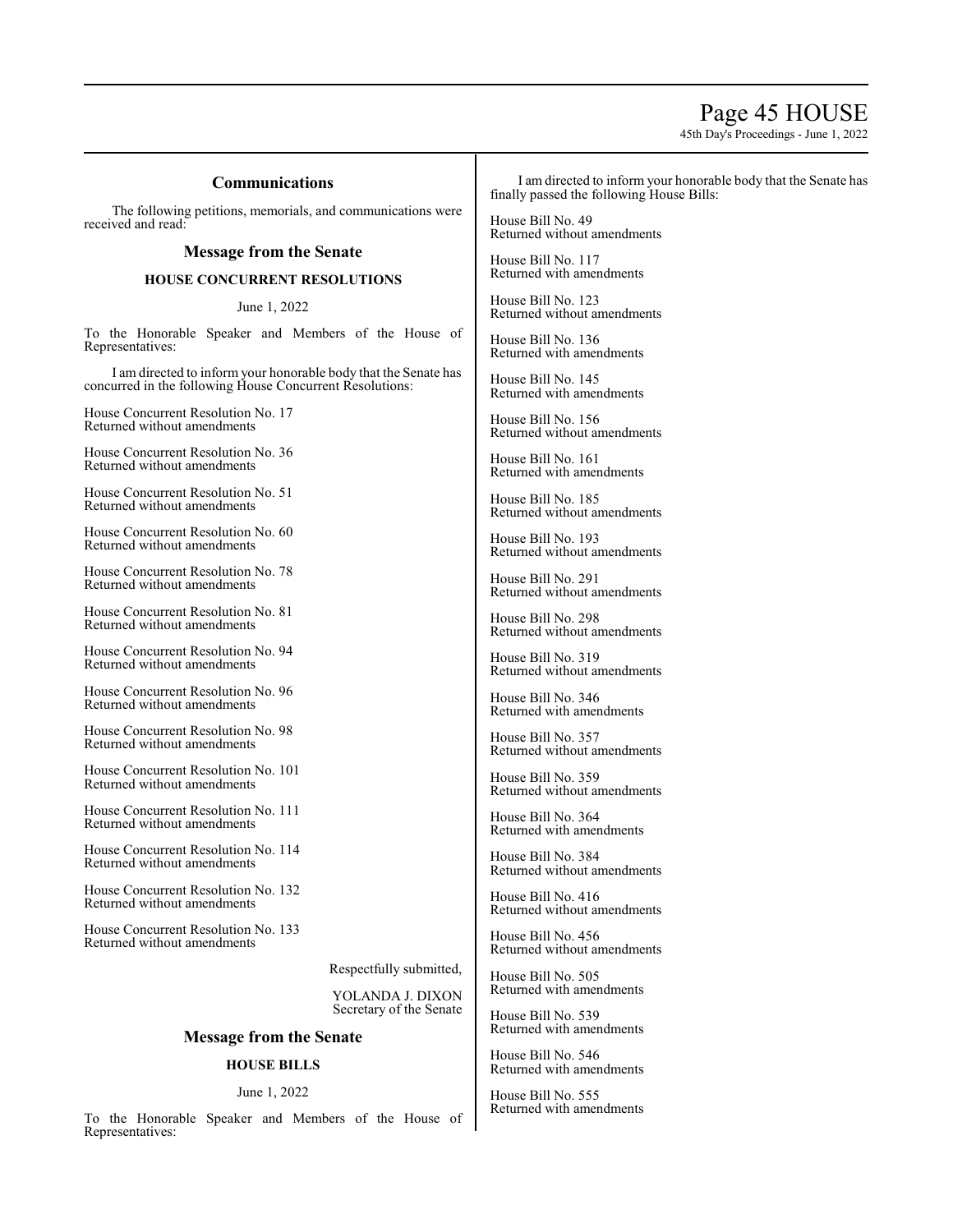## Communications

The following petitions, memorials, and communications were received and read:

### Message from the Senate

**HOUSE CONCURRENT RESOLUTIONS**

June 1, 2022

To the Honorable Speaker and Members of the House of Representatives:

I am directed to inform your honorable body that the Senate has concurred in the following House Concurrent Resolutions:

House Concurrent Resolution No. 17
Returned without amendments

House Concurrent Resolution No. 36
Returned without amendments

House Concurrent Resolution No. 51
Returned without amendments

House Concurrent Resolution No. 60
Returned without amendments

House Concurrent Resolution No. 78
Returned without amendments

House Concurrent Resolution No. 81
Returned without amendments

House Concurrent Resolution No. 94
Returned without amendments

House Concurrent Resolution No. 96
Returned without amendments

House Concurrent Resolution No. 98
Returned without amendments

House Concurrent Resolution No. 101
Returned without amendments

House Concurrent Resolution No. 111
Returned without amendments

House Concurrent Resolution No. 114
Returned without amendments

House Concurrent Resolution No. 132
Returned without amendments

House Concurrent Resolution No. 133
Returned without amendments

Respectfully submitted,

YOLANDA J. DIXON
Secretary of the Senate

### Message from the Senate

**HOUSE BILLS**

June 1, 2022

To the Honorable Speaker and Members of the House of Representatives:

I am directed to inform your honorable body that the Senate has finally passed the following House Bills:

House Bill No. 49
Returned without amendments

House Bill No. 117
Returned with amendments

House Bill No. 123
Returned without amendments

House Bill No. 136
Returned with amendments

House Bill No. 145
Returned with amendments

House Bill No. 156
Returned without amendments

House Bill No. 161
Returned with amendments

House Bill No. 185
Returned without amendments

House Bill No. 193
Returned without amendments

House Bill No. 291
Returned without amendments

House Bill No. 298
Returned without amendments

House Bill No. 319
Returned without amendments

House Bill No. 346
Returned with amendments

House Bill No. 357
Returned without amendments

House Bill No. 359
Returned without amendments

House Bill No. 364
Returned with amendments

House Bill No. 384
Returned without amendments

House Bill No. 416
Returned without amendments

House Bill No. 456
Returned without amendments

House Bill No. 505
Returned with amendments

House Bill No. 539
Returned with amendments

House Bill No. 546
Returned with amendments

House Bill No. 555
Returned with amendments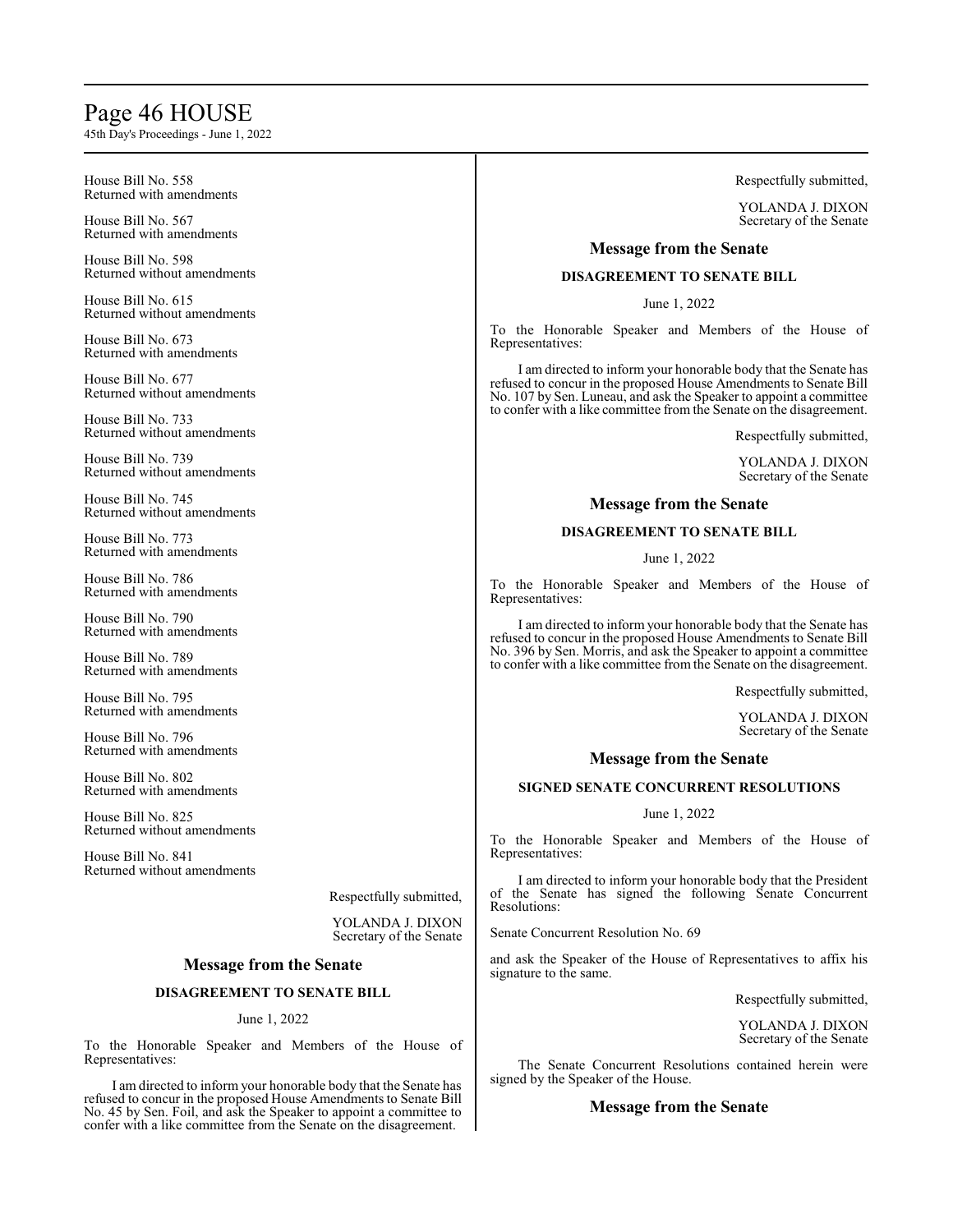House Bill No. 558
Returned with amendments

House Bill No. 567
Returned with amendments

House Bill No. 598
Returned without amendments

House Bill No. 615
Returned without amendments

House Bill No. 673
Returned with amendments

House Bill No. 677
Returned without amendments

House Bill No. 733
Returned without amendments

House Bill No. 739
Returned without amendments

House Bill No. 745
Returned without amendments

House Bill No. 773
Returned with amendments

House Bill No. 786
Returned with amendments

House Bill No. 790
Returned with amendments

House Bill No. 789
Returned with amendments

House Bill No. 795
Returned with amendments

House Bill No. 796
Returned with amendments

House Bill No. 802
Returned with amendments

House Bill No. 825
Returned without amendments

House Bill No. 841
Returned without amendments

Respectfully submitted,

YOLANDA J. DIXON
Secretary of the Senate

## Message from the Senate

**DISAGREEMENT TO SENATE BILL**

June 1, 2022

To the Honorable Speaker and Members of the House of Representatives:

I am directed to inform your honorable body that the Senate has refused to concur in the proposed House Amendments to Senate Bill No. 45 by Sen. Foil, and ask the Speaker to appoint a committee to confer with a like committee from the Senate on the disagreement.

Respectfully submitted,

YOLANDA J. DIXON
Secretary of the Senate

## Message from the Senate

**DISAGREEMENT TO SENATE BILL**

June 1, 2022

To the Honorable Speaker and Members of the House of Representatives:

I am directed to inform your honorable body that the Senate has refused to concur in the proposed House Amendments to Senate Bill No. 107 by Sen. Luneau, and ask the Speaker to appoint a committee to confer with a like committee from the Senate on the disagreement.

Respectfully submitted,

YOLANDA J. DIXON
Secretary of the Senate

## Message from the Senate

**DISAGREEMENT TO SENATE BILL**

June 1, 2022

To the Honorable Speaker and Members of the House of Representatives:

I am directed to inform your honorable body that the Senate has refused to concur in the proposed House Amendments to Senate Bill No. 396 by Sen. Morris, and ask the Speaker to appoint a committee to confer with a like committee from the Senate on the disagreement.

Respectfully submitted,

YOLANDA J. DIXON
Secretary of the Senate

## Message from the Senate

**SIGNED SENATE CONCURRENT RESOLUTIONS**

June 1, 2022

To the Honorable Speaker and Members of the House of Representatives:

I am directed to inform your honorable body that the President of the Senate has signed the following Senate Concurrent Resolutions:

Senate Concurrent Resolution No. 69

and ask the Speaker of the House of Representatives to affix his signature to the same.

Respectfully submitted,

YOLANDA J. DIXON
Secretary of the Senate

The Senate Concurrent Resolutions contained herein were signed by the Speaker of the House.

## Message from the Senate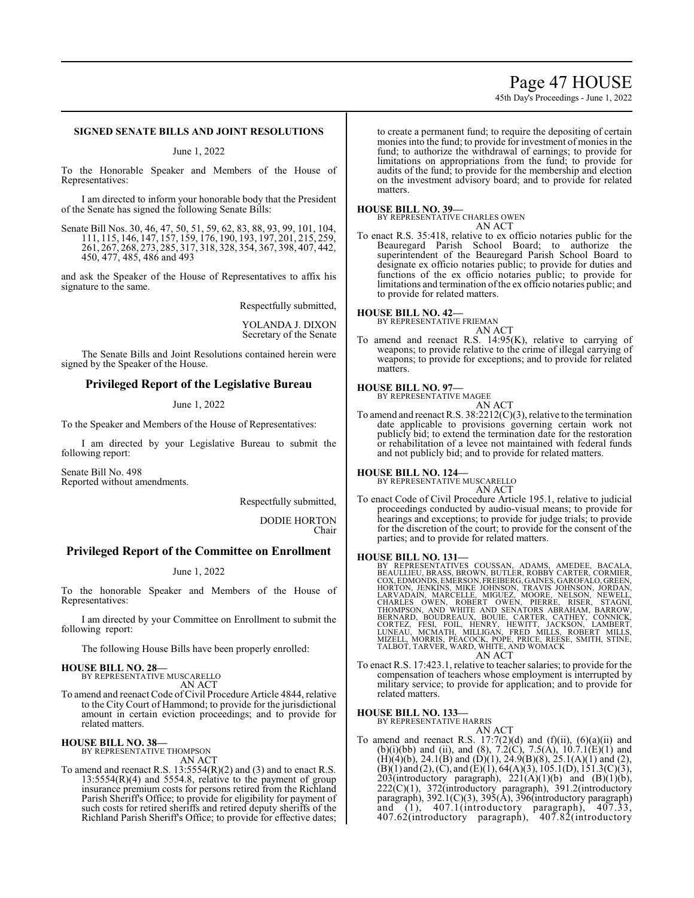## SIGNED SENATE BILLS AND JOINT RESOLUTIONS

June 1, 2022

To the Honorable Speaker and Members of the House of Representatives:

I am directed to inform your honorable body that the President of the Senate has signed the following Senate Bills:

Senate Bill Nos. 30, 46, 47, 50, 51, 59, 62, 83, 88, 93, 99, 101, 104, 111, 115, 146, 147, 157, 159, 176, 190, 193, 197, 201, 215, 259, 261, 267, 268, 273, 285, 317, 318, 328, 354, 367, 398, 407, 442, 450, 477, 485, 486 and 493

and ask the Speaker of the House of Representatives to affix his signature to the same.

Respectfully submitted,

YOLANDA J. DIXON
Secretary of the Senate

The Senate Bills and Joint Resolutions contained herein were signed by the Speaker of the House.

## Privileged Report of the Legislative Bureau

June 1, 2022

To the Speaker and Members of the House of Representatives:

I am directed by your Legislative Bureau to submit the following report:

Senate Bill No. 498
Reported without amendments.

Respectfully submitted,

DODIE HORTON
Chair

## Privileged Report of the Committee on Enrollment

June 1, 2022

To the honorable Speaker and Members of the House of Representatives:

I am directed by your Committee on Enrollment to submit the following report:

The following House Bills have been properly enrolled:

**HOUSE BILL NO. 28—**
BY REPRESENTATIVE MUSCARELLO
AN ACT
To amend and reenact Code of Civil Procedure Article 4844, relative to the City Court of Hammond; to provide for the jurisdictional amount in certain eviction proceedings; and to provide for related matters.

**HOUSE BILL NO. 38—**
BY REPRESENTATIVE THOMPSON
AN ACT
To amend and reenact R.S. 13:5554(R)(2) and (3) and to enact R.S. 13:5554(R)(4) and 5554.8, relative to the payment of group insurance premium costs for persons retired from the Richland Parish Sheriff's Office; to provide for eligibility for payment of such costs for retired sheriffs and retired deputy sheriffs of the Richland Parish Sheriff's Office; to provide for effective dates; to create a permanent fund; to require the depositing of certain monies into the fund; to provide for investment of monies in the fund; to authorize the withdrawal of earnings; to provide for limitations on appropriations from the fund; to provide for audits of the fund; to provide for the membership and election on the investment advisory board; and to provide for related matters.

**HOUSE BILL NO. 39—**
BY REPRESENTATIVE CHARLES OWEN
AN ACT
To enact R.S. 35:418, relative to ex officio notaries public for the Beauregard Parish School Board; to authorize the superintendent of the Beauregard Parish School Board to designate ex officio notaries public; to provide for duties and functions of the ex officio notaries public; to provide for limitations and termination of the ex officio notaries public; and to provide for related matters.

**HOUSE BILL NO. 42—**
BY REPRESENTATIVE FRIEMAN
AN ACT
To amend and reenact R.S. 14:95(K), relative to carrying of weapons; to provide relative to the crime of illegal carrying of weapons; to provide for exceptions; and to provide for related matters.

**HOUSE BILL NO. 97—**
BY REPRESENTATIVE MAGEE
AN ACT
To amend and reenact R.S. 38:2212(C)(3), relative to the termination date applicable to provisions governing certain work not publicly bid; to extend the termination date for the restoration or rehabilitation of a levee not maintained with federal funds and not publicly bid; and to provide for related matters.

**HOUSE BILL NO. 124—**
BY REPRESENTATIVE MUSCARELLO
AN ACT
To enact Code of Civil Procedure Article 195.1, relative to judicial proceedings conducted by audio-visual means; to provide for hearings and exceptions; to provide for judge trials; to provide for the discretion of the court; to provide for the consent of the parties; and to provide for related matters.

**HOUSE BILL NO. 131—**
BY REPRESENTATIVES COUSSAN, ADAMS, AMEDEE, BACALA, BEAULLIEU, BRASS, BROWN, BUTLER, ROBBY CARTER, CORMIER, COX, EDMONDS, EMERSON, FREIBERG, GAINES, GAROFALO, GREEN, HORTON, JENKINS, MIKE JOHNSON, TRAVIS JOHNSON, JORDAN, LARVADAIN, MARCELLE, MIGUEZ, MOORE, NELSON, NEWELL, CHARLES OWEN, ROBERT OWEN, PIERRE, RISER, STAGNI, THOMPSON, AND WHITE AND SENATORS ABRAHAM, BARROW, BERNARD, BOUDREAUX, BOUIE, CARTER, CATHEY, CONNICK, CORTEZ, FESI, FOIL, HENRY, HEWITT, JACKSON, LAMBERT, LUNEAU, MCMATH, MILLIGAN, FRED MILLS, ROBERT MILLS, MIZELL, MORRIS, PEACOCK, POPE, PRICE, REESE, SMITH, STINE, TALBOT, TARVER, WARD, WHITE, AND WOMACK
AN ACT
To enact R.S. 17:423.1, relative to teacher salaries; to provide for the compensation of teachers whose employment is interrupted by military service; to provide for application; and to provide for related matters.

**HOUSE BILL NO. 133—**
BY REPRESENTATIVE HARRIS
AN ACT
To amend and reenact R.S. 17:7(2)(d) and (f)(ii), (6)(a)(ii) and (b)(i)(bb) and (ii), and (8), 7.2(C), 7.5(A), 10.7.1(E)(1) and (H)(4)(b), 24.1(B) and (D)(1), 24.9(B)(8), 25.1(A)(1) and (2), (B)(1) and (2), (C), and (E)(1), 64(A)(3), 105.1(D), 151.3(C)(3), 203(introductory paragraph), 221(A)(1)(b) and (B)(1)(b), 222(C)(1), 372(introductory paragraph), 391.2(introductory paragraph), 392.1(C)(3), 395(A), 396(introductory paragraph) and (1), 407.1(introductory paragraph), 407.33, 407.62(introductory paragraph), 407.82(introductory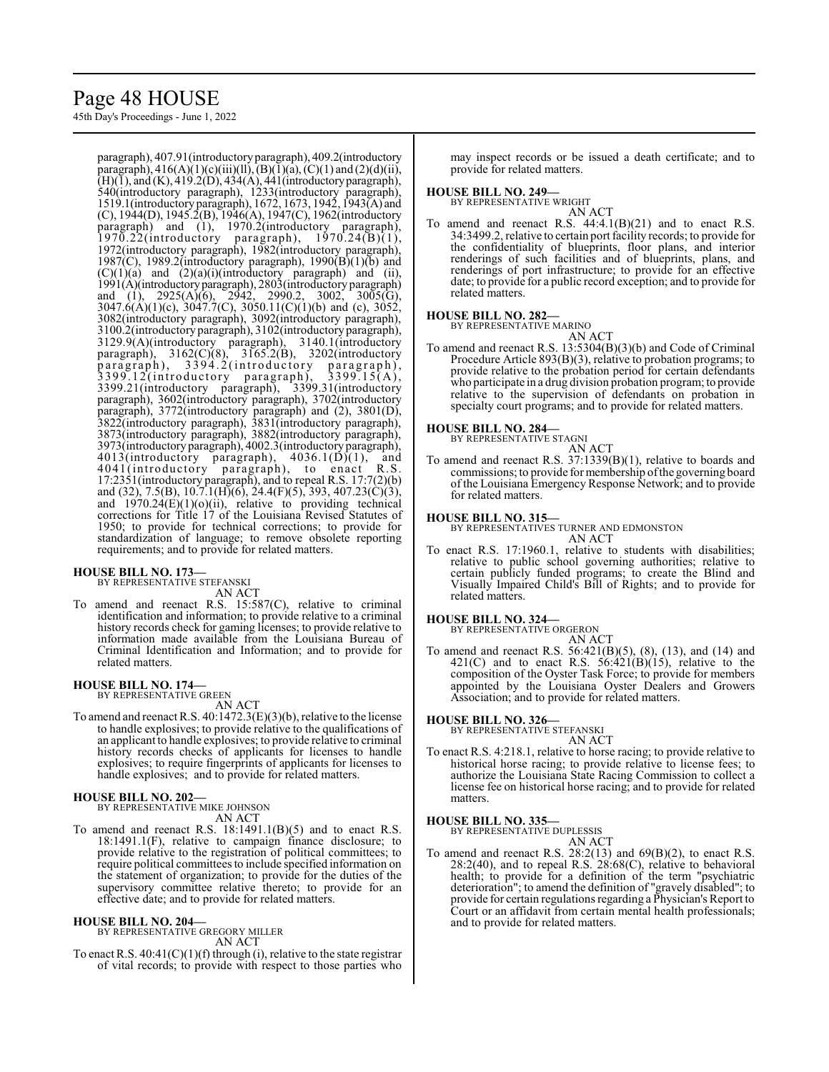paragraph), 407.91(introductory paragraph), 409.2(introductory paragraph), 416(A)(1)(c)(iii)(ll), (B)(1)(a), (C)(1) and (2)(d)(ii), (H)(1), and (K), 419.2(D), 434(A), 441(introductory paragraph), 540(introductory paragraph), 1233(introductory paragraph), 1519.1(introductory paragraph), 1672, 1673, 1942, 1943(A) and (C), 1944(D), 1945.2(B), 1946(A), 1947(C), 1962(introductory paragraph) and (1), 1970.2(introductory paragraph), 1970.22(introductory paragraph), 1970.24(B)(1), 1972(introductory paragraph), 1982(introductory paragraph), 1987(C), 1989.2(introductory paragraph), 1990(B)(1)(b) and (C)(1)(a) and (2)(a)(i)(introductory paragraph) and (ii), 1991(A)(introductory paragraph), 2803(introductory paragraph) and (1), 2925(A)(6), 2942, 2990.2, 3002, 3005(G), 3047.6(A)(1)(c), 3047.7(C), 3050.11(C)(1)(b) and (c), 3052, 3082(introductory paragraph), 3092(introductory paragraph), 3100.2(introductory paragraph), 3102(introductory paragraph), 3129.9(A)(introductory paragraph), 3140.1(introductory paragraph), 3162(C)(8), 3165.2(B), 3202(introductory paragraph), 3394.2(introductory paragraph), 3399.12(introductory paragraph), 3399.15(A), 3399.21(introductory paragraph), 3399.31(introductory paragraph), 3602(introductory paragraph), 3702(introductory paragraph), 3772(introductory paragraph) and (2), 3801(D), 3822(introductory paragraph), 3831(introductory paragraph), 3873(introductory paragraph), 3882(introductory paragraph), 3973(introductory paragraph), 4002.3(introductory paragraph), 4013(introductory paragraph), 4036.1(D)(1), and 4041(introductory paragraph), to enact R.S. 17:2351(introductory paragraph), and to repeal R.S. 17:7(2)(b) and (32), 7.5(B), 10.7.1(H)(6), 24.4(F)(5), 393, 407.23(C)(3), and 1970.24(E)(1)(o)(ii), relative to providing technical corrections for Title 17 of the Louisiana Revised Statutes of 1950; to provide for technical corrections; to provide for standardization of language; to remove obsolete reporting requirements; and to provide for related matters.

**HOUSE BILL NO. 173—**
BY REPRESENTATIVE STEFANSKI
AN ACT

To amend and reenact R.S. 15:587(C), relative to criminal identification and information; to provide relative to a criminal history records check for gaming licenses; to provide relative to information made available from the Louisiana Bureau of Criminal Identification and Information; and to provide for related matters.

**HOUSE BILL NO. 174—**
BY REPRESENTATIVE GREEN
AN ACT

To amend and reenact R.S. 40:1472.3(E)(3)(b), relative to the license to handle explosives; to provide relative to the qualifications of an applicant to handle explosives; to provide relative to criminal history records checks of applicants for licenses to handle explosives; to require fingerprints of applicants for licenses to handle explosives; and to provide for related matters.

**HOUSE BILL NO. 202—**
BY REPRESENTATIVE MIKE JOHNSON
AN ACT

To amend and reenact R.S. 18:1491.1(B)(5) and to enact R.S. 18:1491.1(F), relative to campaign finance disclosure; to provide relative to the registration of political committees; to require political committees to include specified information on the statement of organization; to provide for the duties of the supervisory committee relative thereto; to provide for an effective date; and to provide for related matters.

**HOUSE BILL NO. 204—**
BY REPRESENTATIVE GREGORY MILLER
AN ACT

To enact R.S. 40:41(C)(1)(f) through (i), relative to the state registrar of vital records; to provide with respect to those parties who may inspect records or be issued a death certificate; and to provide for related matters.

**HOUSE BILL NO. 249—**
BY REPRESENTATIVE WRIGHT
AN ACT

To amend and reenact R.S. 44:4.1(B)(21) and to enact R.S. 34:3499.2, relative to certain port facility records; to provide for the confidentiality of blueprints, floor plans, and interior renderings of such facilities and of blueprints, plans, and renderings of port infrastructure; to provide for an effective date; to provide for a public record exception; and to provide for related matters.

**HOUSE BILL NO. 282—**
BY REPRESENTATIVE MARINO
AN ACT

To amend and reenact R.S. 13:5304(B)(3)(b) and Code of Criminal Procedure Article 893(B)(3), relative to probation programs; to provide relative to the probation period for certain defendants who participate in a drug division probation program; to provide relative to the supervision of defendants on probation in specialty court programs; and to provide for related matters.

**HOUSE BILL NO. 284—**
BY REPRESENTATIVE STAGNI
AN ACT

To amend and reenact R.S. 37:1339(B)(1), relative to boards and commissions; to provide for membership of the governing board of the Louisiana Emergency Response Network; and to provide for related matters.

**HOUSE BILL NO. 315—**
BY REPRESENTATIVES TURNER AND EDMONSTON
AN ACT

To enact R.S. 17:1960.1, relative to students with disabilities; relative to public school governing authorities; relative to certain publicly funded programs; to create the Blind and Visually Impaired Child's Bill of Rights; and to provide for related matters.

**HOUSE BILL NO. 324—**
BY REPRESENTATIVE ORGERON
AN ACT

To amend and reenact R.S. 56:421(B)(5), (8), (13), and (14) and 421(C) and to enact R.S. 56:421(B)(15), relative to the composition of the Oyster Task Force; to provide for members appointed by the Louisiana Oyster Dealers and Growers Association; and to provide for related matters.

**HOUSE BILL NO. 326—**
BY REPRESENTATIVE STEFANSKI
AN ACT

To enact R.S. 4:218.1, relative to horse racing; to provide relative to historical horse racing; to provide relative to license fees; to authorize the Louisiana State Racing Commission to collect a license fee on historical horse racing; and to provide for related matters.

**HOUSE BILL NO. 335—**
BY REPRESENTATIVE DUPLESSIS
AN ACT

To amend and reenact R.S. 28:2(13) and 69(B)(2), to enact R.S. 28:2(40), and to repeal R.S. 28:68(C), relative to behavioral health; to provide for a definition of the term "psychiatric deterioration"; to amend the definition of "gravely disabled"; to provide for certain regulations regarding a Physician's Report to Court or an affidavit from certain mental health professionals; and to provide for related matters.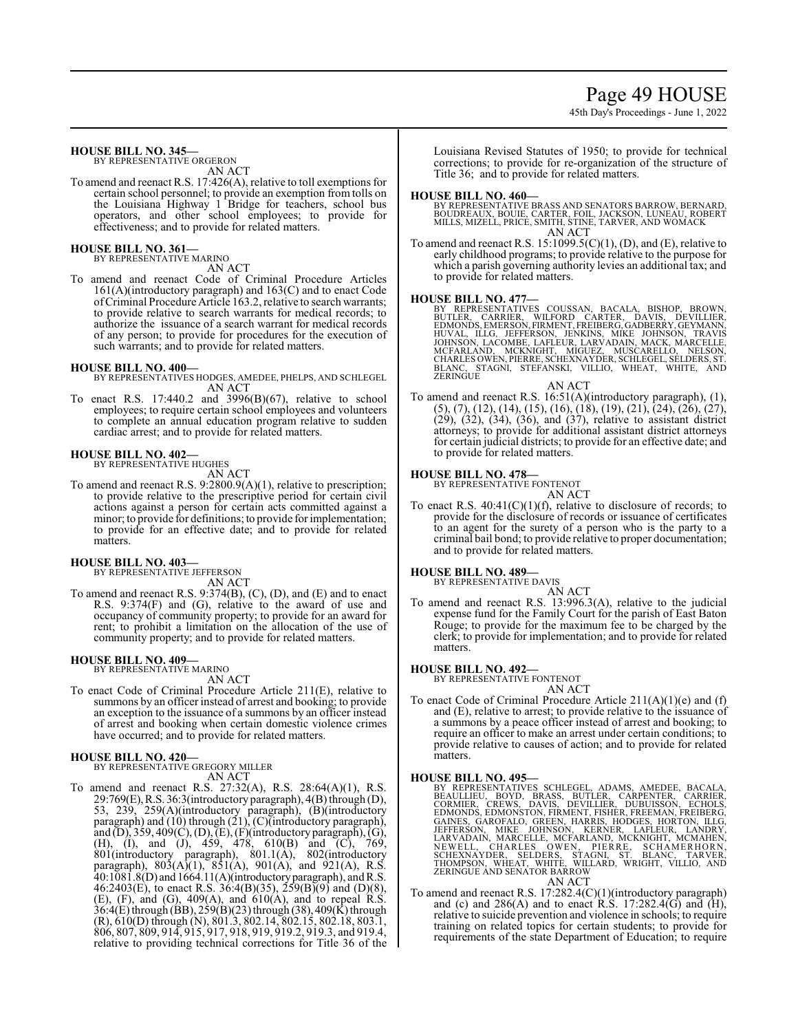**HOUSE BILL NO. 345—**
BY REPRESENTATIVE ORGERON
AN ACT

To amend and reenact R.S. 17:426(A), relative to toll exemptions for certain school personnel; to provide an exemption from tolls on the Louisiana Highway 1 Bridge for teachers, school bus operators, and other school employees; to provide for effectiveness; and to provide for related matters.

**HOUSE BILL NO. 361—**
BY REPRESENTATIVE MARINO
AN ACT

To amend and reenact Code of Criminal Procedure Articles 161(A)(introductory paragraph) and 163(C) and to enact Code of Criminal Procedure Article 163.2, relative to search warrants; to provide relative to search warrants for medical records; to authorize the issuance of a search warrant for medical records of any person; to provide for procedures for the execution of such warrants; and to provide for related matters.

**HOUSE BILL NO. 400—**
BY REPRESENTATIVES HODGES, AMEDEE, PHELPS, AND SCHLEGEL
AN ACT

To enact R.S. 17:440.2 and 3996(B)(67), relative to school employees; to require certain school employees and volunteers to complete an annual education program relative to sudden cardiac arrest; and to provide for related matters.

**HOUSE BILL NO. 402—**
BY REPRESENTATIVE HUGHES
AN ACT

To amend and reenact R.S. 9:2800.9(A)(1), relative to prescription; to provide relative to the prescriptive period for certain civil actions against a person for certain acts committed against a minor; to provide for definitions; to provide for implementation; to provide for an effective date; and to provide for related matters.

**HOUSE BILL NO. 403—**
BY REPRESENTATIVE JEFFERSON
AN ACT

To amend and reenact R.S. 9:374(B), (C), (D), and (E) and to enact R.S. 9:374(F) and (G), relative to the award of use and occupancy of community property; to provide for an award for rent; to prohibit a limitation on the allocation of the use of community property; and to provide for related matters.

**HOUSE BILL NO. 409—**
BY REPRESENTATIVE MARINO
AN ACT

To enact Code of Criminal Procedure Article 211(E), relative to summons by an officer instead of arrest and booking; to provide an exception to the issuance of a summons by an officer instead of arrest and booking when certain domestic violence crimes have occurred; and to provide for related matters.

**HOUSE BILL NO. 420—**
BY REPRESENTATIVE GREGORY MILLER
AN ACT

To amend and reenact R.S. 27:32(A), R.S. 28:64(A)(1), R.S. 29:769(E), R.S. 36:3(introductory paragraph), 4(B) through (D), 53, 239, 259(A)(introductory paragraph), (B)(introductory paragraph) and (10) through (21), (C)(introductory paragraph), and (D), 359, 409(C), (D), (E), (F)(introductory paragraph), (G), (H), (I), and (J), 459, 478, 610(B) and (C), 769, 801(introductory paragraph), 801.1(A), 802(introductory paragraph), 803(A)(1), 851(A), 901(A), and 921(A), R.S. 40:1081.8(D) and 1664.11(A)(introductory paragraph), and R.S. 46:2403(E), to enact R.S. 36:4(B)(35), 259(B)(9) and (D)(8), (E), (F), and (G), 409(A), and 610(A), and to repeal R.S. 36:4(E) through (BB), 259(B)(23) through (38), 409(K) through (R), 610(D) through (N), 801.3, 802.14, 802.15, 802.18, 803.1, 806, 807, 809, 914, 915, 917, 918, 919, 919.2, 919.3, and 919.4, relative to providing technical corrections for Title 36 of the Louisiana Revised Statutes of 1950; to provide for technical corrections; to provide for re-organization of the structure of Title 36; and to provide for related matters.

**HOUSE BILL NO. 460—**
BY REPRESENTATIVE BRASS AND SENATORS BARROW, BERNARD, BOUDREAUX, BOUIE, CARTER, FOIL, JACKSON, LUNEAU, ROBERT MILLS, MIZELL, PRICE, SMITH, STINE, TARVER, AND WOMACK
AN ACT

To amend and reenact R.S. 15:1099.5(C)(1), (D), and (E), relative to early childhood programs; to provide relative to the purpose for which a parish governing authority levies an additional tax; and to provide for related matters.

**HOUSE BILL NO. 477—**
BY REPRESENTATIVES COUSSAN, BACALA, BISHOP, BROWN, BUTLER, CARRIER, WILFORD CARTER, DAVIS, DEVILLIER, EDMONDS, EMERSON, FIRMENT, FREIBERG, GADBERRY, GEYMANN, HUVAL, ILLG, JEFFERSON, JENKINS, MIKE JOHNSON, TRAVIS JOHNSON, LACOMBE, LAFLEUR, LARVADAIN, MACK, MARCELLE, MCFARLAND, MCKNIGHT, MIGUEZ, MUSCARELLO, NELSON, CHARLES OWEN, PIERRE, SCHEXNAYDER, SCHLEGEL, SELDERS, ST. BLANC, STAGNI, STEFANSKI, VILLIO, WHEAT, WHITE, AND ZERINGUE
AN ACT

To amend and reenact R.S. 16:51(A)(introductory paragraph), (1), (5), (7), (12), (14), (15), (16), (18), (19), (21), (24), (26), (27), (29), (32), (34), (36), and (37), relative to assistant district attorneys; to provide for additional assistant district attorneys for certain judicial districts; to provide for an effective date; and to provide for related matters.

**HOUSE BILL NO. 478—**
BY REPRESENTATIVE FONTENOT
AN ACT

To enact R.S. 40:41(C)(1)(f), relative to disclosure of records; to provide for the disclosure of records or issuance of certificates to an agent for the surety of a person who is the party to a criminal bail bond; to provide relative to proper documentation; and to provide for related matters.

**HOUSE BILL NO. 489—**
BY REPRESENTATIVE DAVIS
AN ACT

To amend and reenact R.S. 13:996.3(A), relative to the judicial expense fund for the Family Court for the parish of East Baton Rouge; to provide for the maximum fee to be charged by the clerk; to provide for implementation; and to provide for related matters.

**HOUSE BILL NO. 492—**
BY REPRESENTATIVE FONTENOT
AN ACT

To enact Code of Criminal Procedure Article 211(A)(1)(e) and (f) and (E), relative to arrest; to provide relative to the issuance of a summons by a peace officer instead of arrest and booking; to require an officer to make an arrest under certain conditions; to provide relative to causes of action; and to provide for related matters.

**HOUSE BILL NO. 495—**
BY REPRESENTATIVES SCHLEGEL, ADAMS, AMEDEE, BACALA, BEAULLIEU, BOYD, BRASS, BUTLER, CARPENTER, CARRIER, CORMIER, CREWS, DAVIS, DEVILLIER, DUBUISSON, ECHOLS, EDMONDS, EDMONSTON, FIRMENT, FISHER, FREEMAN, FREIBERG, GAINES, GAROFALO, GREEN, HARRIS, HODGES, HORTON, ILLG, JEFFERSON, MIKE JOHNSON, KERNER, LAFLEUR, LANDRY, LARVADAIN, MARCELLE, MCFARLAND, MCKNIGHT, MCMAHEN, NEWELL, CHARLES OWEN, PIERRE, SCHAMERHORN, SCHEXNAYDER, SELDERS, STAGNI, ST. BLANC, TARVER, THOMPSON, WHEAT, WHITE, WILLARD, WRIGHT, VILLIO, AND ZERINGUE AND SENATOR BARROW
AN ACT

To amend and reenact R.S. 17:282.4(C)(1)(introductory paragraph) and (c) and 286(A) and to enact R.S. 17:282.4(G) and (H), relative to suicide prevention and violence in schools; to require training on related topics for certain students; to provide for requirements of the state Department of Education; to require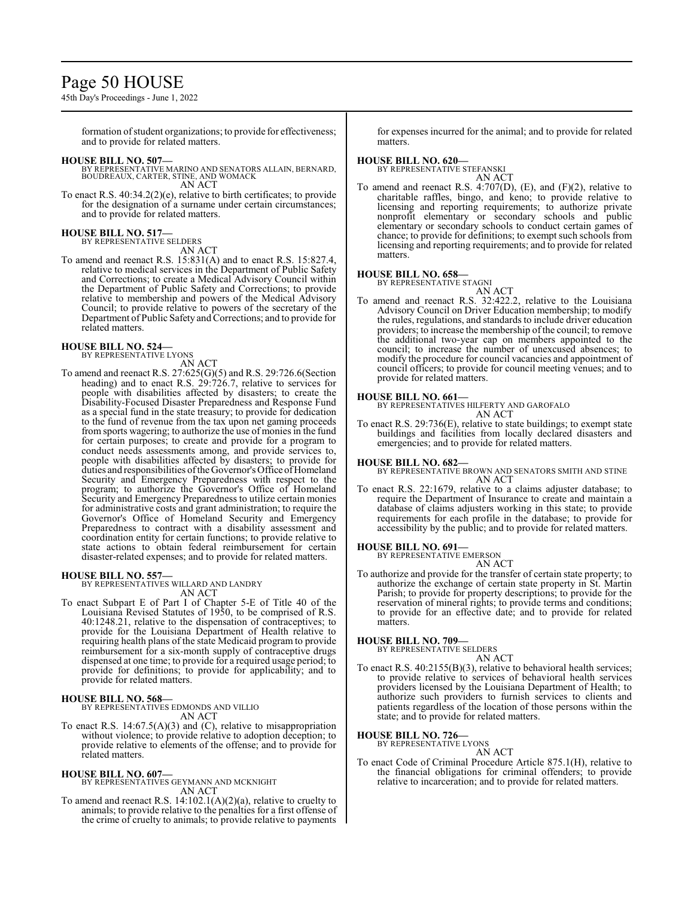formation of student organizations; to provide for effectiveness; and to provide for related matters.

**HOUSE BILL NO. 507—**
BY REPRESENTATIVE MARINO AND SENATORS ALLAIN, BERNARD, BOUDREAUX, CARTER, STINE, AND WOMACK
AN ACT

To enact R.S. 40:34.2(2)(e), relative to birth certificates; to provide for the designation of a surname under certain circumstances; and to provide for related matters.

**HOUSE BILL NO. 517—**
BY REPRESENTATIVE SELDERS
AN ACT

To amend and reenact R.S. 15:831(A) and to enact R.S. 15:827.4, relative to medical services in the Department of Public Safety and Corrections; to create a Medical Advisory Council within the Department of Public Safety and Corrections; to provide relative to membership and powers of the Medical Advisory Council; to provide relative to powers of the secretary of the Department of Public Safety and Corrections; and to provide for related matters.

**HOUSE BILL NO. 524—**
BY REPRESENTATIVE LYONS
AN ACT

To amend and reenact R.S. 27:625(G)(5) and R.S. 29:726.6(Section heading) and to enact R.S. 29:726.7, relative to services for people with disabilities affected by disasters; to create the Disability-Focused Disaster Preparedness and Response Fund as a special fund in the state treasury; to provide for dedication to the fund of revenue from the tax upon net gaming proceeds from sports wagering; to authorize the use of monies in the fund for certain purposes; to create and provide for a program to conduct needs assessments among, and provide services to, people with disabilities affected by disasters; to provide for duties and responsibilities of the Governor's Office of Homeland Security and Emergency Preparedness with respect to the program; to authorize the Governor's Office of Homeland Security and Emergency Preparedness to utilize certain monies for administrative costs and grant administration; to require the Governor's Office of Homeland Security and Emergency Preparedness to contract with a disability assessment and coordination entity for certain functions; to provide relative to state actions to obtain federal reimbursement for certain disaster-related expenses; and to provide for related matters.

**HOUSE BILL NO. 557—**
BY REPRESENTATIVES WILLARD AND LANDRY
AN ACT

To enact Subpart E of Part I of Chapter 5-E of Title 40 of the Louisiana Revised Statutes of 1950, to be comprised of R.S. 40:1248.21, relative to the dispensation of contraceptives; to provide for the Louisiana Department of Health relative to requiring health plans of the state Medicaid program to provide reimbursement for a six-month supply of contraceptive drugs dispensed at one time; to provide for a required usage period; to provide for definitions; to provide for applicability; and to provide for related matters.

**HOUSE BILL NO. 568—**
BY REPRESENTATIVES EDMONDS AND VILLIO
AN ACT

To enact R.S. 14:67.5(A)(3) and (C), relative to misappropriation without violence; to provide relative to adoption deception; to provide relative to elements of the offense; and to provide for related matters.

**HOUSE BILL NO. 607—**
BY REPRESENTATIVES GEYMANN AND MCKNIGHT
AN ACT

To amend and reenact R.S. 14:102.1(A)(2)(a), relative to cruelty to animals; to provide relative to the penalties for a first offense of the crime of cruelty to animals; to provide relative to payments for expenses incurred for the animal; and to provide for related matters.

**HOUSE BILL NO. 620—**
BY REPRESENTATIVE STEFANSKI
AN ACT

To amend and reenact R.S. 4:707(D), (E), and (F)(2), relative to charitable raffles, bingo, and keno; to provide relative to licensing and reporting requirements; to authorize private nonprofit elementary or secondary schools and public elementary or secondary schools to conduct certain games of chance; to provide for definitions; to exempt such schools from licensing and reporting requirements; and to provide for related matters.

**HOUSE BILL NO. 658—**
BY REPRESENTATIVE STAGNI
AN ACT

To amend and reenact R.S. 32:422.2, relative to the Louisiana Advisory Council on Driver Education membership; to modify the rules, regulations, and standards to include driver education providers; to increase the membership of the council; to remove the additional two-year cap on members appointed to the council; to increase the number of unexcused absences; to modify the procedure for council vacancies and appointment of council officers; to provide for council meeting venues; and to provide for related matters.

**HOUSE BILL NO. 661—**
BY REPRESENTATIVES HILFERTY AND GAROFALO
AN ACT

To enact R.S. 29:736(E), relative to state buildings; to exempt state buildings and facilities from locally declared disasters and emergencies; and to provide for related matters.

**HOUSE BILL NO. 682—**
BY REPRESENTATIVE BROWN AND SENATORS SMITH AND STINE
AN ACT

To enact R.S. 22:1679, relative to a claims adjuster database; to require the Department of Insurance to create and maintain a database of claims adjusters working in this state; to provide requirements for each profile in the database; to provide for accessibility by the public; and to provide for related matters.

**HOUSE BILL NO. 691—**
BY REPRESENTATIVE EMERSON
AN ACT

To authorize and provide for the transfer of certain state property; to authorize the exchange of certain state property in St. Martin Parish; to provide for property descriptions; to provide for the reservation of mineral rights; to provide terms and conditions; to provide for an effective date; and to provide for related matters.

**HOUSE BILL NO. 709—**
BY REPRESENTATIVE SELDERS
AN ACT

To enact R.S. 40:2155(B)(3), relative to behavioral health services; to provide relative to services of behavioral health services providers licensed by the Louisiana Department of Health; to authorize such providers to furnish services to clients and patients regardless of the location of those persons within the state; and to provide for related matters.

**HOUSE BILL NO. 726—**
BY REPRESENTATIVE LYONS
AN ACT

To enact Code of Criminal Procedure Article 875.1(H), relative to the financial obligations for criminal offenders; to provide relative to incarceration; and to provide for related matters.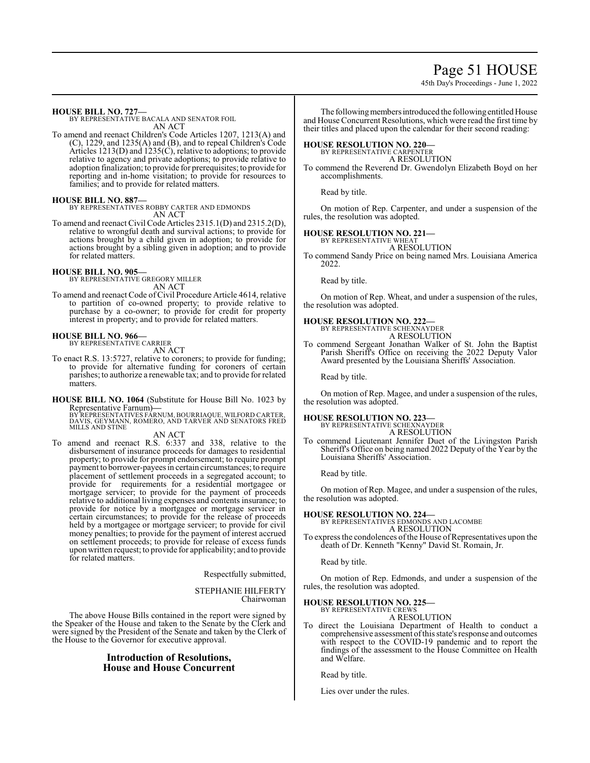**HOUSE BILL NO. 727—**
BY REPRESENTATIVE BACALA AND SENATOR FOIL
AN ACT

To amend and reenact Children's Code Articles 1207, 1213(A) and (C), 1229, and 1235(A) and (B), and to repeal Children's Code Articles 1213(D) and 1235(C), relative to adoptions; to provide relative to agency and private adoptions; to provide relative to adoption finalization; to provide for prerequisites; to provide for reporting and in-home visitation; to provide for resources to families; and to provide for related matters.

**HOUSE BILL NO. 887—**
BY REPRESENTATIVES ROBBY CARTER AND EDMONDS
AN ACT

To amend and reenact Civil Code Articles 2315.1(D) and 2315.2(D), relative to wrongful death and survival actions; to provide for actions brought by a child given in adoption; to provide for actions brought by a sibling given in adoption; and to provide for related matters.

**HOUSE BILL NO. 905—**
BY REPRESENTATIVE GREGORY MILLER
AN ACT

To amend and reenact Code of Civil Procedure Article 4614, relative to partition of co-owned property; to provide relative to purchase by a co-owner; to provide for credit for property interest in property; and to provide for related matters.

**HOUSE BILL NO. 966—**
BY REPRESENTATIVE CARRIER
AN ACT

To enact R.S. 13:5727, relative to coroners; to provide for funding; to provide for alternative funding for coroners of certain parishes; to authorize a renewable tax; and to provide for related matters.

**HOUSE BILL NO. 1064** (Substitute for House Bill No. 1023 by Representative Farnum)**—**
BY REPRESENTATIVES FARNUM, BOURRIAQUE, WILFORD CARTER, DAVIS, GEYMANN, ROMERO, AND TARVER AND SENATORS FRED MILLS AND STINE
AN ACT

To amend and reenact R.S. 6:337 and 338, relative to the disbursement of insurance proceeds for damages to residential property; to provide for prompt endorsement; to require prompt payment to borrower-payees in certain circumstances; to require placement of settlement proceeds in a segregated account; to provide for requirements for a residential mortgagee or mortgage servicer; to provide for the payment of proceeds relative to additional living expenses and contents insurance; to provide for notice by a mortgagee or mortgage servicer in certain circumstances; to provide for the release of proceeds held by a mortgagee or mortgage servicer; to provide for civil money penalties; to provide for the payment of interest accrued on settlement proceeds; to provide for release of excess funds upon written request; to provide for applicability; and to provide for related matters.

Respectfully submitted,

STEPHANIE HILFERTY
Chairwoman

The above House Bills contained in the report were signed by the Speaker of the House and taken to the Senate by the Clerk and were signed by the President of the Senate and taken by the Clerk of the House to the Governor for executive approval.

## Introduction of Resolutions, House and House Concurrent

The following members introduced the following entitled House and House Concurrent Resolutions, which were read the first time by their titles and placed upon the calendar for their second reading:

**HOUSE RESOLUTION NO. 220—**
BY REPRESENTATIVE CARPENTER
A RESOLUTION

To commend the Reverend Dr. Gwendolyn Elizabeth Boyd on her accomplishments.

Read by title.

On motion of Rep. Carpenter, and under a suspension of the rules, the resolution was adopted.

**HOUSE RESOLUTION NO. 221—**
BY REPRESENTATIVE WHEAT
A RESOLUTION

To commend Sandy Price on being named Mrs. Louisiana America 2022.

Read by title.

On motion of Rep. Wheat, and under a suspension of the rules, the resolution was adopted.

**HOUSE RESOLUTION NO. 222—**
BY REPRESENTATIVE SCHEXNAYDER
A RESOLUTION

To commend Sergeant Jonathan Walker of St. John the Baptist Parish Sheriff's Office on receiving the 2022 Deputy Valor Award presented by the Louisiana Sheriffs' Association.

Read by title.

On motion of Rep. Magee, and under a suspension of the rules, the resolution was adopted.

**HOUSE RESOLUTION NO. 223—**
BY REPRESENTATIVE SCHEXNAYDER
A RESOLUTION

To commend Lieutenant Jennifer Duet of the Livingston Parish Sheriff's Office on being named 2022 Deputy of the Year by the Louisiana Sheriffs' Association.

Read by title.

On motion of Rep. Magee, and under a suspension of the rules, the resolution was adopted.

**HOUSE RESOLUTION NO. 224—**
BY REPRESENTATIVES EDMONDS AND LACOMBE
A RESOLUTION

To express the condolences of the House of Representatives upon the death of Dr. Kenneth "Kenny" David St. Romain, Jr.

Read by title.

On motion of Rep. Edmonds, and under a suspension of the rules, the resolution was adopted.

**HOUSE RESOLUTION NO. 225—**
BY REPRESENTATIVE CREWS
A RESOLUTION

To direct the Louisiana Department of Health to conduct a comprehensive assessment of this state's response and outcomes with respect to the COVID-19 pandemic and to report the findings of the assessment to the House Committee on Health and Welfare.

Read by title.

Lies over under the rules.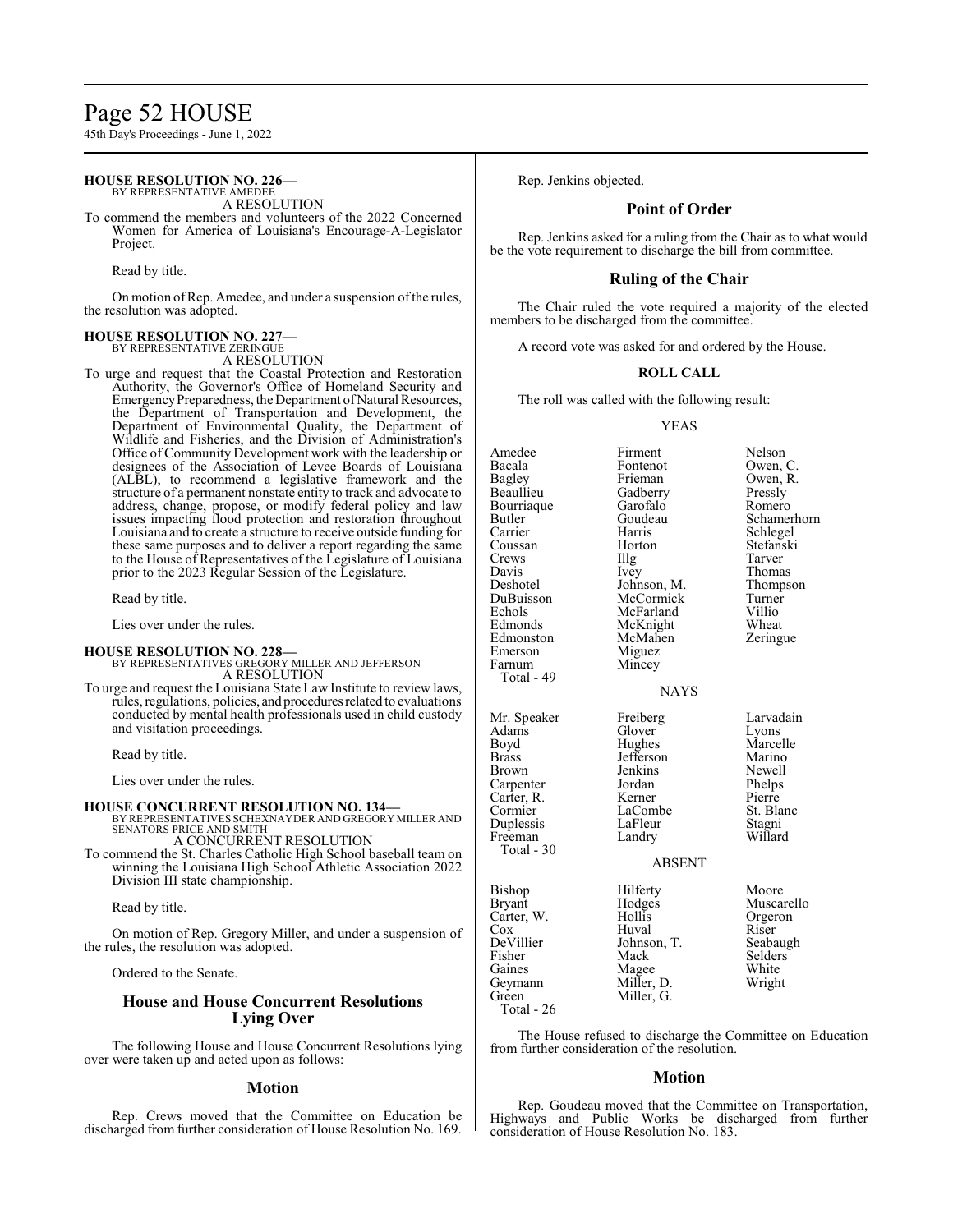**HOUSE RESOLUTION NO. 226—**
BY REPRESENTATIVE AMEDEE
A RESOLUTION

To commend the members and volunteers of the 2022 Concerned Women for America of Louisiana's Encourage-A-Legislator Project.

Read by title.

On motion of Rep. Amedee, and under a suspension of the rules, the resolution was adopted.

**HOUSE RESOLUTION NO. 227—**
BY REPRESENTATIVE ZERINGUE
A RESOLUTION

To urge and request that the Coastal Protection and Restoration Authority, the Governor's Office of Homeland Security and Emergency Preparedness, the Department of Natural Resources, the Department of Transportation and Development, the Department of Environmental Quality, the Department of Wildlife and Fisheries, and the Division of Administration's Office of Community Development work with the leadership or designees of the Association of Levee Boards of Louisiana (ALBL), to recommend a legislative framework and the structure of a permanent nonstate entity to track and advocate to address, change, propose, or modify federal policy and law issues impacting flood protection and restoration throughout Louisiana and to create a structure to receive outside funding for these same purposes and to deliver a report regarding the same to the House of Representatives of the Legislature of Louisiana prior to the 2023 Regular Session of the Legislature.

Read by title.

Lies over under the rules.

**HOUSE RESOLUTION NO. 228—**
BY REPRESENTATIVES GREGORY MILLER AND JEFFERSON
A RESOLUTION

To urge and request the Louisiana State Law Institute to review laws, rules, regulations, policies, and procedures related to evaluations conducted by mental health professionals used in child custody and visitation proceedings.

Read by title.

Lies over under the rules.

**HOUSE CONCURRENT RESOLUTION NO. 134—**
BY REPRESENTATIVES SCHEXNAYDER AND GREGORY MILLER AND SENATORS PRICE AND SMITH
A CONCURRENT RESOLUTION

To commend the St. Charles Catholic High School baseball team on winning the Louisiana High School Athletic Association 2022 Division III state championship.

Read by title.

On motion of Rep. Gregory Miller, and under a suspension of the rules, the resolution was adopted.

Ordered to the Senate.

## House and House Concurrent Resolutions Lying Over

The following House and House Concurrent Resolutions lying over were taken up and acted upon as follows:

## Motion

Rep. Crews moved that the Committee on Education be discharged from further consideration of House Resolution No. 169.

Rep. Jenkins objected.

## Point of Order

Rep. Jenkins asked for a ruling from the Chair as to what would be the vote requirement to discharge the bill from committee.

## Ruling of the Chair

The Chair ruled the vote required a majority of the elected members to be discharged from the committee.

A record vote was asked for and ordered by the House.

**ROLL CALL**

The roll was called with the following result:

YEAS

| | | |
|---|---|---|
| Amedee | Firment | Nelson |
| Bacala | Fontenot | Owen, C. |
| Bagley | Frieman | Owen, R. |
| Beaullieu | Gadberry | Pressly |
| Bourriaque | Garofalo | Romero |
| Butler | Goudeau | Schamerhorn |
| Carrier | Harris | Schlegel |
| Coussan | Horton | Stefanski |
| Crews | Illg | Tarver |
| Davis | Ivey | Thomas |
| Deshotel | Johnson, M. | Thompson |
| DuBuisson | McCormick | Turner |
| Echols | McFarland | Villio |
| Edmonds | McKnight | Wheat |
| Edmonston | McMahen | Zeringue |
| Emerson | Miguez | |
| Farnum | Mincey | |

Total - 49

NAYS

| | | |
|---|---|---|
| Mr. Speaker | Freiberg | Larvadain |
| Adams | Glover | Lyons |
| Boyd | Hughes | Marcelle |
| Brass | Jefferson | Marino |
| Brown | Jenkins | Newell |
| Carpenter | Jordan | Phelps |
| Carter, R. | Kerner | Pierre |
| Cormier | LaCombe | St. Blanc |
| Duplessis | LaFleur | Stagni |
| Freeman | Landry | Willard |

Total - 30

ABSENT

| | | |
|---|---|---|
| Bishop | Hilferty | Moore |
| Bryant | Hodges | Muscarello |
| Carter, W. | Hollis | Orgeron |
| Cox | Huval | Riser |
| DeVillier | Johnson, T. | Seabaugh |
| Fisher | Mack | Selders |
| Gaines | Magee | White |
| Geymann | Miller, D. | Wright |
| Green | Miller, G. | |

Total - 26

The House refused to discharge the Committee on Education from further consideration of the resolution.

## Motion

Rep. Goudeau moved that the Committee on Transportation, Highways and Public Works be discharged from further consideration of House Resolution No. 183.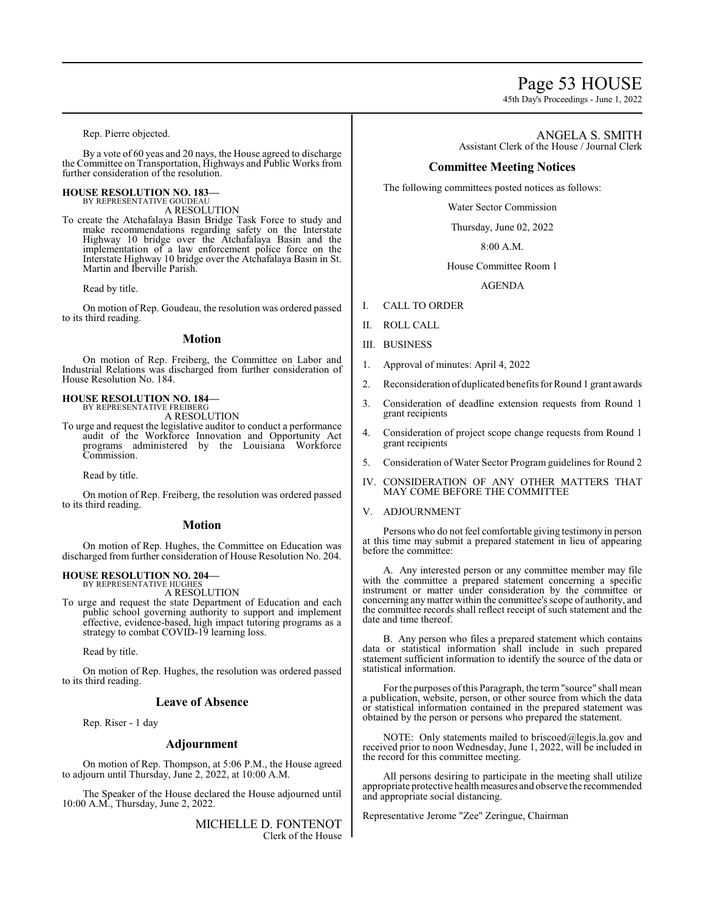Rep. Pierre objected.

By a vote of 60 yeas and 20 nays, the House agreed to discharge the Committee on Transportation, Highways and Public Works from further consideration of the resolution.

**HOUSE RESOLUTION NO. 183—**
BY REPRESENTATIVE GOUDEAU
A RESOLUTION

To create the Atchafalaya Basin Bridge Task Force to study and make recommendations regarding safety on the Interstate Highway 10 bridge over the Atchafalaya Basin and the implementation of a law enforcement police force on the Interstate Highway 10 bridge over the Atchafalaya Basin in St. Martin and Iberville Parish.

Read by title.

On motion of Rep. Goudeau, the resolution was ordered passed to its third reading.

## Motion

On motion of Rep. Freiberg, the Committee on Labor and Industrial Relations was discharged from further consideration of House Resolution No. 184.

**HOUSE RESOLUTION NO. 184—**
BY REPRESENTATIVE FREIBERG
A RESOLUTION

To urge and request the legislative auditor to conduct a performance audit of the Workforce Innovation and Opportunity Act programs administered by the Louisiana Workforce Commission.

Read by title.

On motion of Rep. Freiberg, the resolution was ordered passed to its third reading.

## Motion

On motion of Rep. Hughes, the Committee on Education was discharged from further consideration of House Resolution No. 204.

**HOUSE RESOLUTION NO. 204—**
BY REPRESENTATIVE HUGHES
A RESOLUTION

To urge and request the state Department of Education and each public school governing authority to support and implement effective, evidence-based, high impact tutoring programs as a strategy to combat COVID-19 learning loss.

Read by title.

On motion of Rep. Hughes, the resolution was ordered passed to its third reading.

## Leave of Absence

Rep. Riser - 1 day

## Adjournment

On motion of Rep. Thompson, at 5:06 P.M., the House agreed to adjourn until Thursday, June 2, 2022, at 10:00 A.M.

The Speaker of the House declared the House adjourned until 10:00 A.M., Thursday, June 2, 2022.

MICHELLE D. FONTENOT
Clerk of the House

ANGELA S. SMITH
Assistant Clerk of the House / Journal Clerk

## Committee Meeting Notices

The following committees posted notices as follows:

Water Sector Commission

Thursday, June 02, 2022

8:00 A.M.

House Committee Room 1

AGENDA

I. CALL TO ORDER

II. ROLL CALL

III. BUSINESS

1. Approval of minutes: April 4, 2022
2. Reconsideration of duplicated benefits for Round 1 grant awards
3. Consideration of deadline extension requests from Round 1 grant recipients
4. Consideration of project scope change requests from Round 1 grant recipients
5. Consideration of Water Sector Program guidelines for Round 2

IV. CONSIDERATION OF ANY OTHER MATTERS THAT MAY COME BEFORE THE COMMITTEE

V. ADJOURNMENT

Persons who do not feel comfortable giving testimony in person at this time may submit a prepared statement in lieu of appearing before the committee:

A. Any interested person or any committee member may file with the committee a prepared statement concerning a specific instrument or matter under consideration by the committee or concerning any matter within the committee's scope of authority, and the committee records shall reflect receipt of such statement and the date and time thereof.

B. Any person who files a prepared statement which contains data or statistical information shall include in such prepared statement sufficient information to identify the source of the data or statistical information.

For the purposes of this Paragraph, the term "source" shall mean a publication, website, person, or other source from which the data or statistical information contained in the prepared statement was obtained by the person or persons who prepared the statement.

NOTE: Only statements mailed to briscoed@legis.la.gov and received prior to noon Wednesday, June 1, 2022, will be included in the record for this committee meeting.

All persons desiring to participate in the meeting shall utilize appropriate protective health measures and observe the recommended and appropriate social distancing.

Representative Jerome "Zee" Zeringue, Chairman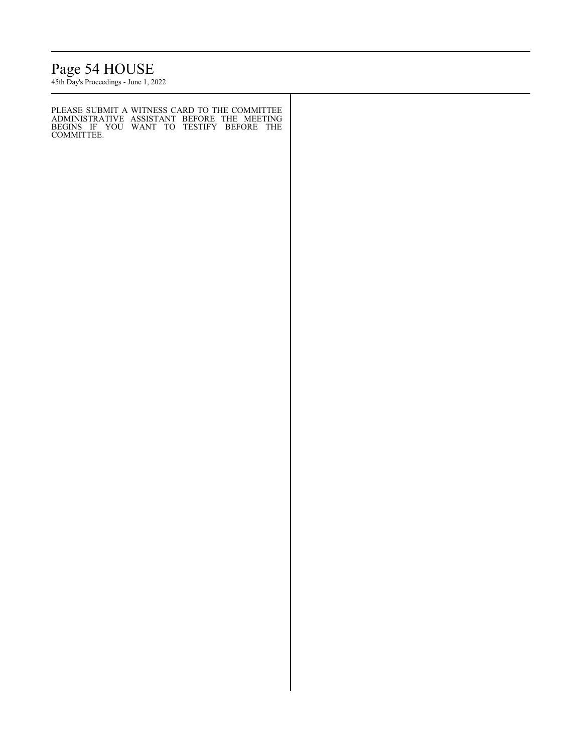PLEASE SUBMIT A WITNESS CARD TO THE COMMITTEE ADMINISTRATIVE ASSISTANT BEFORE THE MEETING BEGINS IF YOU WANT TO TESTIFY BEFORE THE COMMITTEE.